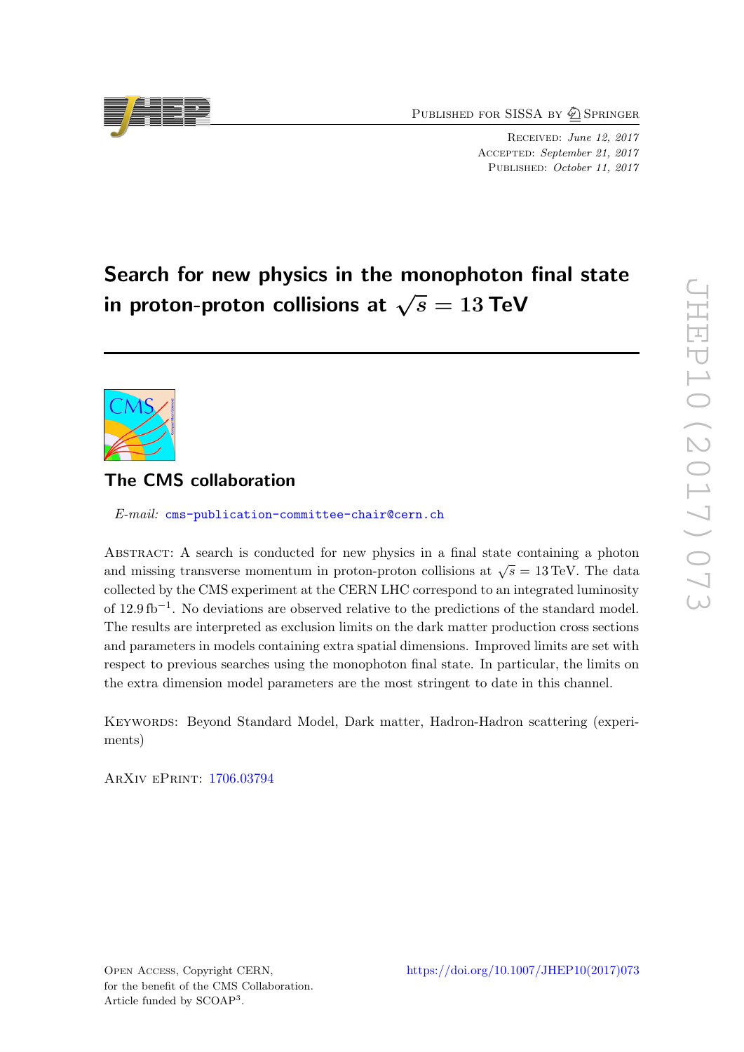Published for SISSA by Springer

Received: *June 12, 2017*
Accepted: *September 21, 2017*
Published: *October 11, 2017*

# Search for new physics in the monophoton final state in proton-proton collisions at $\sqrt{s} = 13$ TeV

## The CMS collaboration

*E-mail:* cms-publication-committee-chair@cern.ch

Abstract: A search is conducted for new physics in a final state containing a photon and missing transverse momentum in proton-proton collisions at $\sqrt{s} = 13$ TeV. The data collected by the CMS experiment at the CERN LHC correspond to an integrated luminosity of 12.9 $\text{fb}^{-1}$. No deviations are observed relative to the predictions of the standard model. The results are interpreted as exclusion limits on the dark matter production cross sections and parameters in models containing extra spatial dimensions. Improved limits are set with respect to previous searches using the monophoton final state. In particular, the limits on the extra dimension model parameters are the most stringent to date in this channel.

Keywords: Beyond Standard Model, Dark matter, Hadron-Hadron scattering (experiments)

ArXiv ePrint: 1706.03794

Open Access, Copyright CERN, for the benefit of the CMS Collaboration. Article funded by SCOAP[3].

https://doi.org/10.1007/JHEP10(2017)073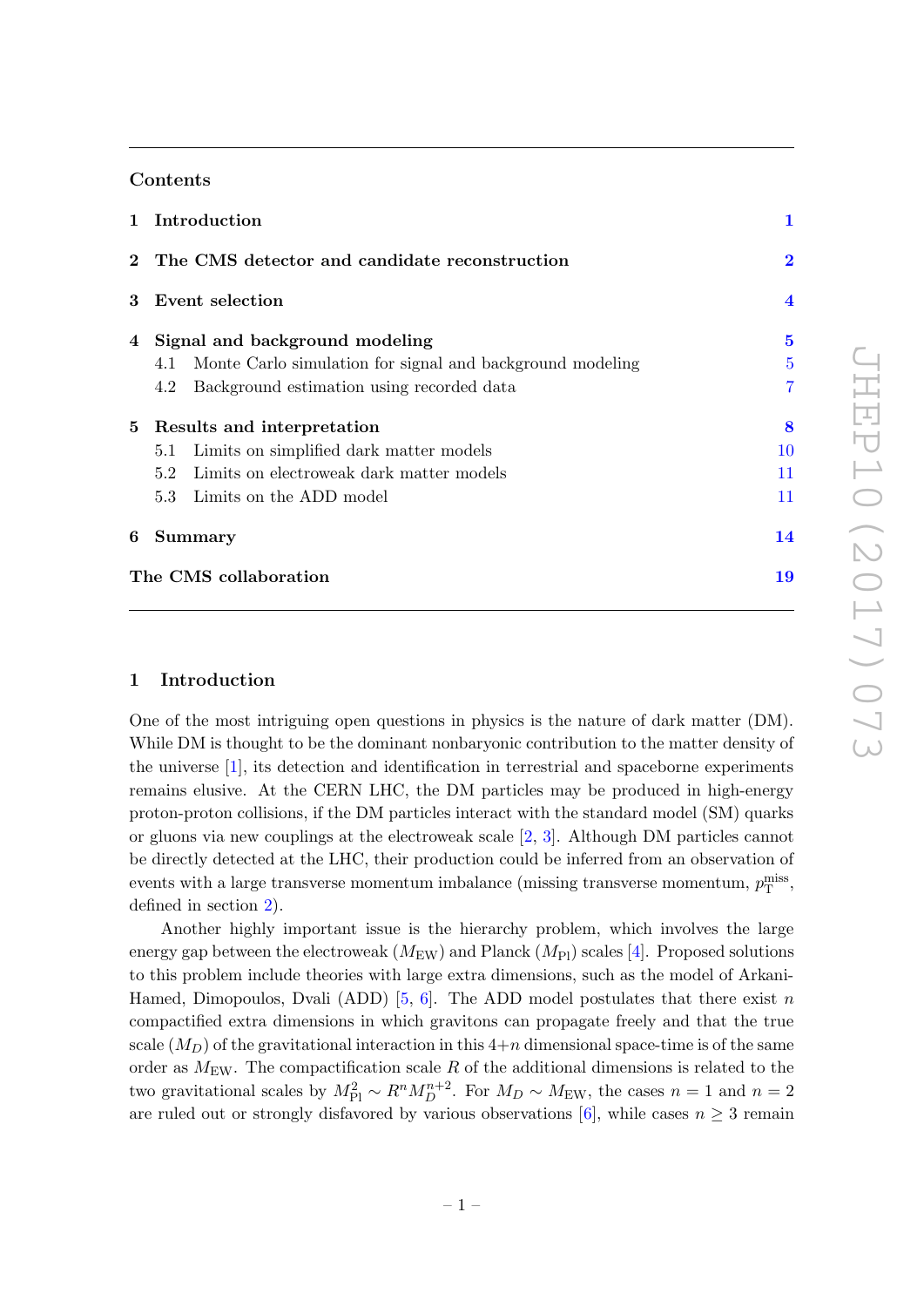## Contents

| | | |
|---|---|---|
| **1** | **Introduction** | **1** |
| **2** | **The CMS detector and candidate reconstruction** | **2** |
| **3** | **Event selection** | **4** |
| **4** | **Signal and background modeling** | **5** |
| | 4.1 Monte Carlo simulation for signal and background modeling | 5 |
| | 4.2 Background estimation using recorded data | 7 |
| **5** | **Results and interpretation** | **8** |
| | 5.1 Limits on simplified dark matter models | 10 |
| | 5.2 Limits on electroweak dark matter models | 11 |
| | 5.3 Limits on the ADD model | 11 |
| **6** | **Summary** | **14** |
| | **The CMS collaboration** | **19** |

## 1 Introduction

One of the most intriguing open questions in physics is the nature of dark matter (DM). While DM is thought to be the dominant nonbaryonic contribution to the matter density of the universe [1], its detection and identification in terrestrial and spaceborne experiments remains elusive. At the CERN LHC, the DM particles may be produced in high-energy proton-proton collisions, if the DM particles interact with the standard model (SM) quarks or gluons via new couplings at the electroweak scale [2, 3]. Although DM particles cannot be directly detected at the LHC, their production could be inferred from an observation of events with a large transverse momentum imbalance (missing transverse momentum, $p_{\mathrm{T}}^{\mathrm{miss}}$, defined in section 2).

Another highly important issue is the hierarchy problem, which involves the large energy gap between the electroweak ($M_{\mathrm{EW}}$) and Planck ($M_{\mathrm{Pl}}$) scales [4]. Proposed solutions to this problem include theories with large extra dimensions, such as the model of Arkani-Hamed, Dimopoulos, Dvali (ADD) [5, 6]. The ADD model postulates that there exist $n$ compactified extra dimensions in which gravitons can propagate freely and that the true scale ($M_D$) of the gravitational interaction in this $4{+}n$ dimensional space-time is of the same order as $M_{\mathrm{EW}}$. The compactification scale $R$ of the additional dimensions is related to the two gravitational scales by $M_{\mathrm{Pl}}^2 \sim R^n M_D^{n+2}$. For $M_D \sim M_{\mathrm{EW}}$, the cases $n = 1$ and $n = 2$ are ruled out or strongly disfavored by various observations [6], while cases $n \geq 3$ remain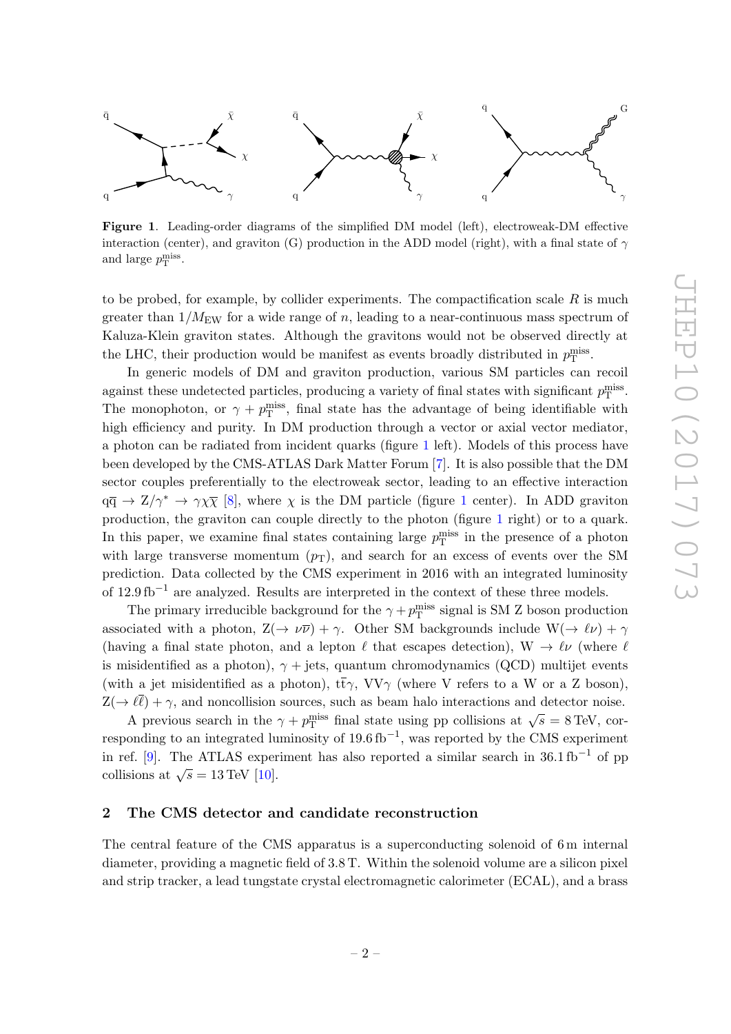**Figure 1**. Leading-order diagrams of the simplified DM model (left), electroweak-DM effective interaction (center), and graviton (G) production in the ADD model (right), with a final state of $\gamma$ and large $p_{\mathrm{T}}^{\mathrm{miss}}$.

to be probed, for example, by collider experiments. The compactification scale $R$ is much greater than $1/M_{\mathrm{EW}}$ for a wide range of $n$, leading to a near-continuous mass spectrum of Kaluza-Klein graviton states. Although the gravitons would not be observed directly at the LHC, their production would be manifest as events broadly distributed in $p_{\mathrm{T}}^{\mathrm{miss}}$.

In generic models of DM and graviton production, various SM particles can recoil against these undetected particles, producing a variety of final states with significant $p_{\mathrm{T}}^{\mathrm{miss}}$. The monophoton, or $\gamma + p_{\mathrm{T}}^{\mathrm{miss}}$, final state has the advantage of being identifiable with high efficiency and purity. In DM production through a vector or axial vector mediator, a photon can be radiated from incident quarks (figure 1 left). Models of this process have been developed by the CMS-ATLAS Dark Matter Forum [7]. It is also possible that the DM sector couples preferentially to the electroweak sector, leading to an effective interaction $\mathrm{q\overline{q}} \to \mathrm{Z}/\gamma^* \to \gamma\chi\overline{\chi}$ [8], where $\chi$ is the DM particle (figure 1 center). In ADD graviton production, the graviton can couple directly to the photon (figure 1 right) or to a quark. In this paper, we examine final states containing large $p_{\mathrm{T}}^{\mathrm{miss}}$ in the presence of a photon with large transverse momentum ($p_{\mathrm{T}}$), and search for an excess of events over the SM prediction. Data collected by the CMS experiment in 2016 with an integrated luminosity of $12.9\,\mathrm{fb}^{-1}$ are analyzed. Results are interpreted in the context of these three models.

The primary irreducible background for the $\gamma + p_{\mathrm{T}}^{\mathrm{miss}}$ signal is SM Z boson production associated with a photon, $\mathrm{Z}(\to \nu\overline{\nu}) + \gamma$. Other SM backgrounds include $\mathrm{W}(\to \ell\nu) + \gamma$ (having a final state photon, and a lepton $\ell$ that escapes detection), $\mathrm{W} \to \ell\nu$ (where $\ell$ is misidentified as a photon), $\gamma$ + jets, quantum chromodynamics (QCD) multijet events (with a jet misidentified as a photon), $\mathrm{t\overline{t}}\gamma$, $\mathrm{VV}\gamma$ (where V refers to a W or a Z boson), $\mathrm{Z}(\to \ell\overline{\ell}) + \gamma$, and noncollision sources, such as beam halo interactions and detector noise.

A previous search in the $\gamma + p_{\mathrm{T}}^{\mathrm{miss}}$ final state using pp collisions at $\sqrt{s} = 8\,\mathrm{TeV}$, corresponding to an integrated luminosity of $19.6\,\mathrm{fb}^{-1}$, was reported by the CMS experiment in ref. [9]. The ATLAS experiment has also reported a similar search in $36.1\,\mathrm{fb}^{-1}$ of pp collisions at $\sqrt{s} = 13\,\mathrm{TeV}$ [10].

## 2 The CMS detector and candidate reconstruction

The central feature of the CMS apparatus is a superconducting solenoid of 6 m internal diameter, providing a magnetic field of 3.8 T. Within the solenoid volume are a silicon pixel and strip tracker, a lead tungstate crystal electromagnetic calorimeter (ECAL), and a brass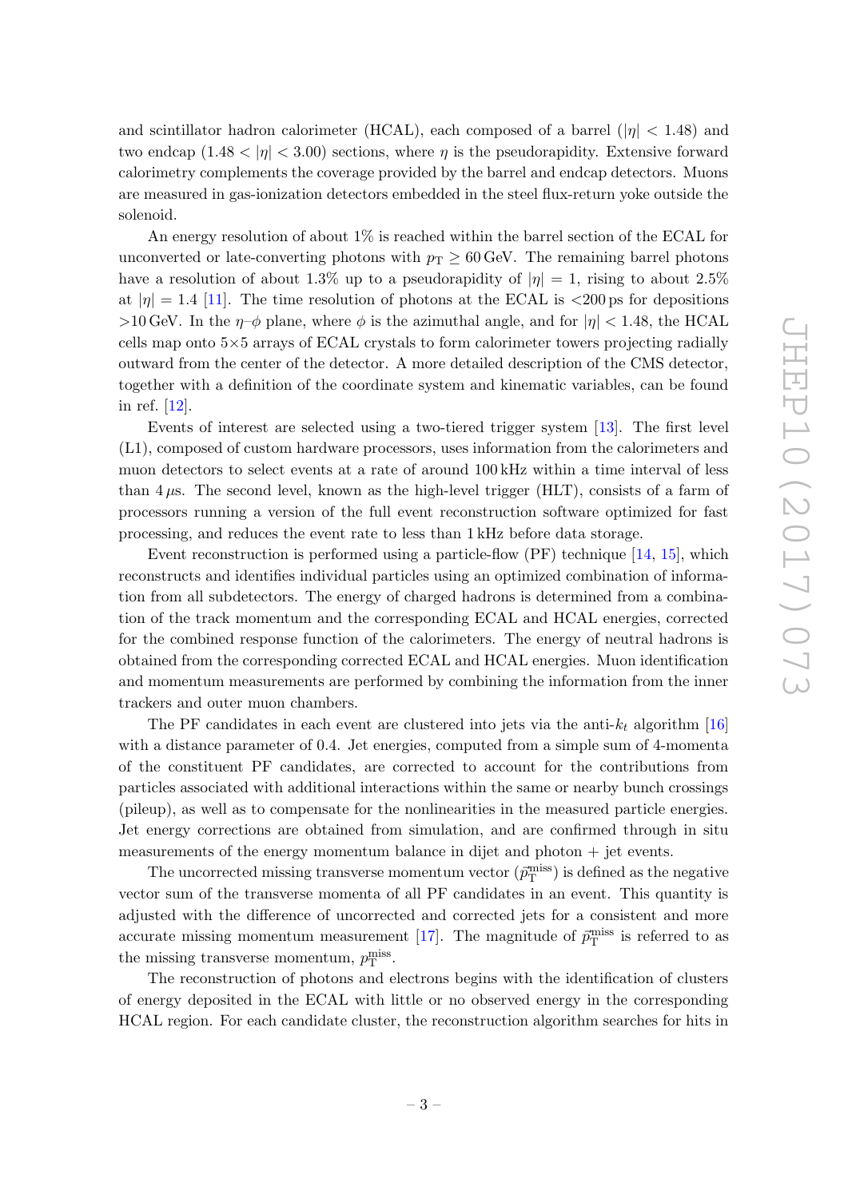and scintillator hadron calorimeter (HCAL), each composed of a barrel ($|\eta| < 1.48$) and two endcap ($1.48 < |\eta| < 3.00$) sections, where $\eta$ is the pseudorapidity. Extensive forward calorimetry complements the coverage provided by the barrel and endcap detectors. Muons are measured in gas-ionization detectors embedded in the steel flux-return yoke outside the solenoid.

An energy resolution of about 1% is reached within the barrel section of the ECAL for unconverted or late-converting photons with $p_T \geq 60\,\text{GeV}$. The remaining barrel photons have a resolution of about 1.3% up to a pseudorapidity of $|\eta| = 1$, rising to about 2.5% at $|\eta| = 1.4$ [11]. The time resolution of photons at the ECAL is $<$200 ps for depositions $>$10 GeV. In the $\eta$–$\phi$ plane, where $\phi$ is the azimuthal angle, and for $|\eta| < 1.48$, the HCAL cells map onto 5×5 arrays of ECAL crystals to form calorimeter towers projecting radially outward from the center of the detector. A more detailed description of the CMS detector, together with a definition of the coordinate system and kinematic variables, can be found in ref. [12].

Events of interest are selected using a two-tiered trigger system [13]. The first level (L1), composed of custom hardware processors, uses information from the calorimeters and muon detectors to select events at a rate of around 100 kHz within a time interval of less than 4 $\mu$s. The second level, known as the high-level trigger (HLT), consists of a farm of processors running a version of the full event reconstruction software optimized for fast processing, and reduces the event rate to less than 1 kHz before data storage.

Event reconstruction is performed using a particle-flow (PF) technique [14, 15], which reconstructs and identifies individual particles using an optimized combination of information from all subdetectors. The energy of charged hadrons is determined from a combination of the track momentum and the corresponding ECAL and HCAL energies, corrected for the combined response function of the calorimeters. The energy of neutral hadrons is obtained from the corresponding corrected ECAL and HCAL energies. Muon identification and momentum measurements are performed by combining the information from the inner trackers and outer muon chambers.

The PF candidates in each event are clustered into jets via the anti-$k_t$ algorithm [16] with a distance parameter of 0.4. Jet energies, computed from a simple sum of 4-momenta of the constituent PF candidates, are corrected to account for the contributions from particles associated with additional interactions within the same or nearby bunch crossings (pileup), as well as to compensate for the nonlinearities in the measured particle energies. Jet energy corrections are obtained from simulation, and are confirmed through in situ measurements of the energy momentum balance in dijet and photon + jet events.

The uncorrected missing transverse momentum vector ($\vec{p}_T^{\text{miss}}$) is defined as the negative vector sum of the transverse momenta of all PF candidates in an event. This quantity is adjusted with the difference of uncorrected and corrected jets for a consistent and more accurate missing momentum measurement [17]. The magnitude of $\vec{p}_T^{\text{miss}}$ is referred to as the missing transverse momentum, $p_T^{\text{miss}}$.

The reconstruction of photons and electrons begins with the identification of clusters of energy deposited in the ECAL with little or no observed energy in the corresponding HCAL region. For each candidate cluster, the reconstruction algorithm searches for hits in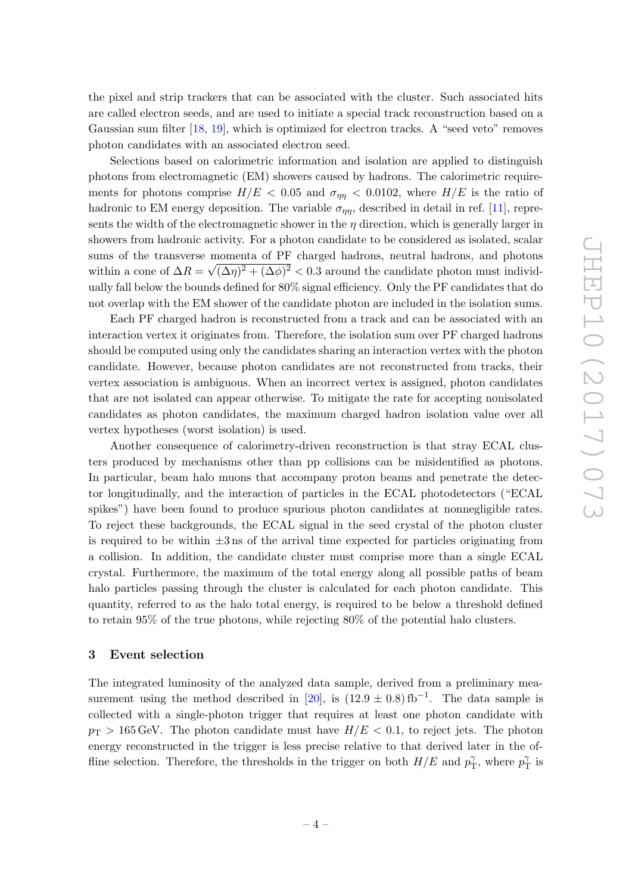the pixel and strip trackers that can be associated with the cluster. Such associated hits are called electron seeds, and are used to initiate a special track reconstruction based on a Gaussian sum filter [18, 19], which is optimized for electron tracks. A "seed veto" removes photon candidates with an associated electron seed.

Selections based on calorimetric information and isolation are applied to distinguish photons from electromagnetic (EM) showers caused by hadrons. The calorimetric requirements for photons comprise $H/E < 0.05$ and $\sigma_{\eta\eta} < 0.0102$, where $H/E$ is the ratio of hadronic to EM energy deposition. The variable $\sigma_{\eta\eta}$, described in detail in ref. [11], represents the width of the electromagnetic shower in the $\eta$ direction, which is generally larger in showers from hadronic activity. For a photon candidate to be considered as isolated, scalar sums of the transverse momenta of PF charged hadrons, neutral hadrons, and photons within a cone of $\Delta R = \sqrt{(\Delta\eta)^2 + (\Delta\phi)^2} < 0.3$ around the candidate photon must individually fall below the bounds defined for 80% signal efficiency. Only the PF candidates that do not overlap with the EM shower of the candidate photon are included in the isolation sums.

Each PF charged hadron is reconstructed from a track and can be associated with an interaction vertex it originates from. Therefore, the isolation sum over PF charged hadrons should be computed using only the candidates sharing an interaction vertex with the photon candidate. However, because photon candidates are not reconstructed from tracks, their vertex association is ambiguous. When an incorrect vertex is assigned, photon candidates that are not isolated can appear otherwise. To mitigate the rate for accepting nonisolated candidates as photon candidates, the maximum charged hadron isolation value over all vertex hypotheses (worst isolation) is used.

Another consequence of calorimetry-driven reconstruction is that stray ECAL clusters produced by mechanisms other than pp collisions can be misidentified as photons. In particular, beam halo muons that accompany proton beams and penetrate the detector longitudinally, and the interaction of particles in the ECAL photodetectors ("ECAL spikes") have been found to produce spurious photon candidates at nonnegligible rates. To reject these backgrounds, the ECAL signal in the seed crystal of the photon cluster is required to be within $\pm 3$ ns of the arrival time expected for particles originating from a collision. In addition, the candidate cluster must comprise more than a single ECAL crystal. Furthermore, the maximum of the total energy along all possible paths of beam halo particles passing through the cluster is calculated for each photon candidate. This quantity, referred to as the halo total energy, is required to be below a threshold defined to retain 95% of the true photons, while rejecting 80% of the potential halo clusters.

## 3 Event selection

The integrated luminosity of the analyzed data sample, derived from a preliminary measurement using the method described in [20], is $(12.9 \pm 0.8)\,\mathrm{fb}^{-1}$. The data sample is collected with a single-photon trigger that requires at least one photon candidate with $p_{\mathrm{T}} > 165\,\mathrm{GeV}$. The photon candidate must have $H/E < 0.1$, to reject jets. The photon energy reconstructed in the trigger is less precise relative to that derived later in the offline selection. Therefore, the thresholds in the trigger on both $H/E$ and $p_{\mathrm{T}}^{\gamma}$, where $p_{\mathrm{T}}^{\gamma}$ is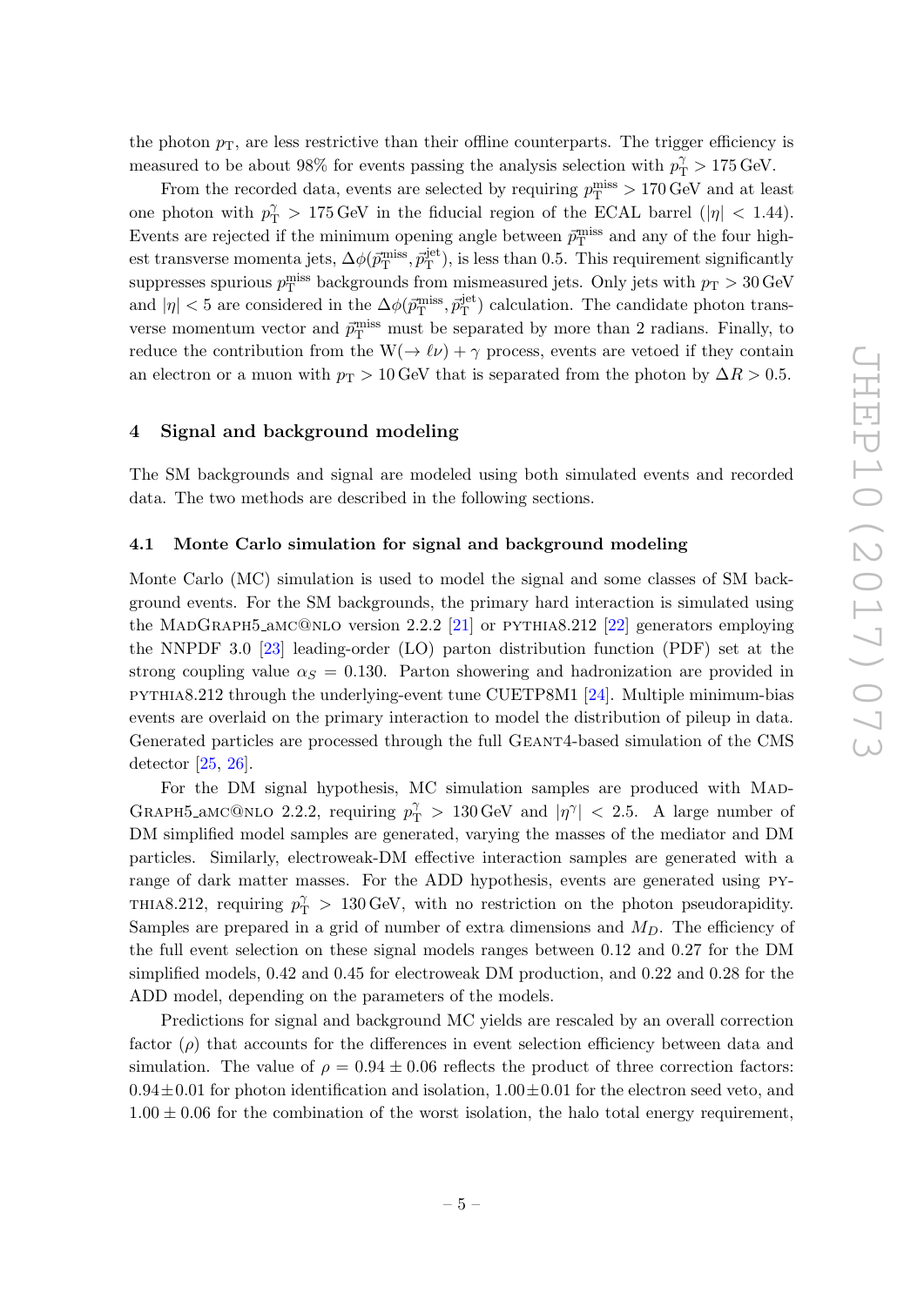the photon $p_T$, are less restrictive than their offline counterparts. The trigger efficiency is measured to be about 98% for events passing the analysis selection with $p_T^\gamma > 175\,\text{GeV}$.

From the recorded data, events are selected by requiring $p_T^{\text{miss}} > 170\,\text{GeV}$ and at least one photon with $p_T^\gamma > 175\,\text{GeV}$ in the fiducial region of the ECAL barrel ($|\eta| < 1.44$). Events are rejected if the minimum opening angle between $\vec{p}_T^{\text{miss}}$ and any of the four highest transverse momenta jets, $\Delta\phi(\vec{p}_T^{\text{miss}}, \vec{p}_T^{\text{jet}})$, is less than 0.5. This requirement significantly suppresses spurious $p_T^{\text{miss}}$ backgrounds from mismeasured jets. Only jets with $p_T > 30\,\text{GeV}$ and $|\eta| < 5$ are considered in the $\Delta\phi(\vec{p}_T^{\text{miss}}, \vec{p}_T^{\text{jet}})$ calculation. The candidate photon transverse momentum vector and $\vec{p}_T^{\text{miss}}$ must be separated by more than 2 radians. Finally, to reduce the contribution from the $\text{W}(\to \ell\nu) + \gamma$ process, events are vetoed if they contain an electron or a muon with $p_T > 10\,\text{GeV}$ that is separated from the photon by $\Delta R > 0.5$.

## 4 Signal and background modeling

The SM backgrounds and signal are modeled using both simulated events and recorded data. The two methods are described in the following sections.

### 4.1 Monte Carlo simulation for signal and background modeling

Monte Carlo (MC) simulation is used to model the signal and some classes of SM background events. For the SM backgrounds, the primary hard interaction is simulated using the MadGraph5_aMC@NLO version 2.2.2 [21] or pythia8.212 [22] generators employing the NNPDF 3.0 [23] leading-order (LO) parton distribution function (PDF) set at the strong coupling value $\alpha_S = 0.130$. Parton showering and hadronization are provided in pythia8.212 through the underlying-event tune CUETP8M1 [24]. Multiple minimum-bias events are overlaid on the primary interaction to model the distribution of pileup in data. Generated particles are processed through the full Geant4-based simulation of the CMS detector [25, 26].

For the DM signal hypothesis, MC simulation samples are produced with MadGraph5_aMC@NLO 2.2.2, requiring $p_T^\gamma > 130\,\text{GeV}$ and $|\eta^\gamma| < 2.5$. A large number of DM simplified model samples are generated, varying the masses of the mediator and DM particles. Similarly, electroweak-DM effective interaction samples are generated with a range of dark matter masses. For the ADD hypothesis, events are generated using pythia8.212, requiring $p_T^\gamma > 130\,\text{GeV}$, with no restriction on the photon pseudorapidity. Samples are prepared in a grid of number of extra dimensions and $M_D$. The efficiency of the full event selection on these signal models ranges between 0.12 and 0.27 for the DM simplified models, 0.42 and 0.45 for electroweak DM production, and 0.22 and 0.28 for the ADD model, depending on the parameters of the models.

Predictions for signal and background MC yields are rescaled by an overall correction factor ($\rho$) that accounts for the differences in event selection efficiency between data and simulation. The value of $\rho = 0.94 \pm 0.06$ reflects the product of three correction factors: $0.94 \pm 0.01$ for photon identification and isolation, $1.00 \pm 0.01$ for the electron seed veto, and $1.00 \pm 0.06$ for the combination of the worst isolation, the halo total energy requirement,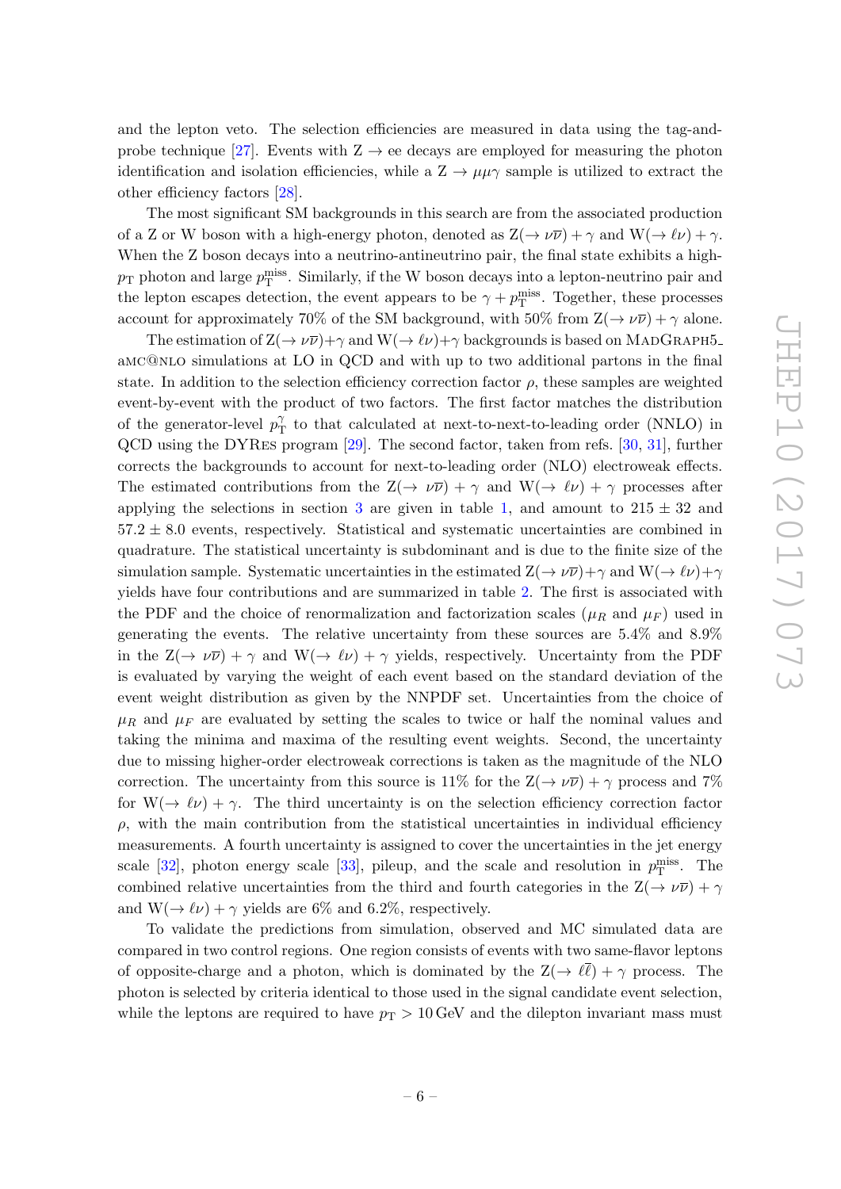and the lepton veto. The selection efficiencies are measured in data using the tag-and-probe technique [27]. Events with $\mathrm{Z} \to \mathrm{ee}$ decays are employed for measuring the photon identification and isolation efficiencies, while a $\mathrm{Z} \to \mu\mu\gamma$ sample is utilized to extract the other efficiency factors [28].

The most significant SM backgrounds in this search are from the associated production of a Z or W boson with a high-energy photon, denoted as $\mathrm{Z}(\to \nu\overline{\nu}) + \gamma$ and $\mathrm{W}(\to \ell\nu) + \gamma$. When the Z boson decays into a neutrino-antineutrino pair, the final state exhibits a high-$p_{\mathrm{T}}$ photon and large $p_{\mathrm{T}}^{\mathrm{miss}}$. Similarly, if the W boson decays into a lepton-neutrino pair and the lepton escapes detection, the event appears to be $\gamma + p_{\mathrm{T}}^{\mathrm{miss}}$. Together, these processes account for approximately 70% of the SM background, with 50% from $\mathrm{Z}(\to \nu\overline{\nu}) + \gamma$ alone.

The estimation of $\mathrm{Z}(\to \nu\overline{\nu})+\gamma$ and $\mathrm{W}(\to \ell\nu)+\gamma$ backgrounds is based on MadGraph5_aMC@NLO simulations at LO in QCD and with up to two additional partons in the final state. In addition to the selection efficiency correction factor $\rho$, these samples are weighted event-by-event with the product of two factors. The first factor matches the distribution of the generator-level $p_{\mathrm{T}}^{\gamma}$ to that calculated at next-to-next-to-leading order (NNLO) in QCD using the DYRes program [29]. The second factor, taken from refs. [30, 31], further corrects the backgrounds to account for next-to-leading order (NLO) electroweak effects. The estimated contributions from the $\mathrm{Z}(\to \nu\overline{\nu}) + \gamma$ and $\mathrm{W}(\to \ell\nu) + \gamma$ processes after applying the selections in section 3 are given in table 1, and amount to $215 \pm 32$ and $57.2 \pm 8.0$ events, respectively. Statistical and systematic uncertainties are combined in quadrature. The statistical uncertainty is subdominant and is due to the finite size of the simulation sample. Systematic uncertainties in the estimated $\mathrm{Z}(\to \nu\overline{\nu})+\gamma$ and $\mathrm{W}(\to \ell\nu)+\gamma$ yields have four contributions and are summarized in table 2. The first is associated with the PDF and the choice of renormalization and factorization scales ($\mu_R$ and $\mu_F$) used in generating the events. The relative uncertainty from these sources are 5.4% and 8.9% in the $\mathrm{Z}(\to \nu\overline{\nu}) + \gamma$ and $\mathrm{W}(\to \ell\nu) + \gamma$ yields, respectively. Uncertainty from the PDF is evaluated by varying the weight of each event based on the standard deviation of the event weight distribution as given by the NNPDF set. Uncertainties from the choice of $\mu_R$ and $\mu_F$ are evaluated by setting the scales to twice or half the nominal values and taking the minima and maxima of the resulting event weights. Second, the uncertainty due to missing higher-order electroweak corrections is taken as the magnitude of the NLO correction. The uncertainty from this source is 11% for the $\mathrm{Z}(\to \nu\overline{\nu}) + \gamma$ process and 7% for $\mathrm{W}(\to \ell\nu) + \gamma$. The third uncertainty is on the selection efficiency correction factor $\rho$, with the main contribution from the statistical uncertainties in individual efficiency measurements. A fourth uncertainty is assigned to cover the uncertainties in the jet energy scale [32], photon energy scale [33], pileup, and the scale and resolution in $p_{\mathrm{T}}^{\mathrm{miss}}$. The combined relative uncertainties from the third and fourth categories in the $\mathrm{Z}(\to \nu\overline{\nu}) + \gamma$ and $\mathrm{W}(\to \ell\nu) + \gamma$ yields are 6% and 6.2%, respectively.

To validate the predictions from simulation, observed and MC simulated data are compared in two control regions. One region consists of events with two same-flavor leptons of opposite-charge and a photon, which is dominated by the $\mathrm{Z}(\to \ell\overline{\ell}) + \gamma$ process. The photon is selected by criteria identical to those used in the signal candidate event selection, while the leptons are required to have $p_{\mathrm{T}} > 10\,\mathrm{GeV}$ and the dilepton invariant mass must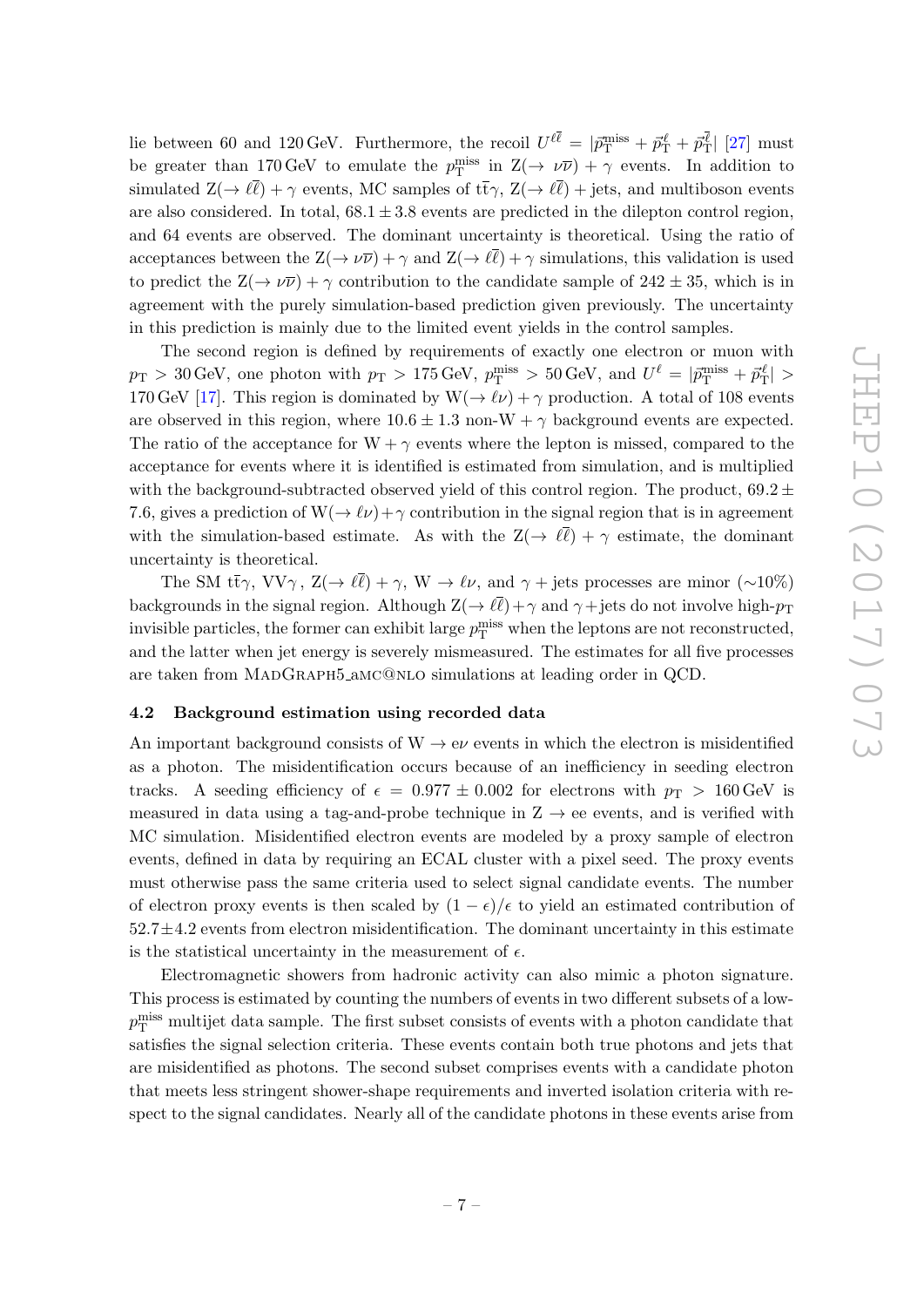lie between 60 and 120 GeV. Furthermore, the recoil $U^{\ell\overline{\ell}} = |\vec{p}_{\mathrm{T}}^{\,\mathrm{miss}} + \vec{p}_{\mathrm{T}}^{\,\ell} + \vec{p}_{\mathrm{T}}^{\,\overline{\ell}}|$ [27] must be greater than 170 GeV to emulate the $p_{\mathrm{T}}^{\mathrm{miss}}$ in $\mathrm{Z}(\to \nu\overline{\nu}) + \gamma$ events. In addition to simulated $\mathrm{Z}(\to \ell\overline{\ell}) + \gamma$ events, MC samples of $\mathrm{t}\overline{\mathrm{t}}\gamma$, $\mathrm{Z}(\to \ell\overline{\ell}) +$ jets, and multiboson events are also considered. In total, $68.1 \pm 3.8$ events are predicted in the dilepton control region, and 64 events are observed. The dominant uncertainty is theoretical. Using the ratio of acceptances between the $\mathrm{Z}(\to \nu\overline{\nu}) + \gamma$ and $\mathrm{Z}(\to \ell\overline{\ell}) + \gamma$ simulations, this validation is used to predict the $\mathrm{Z}(\to \nu\overline{\nu}) + \gamma$ contribution to the candidate sample of $242 \pm 35$, which is in agreement with the purely simulation-based prediction given previously. The uncertainty in this prediction is mainly due to the limited event yields in the control samples.

The second region is defined by requirements of exactly one electron or muon with $p_{\mathrm{T}} > 30$ GeV, one photon with $p_{\mathrm{T}} > 175$ GeV, $p_{\mathrm{T}}^{\mathrm{miss}} > 50$ GeV, and $U^{\ell} = |\vec{p}_{\mathrm{T}}^{\,\mathrm{miss}} + \vec{p}_{\mathrm{T}}^{\,\ell}| > 170$ GeV [17]. This region is dominated by $\mathrm{W}(\to \ell\nu) + \gamma$ production. A total of 108 events are observed in this region, where $10.6 \pm 1.3$ non-$\mathrm{W} + \gamma$ background events are expected. The ratio of the acceptance for $\mathrm{W} + \gamma$ events where the lepton is missed, compared to the acceptance for events where it is identified is estimated from simulation, and is multiplied with the background-subtracted observed yield of this control region. The product, $69.2 \pm 7.6$, gives a prediction of $\mathrm{W}(\to \ell\nu) + \gamma$ contribution in the signal region that is in agreement with the simulation-based estimate. As with the $\mathrm{Z}(\to \ell\overline{\ell}) + \gamma$ estimate, the dominant uncertainty is theoretical.

The SM $\mathrm{t}\overline{\mathrm{t}}\gamma$, $\mathrm{VV}\gamma$, $\mathrm{Z}(\to \ell\overline{\ell}) + \gamma$, $\mathrm{W} \to \ell\nu$, and $\gamma +$ jets processes are minor ($\sim$10%) backgrounds in the signal region. Although $\mathrm{Z}(\to \ell\overline{\ell}) + \gamma$ and $\gamma +$ jets do not involve high-$p_{\mathrm{T}}$ invisible particles, the former can exhibit large $p_{\mathrm{T}}^{\mathrm{miss}}$ when the leptons are not reconstructed, and the latter when jet energy is severely mismeasured. The estimates for all five processes are taken from MadGraph5_amc@nlo simulations at leading order in QCD.

### 4.2 Background estimation using recorded data

An important background consists of $\mathrm{W} \to e\nu$ events in which the electron is misidentified as a photon. The misidentification occurs because of an inefficiency in seeding electron tracks. A seeding efficiency of $\epsilon = 0.977 \pm 0.002$ for electrons with $p_{\mathrm{T}} > 160$ GeV is measured in data using a tag-and-probe technique in $\mathrm{Z} \to \mathrm{ee}$ events, and is verified with MC simulation. Misidentified electron events are modeled by a proxy sample of electron events, defined in data by requiring an ECAL cluster with a pixel seed. The proxy events must otherwise pass the same criteria used to select signal candidate events. The number of electron proxy events is then scaled by $(1 - \epsilon)/\epsilon$ to yield an estimated contribution of $52.7 \pm 4.2$ events from electron misidentification. The dominant uncertainty in this estimate is the statistical uncertainty in the measurement of $\epsilon$.

Electromagnetic showers from hadronic activity can also mimic a photon signature. This process is estimated by counting the numbers of events in two different subsets of a low-$p_{\mathrm{T}}^{\mathrm{miss}}$ multijet data sample. The first subset consists of events with a photon candidate that satisfies the signal selection criteria. These events contain both true photons and jets that are misidentified as photons. The second subset comprises events with a candidate photon that meets less stringent shower-shape requirements and inverted isolation criteria with respect to the signal candidates. Nearly all of the candidate photons in these events arise from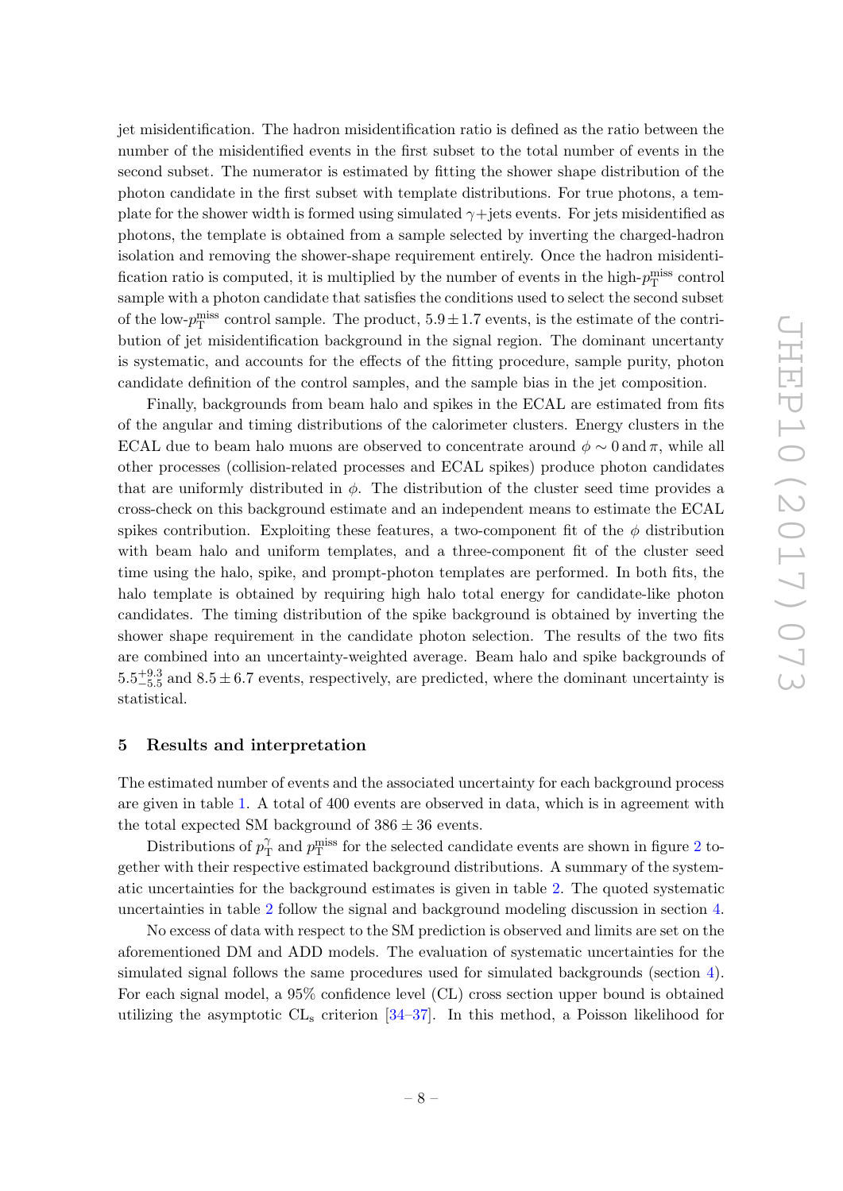jet misidentification. The hadron misidentification ratio is defined as the ratio between the number of the misidentified events in the first subset to the total number of events in the second subset. The numerator is estimated by fitting the shower shape distribution of the photon candidate in the first subset with template distributions. For true photons, a template for the shower width is formed using simulated $\gamma$+jets events. For jets misidentified as photons, the template is obtained from a sample selected by inverting the charged-hadron isolation and removing the shower-shape requirement entirely. Once the hadron misidentification ratio is computed, it is multiplied by the number of events in the high-$p_{\mathrm{T}}^{\mathrm{miss}}$ control sample with a photon candidate that satisfies the conditions used to select the second subset of the low-$p_{\mathrm{T}}^{\mathrm{miss}}$ control sample. The product, $5.9 \pm 1.7$ events, is the estimate of the contribution of jet misidentification background in the signal region. The dominant uncertanty is systematic, and accounts for the effects of the fitting procedure, sample purity, photon candidate definition of the control samples, and the sample bias in the jet composition.

Finally, backgrounds from beam halo and spikes in the ECAL are estimated from fits of the angular and timing distributions of the calorimeter clusters. Energy clusters in the ECAL due to beam halo muons are observed to concentrate around $\phi \sim 0$ and $\pi$, while all other processes (collision-related processes and ECAL spikes) produce photon candidates that are uniformly distributed in $\phi$. The distribution of the cluster seed time provides a cross-check on this background estimate and an independent means to estimate the ECAL spikes contribution. Exploiting these features, a two-component fit of the $\phi$ distribution with beam halo and uniform templates, and a three-component fit of the cluster seed time using the halo, spike, and prompt-photon templates are performed. In both fits, the halo template is obtained by requiring high halo total energy for candidate-like photon candidates. The timing distribution of the spike background is obtained by inverting the shower shape requirement in the candidate photon selection. The results of the two fits are combined into an uncertainty-weighted average. Beam halo and spike backgrounds of $5.5^{+9.3}_{-5.5}$ and $8.5 \pm 6.7$ events, respectively, are predicted, where the dominant uncertainty is statistical.

## 5 Results and interpretation

The estimated number of events and the associated uncertainty for each background process are given in table 1. A total of 400 events are observed in data, which is in agreement with the total expected SM background of $386 \pm 36$ events.

Distributions of $p_{\mathrm{T}}^{\gamma}$ and $p_{\mathrm{T}}^{\mathrm{miss}}$ for the selected candidate events are shown in figure 2 together with their respective estimated background distributions. A summary of the systematic uncertainties for the background estimates is given in table 2. The quoted systematic uncertainties in table 2 follow the signal and background modeling discussion in section 4.

No excess of data with respect to the SM prediction is observed and limits are set on the aforementioned DM and ADD models. The evaluation of systematic uncertainties for the simulated signal follows the same procedures used for simulated backgrounds (section 4). For each signal model, a 95% confidence level (CL) cross section upper bound is obtained utilizing the asymptotic $\mathrm{CL_s}$ criterion [34–37]. In this method, a Poisson likelihood for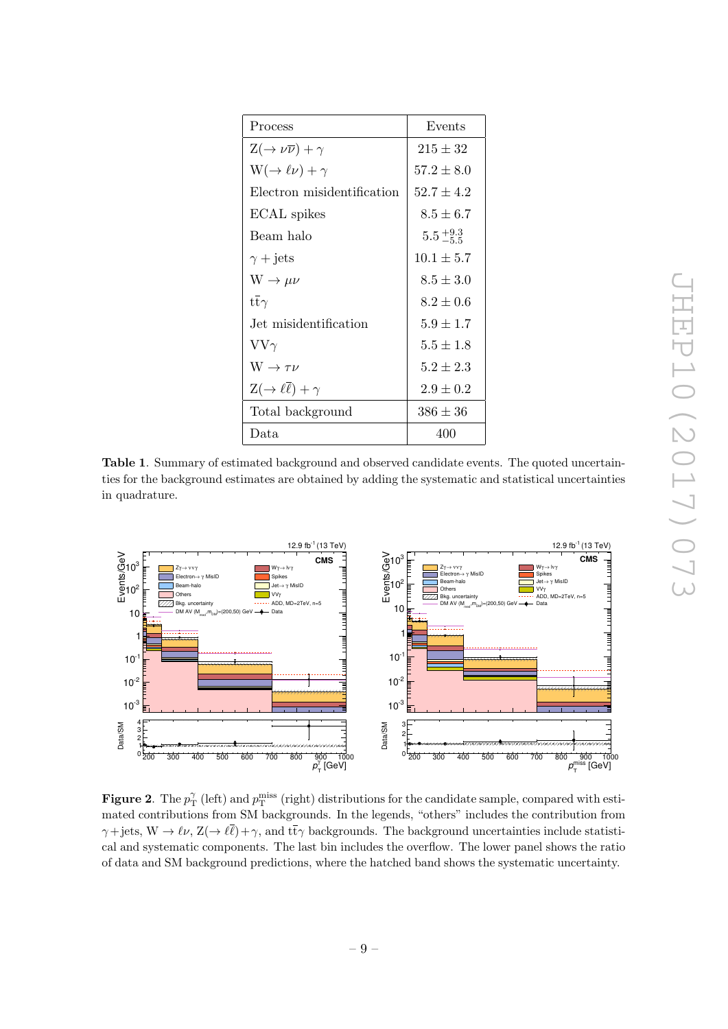| Process | Events |
|---|---|
| $\mathrm{Z}(\to \nu\overline{\nu}) + \gamma$ | $215 \pm 32$ |
| $\mathrm{W}(\to \ell\nu) + \gamma$ | $57.2 \pm 8.0$ |
| Electron misidentification | $52.7 \pm 4.2$ |
| ECAL spikes | $8.5 \pm 6.7$ |
| Beam halo | $5.5\,^{+9.3}_{-5.5}$ |
| $\gamma + \mathrm{jets}$ | $10.1 \pm 5.7$ |
| $\mathrm{W} \to \mu\nu$ | $8.5 \pm 3.0$ |
| $\mathrm{t}\overline{\mathrm{t}}\gamma$ | $8.2 \pm 0.6$ |
| Jet misidentification | $5.9 \pm 1.7$ |
| $\mathrm{VV}\gamma$ | $5.5 \pm 1.8$ |
| $\mathrm{W} \to \tau\nu$ | $5.2 \pm 2.3$ |
| $\mathrm{Z}(\to \ell\overline{\ell}) + \gamma$ | $2.9 \pm 0.2$ |
| Total background | $386 \pm 36$ |
| Data | 400 |

**Table 1**. Summary of estimated background and observed candidate events. The quoted uncertainties for the background estimates are obtained by adding the systematic and statistical uncertainties in quadrature.

**Figure 2**. The $p_{\mathrm{T}}^{\gamma}$ (left) and $p_{\mathrm{T}}^{\mathrm{miss}}$ (right) distributions for the candidate sample, compared with estimated contributions from SM backgrounds. In the legends, "others" includes the contribution from $\gamma$+jets, $\mathrm{W} \to \ell\nu$, $\mathrm{Z}(\to \ell\overline{\ell})+\gamma$, and $\mathrm{t}\overline{\mathrm{t}}\gamma$ backgrounds. The background uncertainties include statistical and systematic components. The last bin includes the overflow. The lower panel shows the ratio of data and SM background predictions, where the hatched band shows the systematic uncertainty.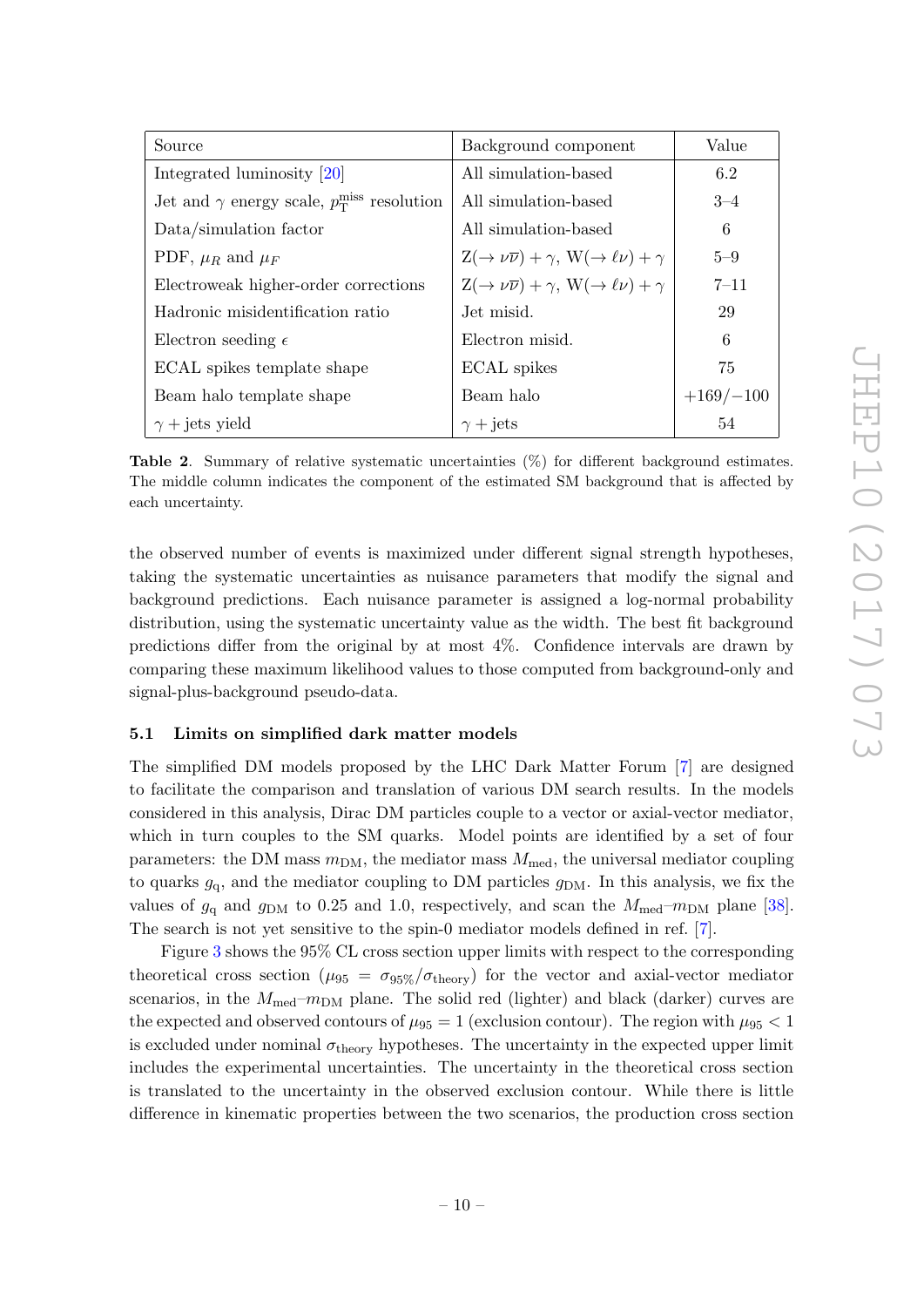| Source | Background component | Value |
| --- | --- | --- |
| Integrated luminosity [20] | All simulation-based | 6.2 |
| Jet and $\gamma$ energy scale, $p_{\mathrm{T}}^{\mathrm{miss}}$ resolution | All simulation-based | 3–4 |
| Data/simulation factor | All simulation-based | 6 |
| PDF, $\mu_R$ and $\mu_F$ | $\mathrm{Z}(\to \nu\overline{\nu}) + \gamma$, $\mathrm{W}(\to \ell\nu) + \gamma$ | 5–9 |
| Electroweak higher-order corrections | $\mathrm{Z}(\to \nu\overline{\nu}) + \gamma$, $\mathrm{W}(\to \ell\nu) + \gamma$ | 7–11 |
| Hadronic misidentification ratio | Jet misid. | 29 |
| Electron seeding $\epsilon$ | Electron misid. | 6 |
| ECAL spikes template shape | ECAL spikes | 75 |
| Beam halo template shape | Beam halo | $+169/-100$ |
| $\gamma +$jets yield | $\gamma +$jets | 54 |

**Table 2**. Summary of relative systematic uncertainties (%) for different background estimates. The middle column indicates the component of the estimated SM background that is affected by each uncertainty.

the observed number of events is maximized under different signal strength hypotheses, taking the systematic uncertainties as nuisance parameters that modify the signal and background predictions. Each nuisance parameter is assigned a log-normal probability distribution, using the systematic uncertainty value as the width. The best fit background predictions differ from the original by at most 4%. Confidence intervals are drawn by comparing these maximum likelihood values to those computed from background-only and signal-plus-background pseudo-data.

### 5.1 Limits on simplified dark matter models

The simplified DM models proposed by the LHC Dark Matter Forum [7] are designed to facilitate the comparison and translation of various DM search results. In the models considered in this analysis, Dirac DM particles couple to a vector or axial-vector mediator, which in turn couples to the SM quarks. Model points are identified by a set of four parameters: the DM mass $m_{\mathrm{DM}}$, the mediator mass $M_{\mathrm{med}}$, the universal mediator coupling to quarks $g_{\mathrm{q}}$, and the mediator coupling to DM particles $g_{\mathrm{DM}}$. In this analysis, we fix the values of $g_{\mathrm{q}}$ and $g_{\mathrm{DM}}$ to 0.25 and 1.0, respectively, and scan the $M_{\mathrm{med}}$–$m_{\mathrm{DM}}$ plane [38]. The search is not yet sensitive to the spin-0 mediator models defined in ref. [7].

Figure 3 shows the 95% CL cross section upper limits with respect to the corresponding theoretical cross section ($\mu_{95} = \sigma_{95\%}/\sigma_{\mathrm{theory}}$) for the vector and axial-vector mediator scenarios, in the $M_{\mathrm{med}}$–$m_{\mathrm{DM}}$ plane. The solid red (lighter) and black (darker) curves are the expected and observed contours of $\mu_{95} = 1$ (exclusion contour). The region with $\mu_{95} < 1$ is excluded under nominal $\sigma_{\mathrm{theory}}$ hypotheses. The uncertainty in the expected upper limit includes the experimental uncertainties. The uncertainty in the theoretical cross section is translated to the uncertainty in the observed exclusion contour. While there is little difference in kinematic properties between the two scenarios, the production cross section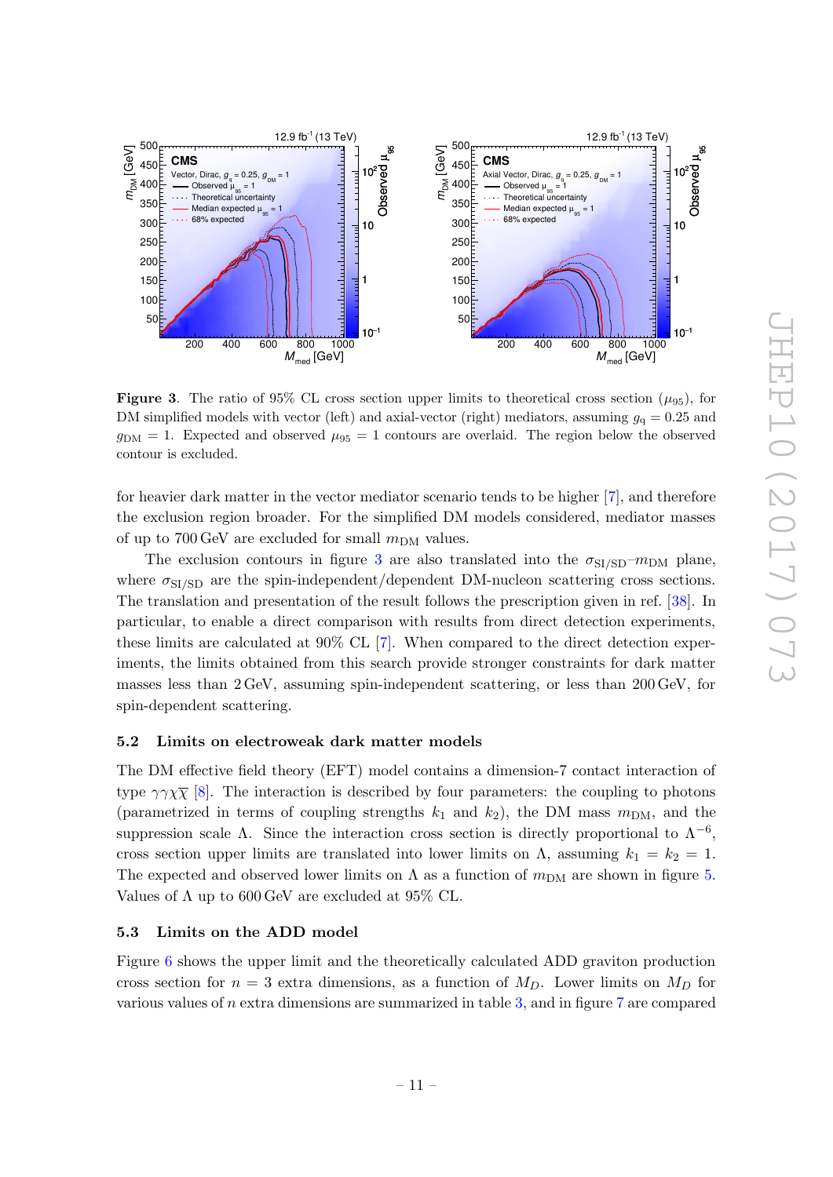**Figure 3**. The ratio of 95% CL cross section upper limits to theoretical cross section ($\mu_{95}$), for DM simplified models with vector (left) and axial-vector (right) mediators, assuming $g_\mathrm{q} = 0.25$ and $g_\mathrm{DM} = 1$. Expected and observed $\mu_{95} = 1$ contours are overlaid. The region below the observed contour is excluded.

for heavier dark matter in the vector mediator scenario tends to be higher [7], and therefore the exclusion region broader. For the simplified DM models considered, mediator masses of up to 700 GeV are excluded for small $m_\mathrm{DM}$ values.

The exclusion contours in figure 3 are also translated into the $\sigma_\mathrm{SI/SD}$–$m_\mathrm{DM}$ plane, where $\sigma_\mathrm{SI/SD}$ are the spin-independent/dependent DM-nucleon scattering cross sections. The translation and presentation of the result follows the prescription given in ref. [38]. In particular, to enable a direct comparison with results from direct detection experiments, these limits are calculated at 90% CL [7]. When compared to the direct detection experiments, the limits obtained from this search provide stronger constraints for dark matter masses less than 2 GeV, assuming spin-independent scattering, or less than 200 GeV, for spin-dependent scattering.

### 5.2 Limits on electroweak dark matter models

The DM effective field theory (EFT) model contains a dimension-7 contact interaction of type $\gamma\gamma\chi\overline{\chi}$ [8]. The interaction is described by four parameters: the coupling to photons (parametrized in terms of coupling strengths $k_1$ and $k_2$), the DM mass $m_\mathrm{DM}$, and the suppression scale $\Lambda$. Since the interaction cross section is directly proportional to $\Lambda^{-6}$, cross section upper limits are translated into lower limits on $\Lambda$, assuming $k_1 = k_2 = 1$. The expected and observed lower limits on $\Lambda$ as a function of $m_\mathrm{DM}$ are shown in figure 5. Values of $\Lambda$ up to 600 GeV are excluded at 95% CL.

### 5.3 Limits on the ADD model

Figure 6 shows the upper limit and the theoretically calculated ADD graviton production cross section for $n = 3$ extra dimensions, as a function of $M_D$. Lower limits on $M_D$ for various values of $n$ extra dimensions are summarized in table 3, and in figure 7 are compared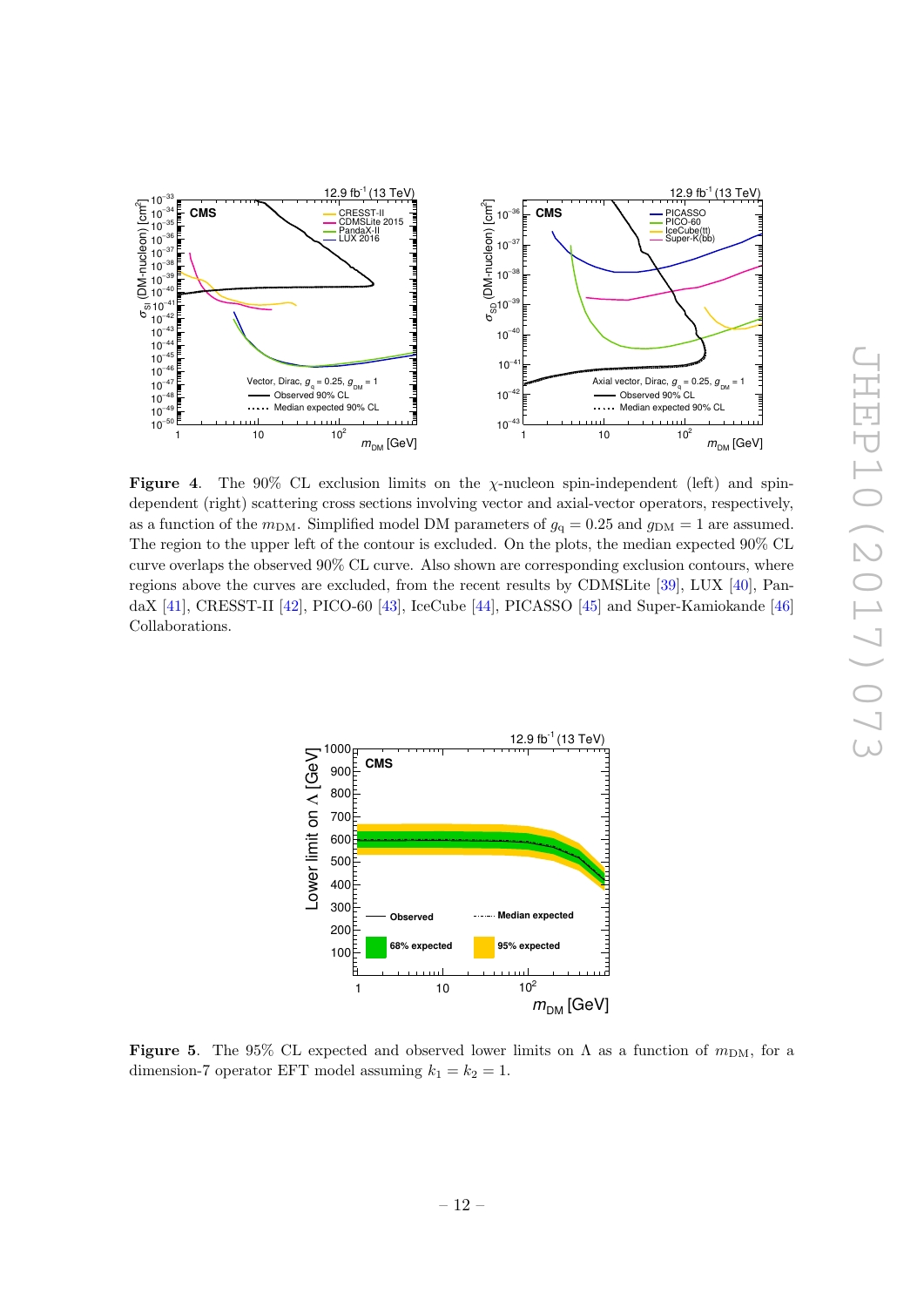**Figure 4**. The 90% CL exclusion limits on the $\chi$-nucleon spin-independent (left) and spin-dependent (right) scattering cross sections involving vector and axial-vector operators, respectively, as a function of the $m_{\mathrm{DM}}$. Simplified model DM parameters of $g_{\mathrm{q}} = 0.25$ and $g_{\mathrm{DM}} = 1$ are assumed. The region to the upper left of the contour is excluded. On the plots, the median expected 90% CL curve overlaps the observed 90% CL curve. Also shown are corresponding exclusion contours, where regions above the curves are excluded, from the recent results by CDMSLite [39], LUX [40], PandaX [41], CRESST-II [42], PICO-60 [43], IceCube [44], PICASSO [45] and Super-Kamiokande [46] Collaborations.

**Figure 5**. The 95% CL expected and observed lower limits on $\Lambda$ as a function of $m_{\mathrm{DM}}$, for a dimension-7 operator EFT model assuming $k_1 = k_2 = 1$.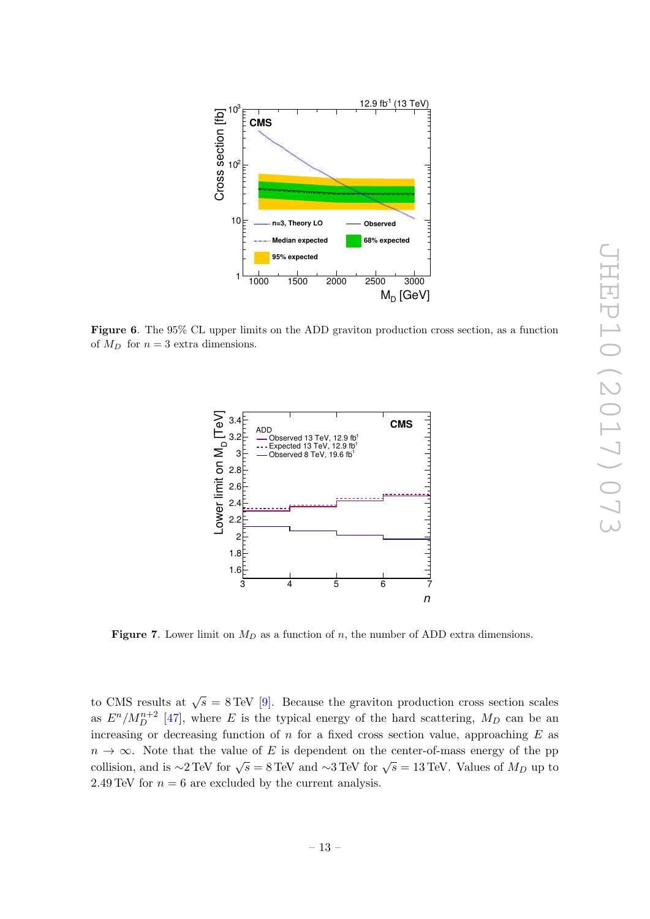**Figure 6**. The 95% CL upper limits on the ADD graviton production cross section, as a function of $M_D$ for $n = 3$ extra dimensions.

**Figure 7**. Lower limit on $M_D$ as a function of $n$, the number of ADD extra dimensions.

to CMS results at $\sqrt{s} = 8\,\text{TeV}$ [9]. Because the graviton production cross section scales as $E^n/M_D^{n+2}$ [47], where $E$ is the typical energy of the hard scattering, $M_D$ can be an increasing or decreasing function of $n$ for a fixed cross section value, approaching $E$ as $n \to \infty$. Note that the value of $E$ is dependent on the center-of-mass energy of the pp collision, and is $\sim$2 TeV for $\sqrt{s} = 8\,\text{TeV}$ and $\sim$3 TeV for $\sqrt{s} = 13\,\text{TeV}$. Values of $M_D$ up to 2.49 TeV for $n = 6$ are excluded by the current analysis.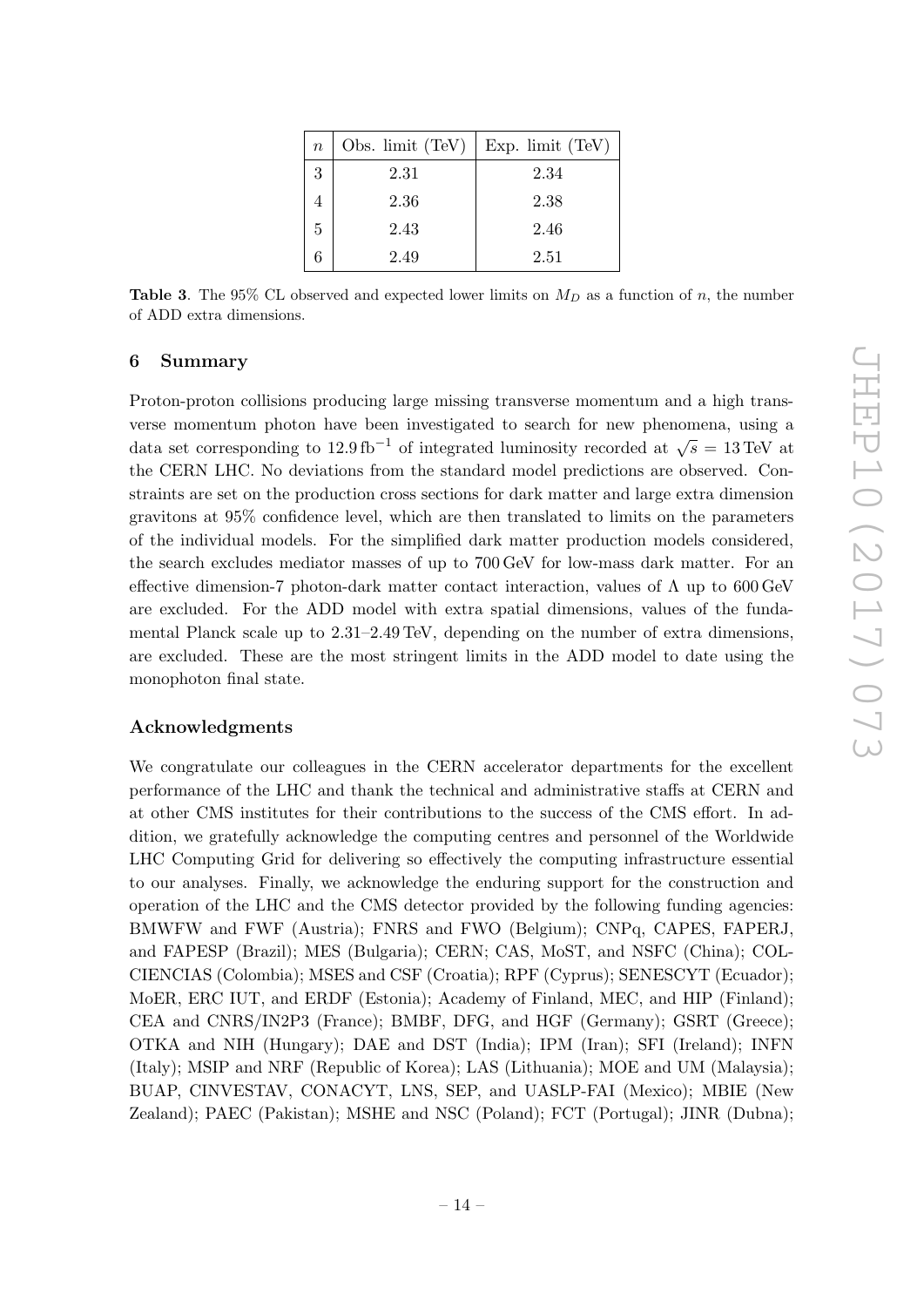| $n$ | Obs. limit (TeV) | Exp. limit (TeV) |
|---|---|---|
| 3 | 2.31 | 2.34 |
| 4 | 2.36 | 2.38 |
| 5 | 2.43 | 2.46 |
| 6 | 2.49 | 2.51 |

**Table 3**. The 95% CL observed and expected lower limits on $M_D$ as a function of $n$, the number of ADD extra dimensions.

## 6 Summary

Proton-proton collisions producing large missing transverse momentum and a high transverse momentum photon have been investigated to search for new phenomena, using a data set corresponding to $12.9\,\mathrm{fb}^{-1}$ of integrated luminosity recorded at $\sqrt{s} = 13\,\mathrm{TeV}$ at the CERN LHC. No deviations from the standard model predictions are observed. Constraints are set on the production cross sections for dark matter and large extra dimension gravitons at 95% confidence level, which are then translated to limits on the parameters of the individual models. For the simplified dark matter production models considered, the search excludes mediator masses of up to 700 GeV for low-mass dark matter. For an effective dimension-7 photon-dark matter contact interaction, values of $\Lambda$ up to 600 GeV are excluded. For the ADD model with extra spatial dimensions, values of the fundamental Planck scale up to 2.31–2.49 TeV, depending on the number of extra dimensions, are excluded. These are the most stringent limits in the ADD model to date using the monophoton final state.

## Acknowledgments

We congratulate our colleagues in the CERN accelerator departments for the excellent performance of the LHC and thank the technical and administrative staffs at CERN and at other CMS institutes for their contributions to the success of the CMS effort. In addition, we gratefully acknowledge the computing centres and personnel of the Worldwide LHC Computing Grid for delivering so effectively the computing infrastructure essential to our analyses. Finally, we acknowledge the enduring support for the construction and operation of the LHC and the CMS detector provided by the following funding agencies: BMWFW and FWF (Austria); FNRS and FWO (Belgium); CNPq, CAPES, FAPERJ, and FAPESP (Brazil); MES (Bulgaria); CERN; CAS, MoST, and NSFC (China); COLCIENCIAS (Colombia); MSES and CSF (Croatia); RPF (Cyprus); SENESCYT (Ecuador); MoER, ERC IUT, and ERDF (Estonia); Academy of Finland, MEC, and HIP (Finland); CEA and CNRS/IN2P3 (France); BMBF, DFG, and HGF (Germany); GSRT (Greece); OTKA and NIH (Hungary); DAE and DST (India); IPM (Iran); SFI (Ireland); INFN (Italy); MSIP and NRF (Republic of Korea); LAS (Lithuania); MOE and UM (Malaysia); BUAP, CINVESTAV, CONACYT, LNS, SEP, and UASLP-FAI (Mexico); MBIE (New Zealand); PAEC (Pakistan); MSHE and NSC (Poland); FCT (Portugal); JINR (Dubna);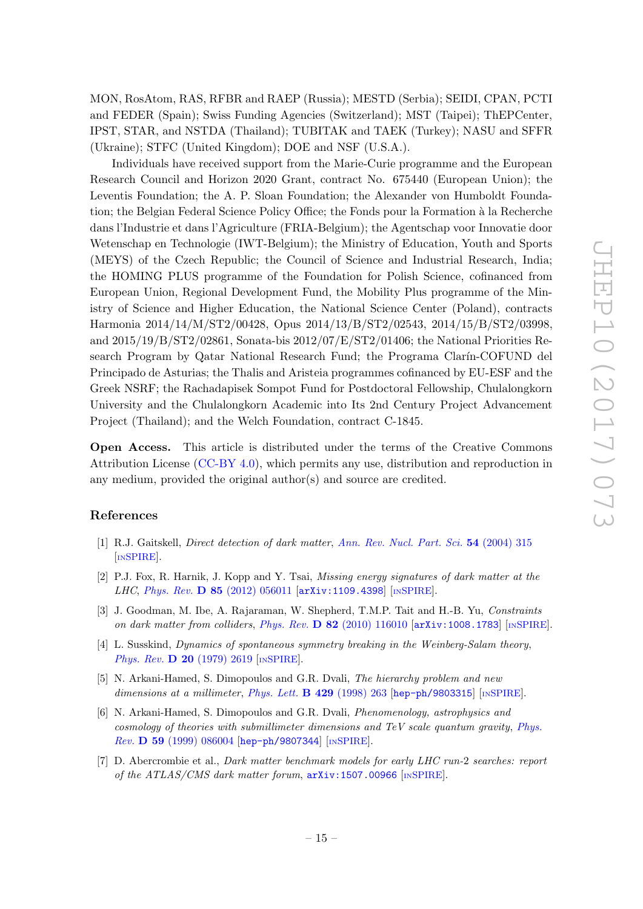MON, RosAtom, RAS, RFBR and RAEP (Russia); MESTD (Serbia); SEIDI, CPAN, PCTI and FEDER (Spain); Swiss Funding Agencies (Switzerland); MST (Taipei); ThEPCenter, IPST, STAR, and NSTDA (Thailand); TUBITAK and TAEK (Turkey); NASU and SFFR (Ukraine); STFC (United Kingdom); DOE and NSF (U.S.A.).

Individuals have received support from the Marie-Curie programme and the European Research Council and Horizon 2020 Grant, contract No. 675440 (European Union); the Leventis Foundation; the A. P. Sloan Foundation; the Alexander von Humboldt Foundation; the Belgian Federal Science Policy Office; the Fonds pour la Formation à la Recherche dans l'Industrie et dans l'Agriculture (FRIA-Belgium); the Agentschap voor Innovatie door Wetenschap en Technologie (IWT-Belgium); the Ministry of Education, Youth and Sports (MEYS) of the Czech Republic; the Council of Science and Industrial Research, India; the HOMING PLUS programme of the Foundation for Polish Science, cofinanced from European Union, Regional Development Fund, the Mobility Plus programme of the Ministry of Science and Higher Education, the National Science Center (Poland), contracts Harmonia 2014/14/M/ST2/00428, Opus 2014/13/B/ST2/02543, 2014/15/B/ST2/03998, and 2015/19/B/ST2/02861, Sonata-bis 2012/07/E/ST2/01406; the National Priorities Research Program by Qatar National Research Fund; the Programa Clarín-COFUND del Principado de Asturias; the Thalis and Aristeia programmes cofinanced by EU-ESF and the Greek NSRF; the Rachadapisek Sompot Fund for Postdoctoral Fellowship, Chulalongkorn University and the Chulalongkorn Academic into Its 2nd Century Project Advancement Project (Thailand); and the Welch Foundation, contract C-1845.

**Open Access.** This article is distributed under the terms of the Creative Commons Attribution License (CC-BY 4.0), which permits any use, distribution and reproduction in any medium, provided the original author(s) and source are credited.

## References

[1] R.J. Gaitskell, *Direct detection of dark matter*, Ann. Rev. Nucl. Part. Sci. **54** (2004) 315 [INSPIRE].

[2] P.J. Fox, R. Harnik, J. Kopp and Y. Tsai, *Missing energy signatures of dark matter at the LHC*, Phys. Rev. **D 85** (2012) 056011 [arXiv:1109.4398] [INSPIRE].

[3] J. Goodman, M. Ibe, A. Rajaraman, W. Shepherd, T.M.P. Tait and H.-B. Yu, *Constraints on dark matter from colliders*, Phys. Rev. **D 82** (2010) 116010 [arXiv:1008.1783] [INSPIRE].

[4] L. Susskind, *Dynamics of spontaneous symmetry breaking in the Weinberg-Salam theory*, Phys. Rev. **D 20** (1979) 2619 [INSPIRE].

[5] N. Arkani-Hamed, S. Dimopoulos and G.R. Dvali, *The hierarchy problem and new dimensions at a millimeter*, Phys. Lett. **B 429** (1998) 263 [hep-ph/9803315] [INSPIRE].

[6] N. Arkani-Hamed, S. Dimopoulos and G.R. Dvali, *Phenomenology, astrophysics and cosmology of theories with submillimeter dimensions and TeV scale quantum gravity*, Phys. Rev. **D 59** (1999) 086004 [hep-ph/9807344] [INSPIRE].

[7] D. Abercrombie et al., *Dark matter benchmark models for early LHC run-2 searches: report of the ATLAS/CMS dark matter forum*, arXiv:1507.00966 [INSPIRE].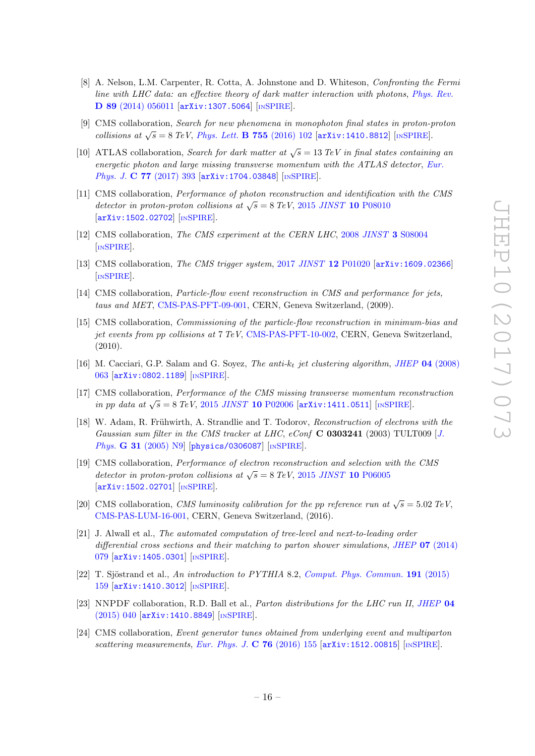[8] A. Nelson, L.M. Carpenter, R. Cotta, A. Johnstone and D. Whiteson, *Confronting the Fermi line with LHC data: an effective theory of dark matter interaction with photons*, Phys. Rev. **D 89** (2014) 056011 [arXiv:1307.5064] [INSPIRE].

[9] CMS collaboration, *Search for new phenomena in monophoton final states in proton-proton collisions at $\sqrt{s} = 8$ TeV*, Phys. Lett. **B 755** (2016) 102 [arXiv:1410.8812] [INSPIRE].

[10] ATLAS collaboration, *Search for dark matter at $\sqrt{s} = 13$ TeV in final states containing an energetic photon and large missing transverse momentum with the ATLAS detector*, Eur. Phys. J. **C 77** (2017) 393 [arXiv:1704.03848] [INSPIRE].

[11] CMS collaboration, *Performance of photon reconstruction and identification with the CMS detector in proton-proton collisions at $\sqrt{s} = 8$ TeV*, 2015 JINST **10** P08010 [arXiv:1502.02702] [INSPIRE].

[12] CMS collaboration, *The CMS experiment at the CERN LHC*, 2008 JINST **3** S08004 [INSPIRE].

[13] CMS collaboration, *The CMS trigger system*, 2017 JINST **12** P01020 [arXiv:1609.02366] [INSPIRE].

[14] CMS collaboration, *Particle-flow event reconstruction in CMS and performance for jets, taus and MET*, CMS-PAS-PFT-09-001, CERN, Geneva Switzerland, (2009).

[15] CMS collaboration, *Commissioning of the particle-flow reconstruction in minimum-bias and jet events from pp collisions at 7 TeV*, CMS-PAS-PFT-10-002, CERN, Geneva Switzerland, (2010).

[16] M. Cacciari, G.P. Salam and G. Soyez, *The anti-$k_t$ jet clustering algorithm*, JHEP **04** (2008) 063 [arXiv:0802.1189] [INSPIRE].

[17] CMS collaboration, *Performance of the CMS missing transverse momentum reconstruction in pp data at $\sqrt{s} = 8$ TeV*, 2015 JINST **10** P02006 [arXiv:1411.0511] [INSPIRE].

[18] W. Adam, R. Frühwirth, A. Strandlie and T. Todorov, *Reconstruction of electrons with the Gaussian sum filter in the CMS tracker at LHC*, eConf **C 0303241** (2003) TULT009 [J. Phys. **G 31** (2005) N9] [physics/0306087] [INSPIRE].

[19] CMS collaboration, *Performance of electron reconstruction and selection with the CMS detector in proton-proton collisions at $\sqrt{s} = 8$ TeV*, 2015 JINST **10** P06005 [arXiv:1502.02701] [INSPIRE].

[20] CMS collaboration, *CMS luminosity calibration for the pp reference run at $\sqrt{s} = 5.02$ TeV*, CMS-PAS-LUM-16-001, CERN, Geneva Switzerland, (2016).

[21] J. Alwall et al., *The automated computation of tree-level and next-to-leading order differential cross sections and their matching to parton shower simulations*, JHEP **07** (2014) 079 [arXiv:1405.0301] [INSPIRE].

[22] T. Sjöstrand et al., *An introduction to PYTHIA 8.2*, Comput. Phys. Commun. **191** (2015) 159 [arXiv:1410.3012] [INSPIRE].

[23] NNPDF collaboration, R.D. Ball et al., *Parton distributions for the LHC run II*, JHEP **04** (2015) 040 [arXiv:1410.8849] [INSPIRE].

[24] CMS collaboration, *Event generator tunes obtained from underlying event and multiparton scattering measurements*, Eur. Phys. J. **C 76** (2016) 155 [arXiv:1512.00815] [INSPIRE].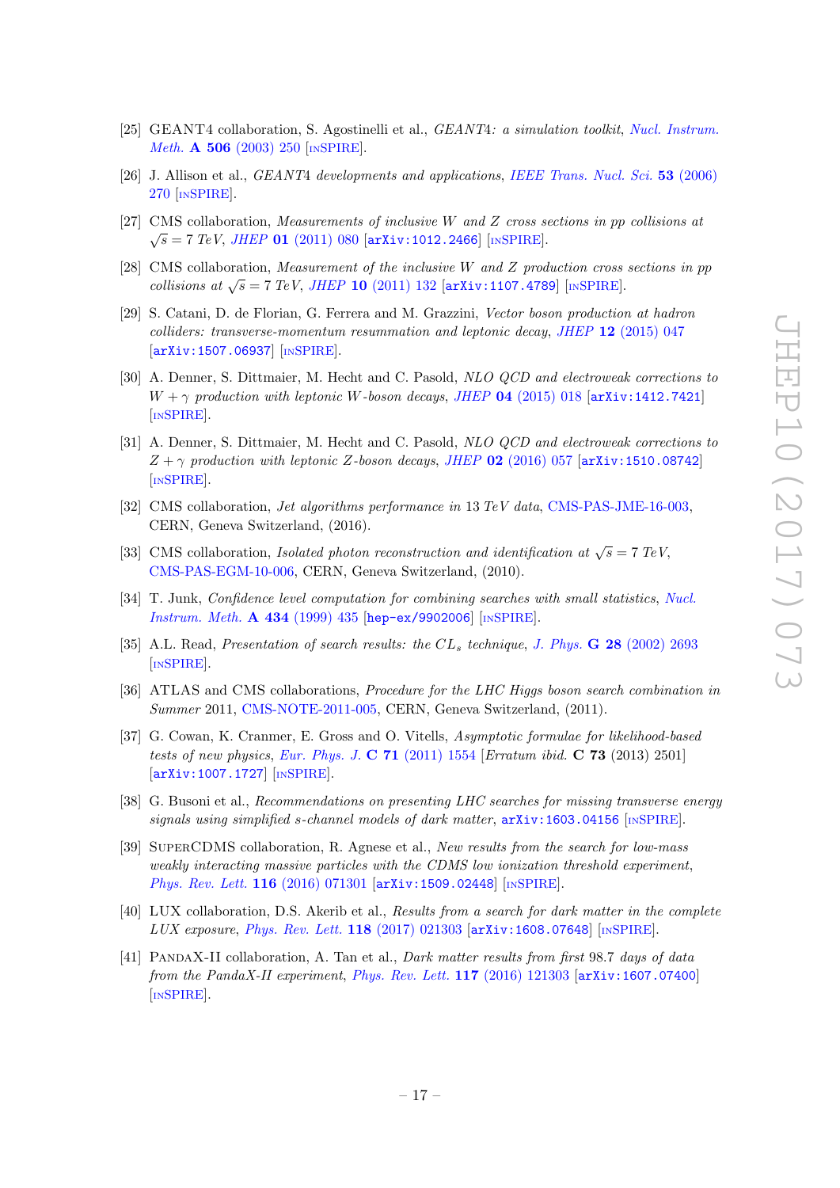[25] GEANT4 collaboration, S. Agostinelli et al., *GEANT4: a simulation toolkit*, *Nucl. Instrum. Meth.* **A 506** (2003) 250 [INSPIRE].

[26] J. Allison et al., *GEANT4 developments and applications*, *IEEE Trans. Nucl. Sci.* **53** (2006) 270 [INSPIRE].

[27] CMS collaboration, *Measurements of inclusive W and Z cross sections in pp collisions at* $\sqrt{s} = 7$ *TeV*, *JHEP* **01** (2011) 080 [arXiv:1012.2466] [INSPIRE].

[28] CMS collaboration, *Measurement of the inclusive W and Z production cross sections in pp collisions at* $\sqrt{s} = 7$ *TeV*, *JHEP* **10** (2011) 132 [arXiv:1107.4789] [INSPIRE].

[29] S. Catani, D. de Florian, G. Ferrera and M. Grazzini, *Vector boson production at hadron colliders: transverse-momentum resummation and leptonic decay*, *JHEP* **12** (2015) 047 [arXiv:1507.06937] [INSPIRE].

[30] A. Denner, S. Dittmaier, M. Hecht and C. Pasold, *NLO QCD and electroweak corrections to* $W + \gamma$ *production with leptonic W-boson decays*, *JHEP* **04** (2015) 018 [arXiv:1412.7421] [INSPIRE].

[31] A. Denner, S. Dittmaier, M. Hecht and C. Pasold, *NLO QCD and electroweak corrections to* $Z + \gamma$ *production with leptonic Z-boson decays*, *JHEP* **02** (2016) 057 [arXiv:1510.08742] [INSPIRE].

[32] CMS collaboration, *Jet algorithms performance in* 13 *TeV data*, CMS-PAS-JME-16-003, CERN, Geneva Switzerland, (2016).

[33] CMS collaboration, *Isolated photon reconstruction and identification at* $\sqrt{s} = 7$ *TeV*, CMS-PAS-EGM-10-006, CERN, Geneva Switzerland, (2010).

[34] T. Junk, *Confidence level computation for combining searches with small statistics*, *Nucl. Instrum. Meth.* **A 434** (1999) 435 [hep-ex/9902006] [INSPIRE].

[35] A.L. Read, *Presentation of search results: the* $CL_s$ *technique*, *J. Phys.* **G 28** (2002) 2693 [INSPIRE].

[36] ATLAS and CMS collaborations, *Procedure for the LHC Higgs boson search combination in Summer* 2011, CMS-NOTE-2011-005, CERN, Geneva Switzerland, (2011).

[37] G. Cowan, K. Cranmer, E. Gross and O. Vitells, *Asymptotic formulae for likelihood-based tests of new physics*, *Eur. Phys. J.* **C 71** (2011) 1554 [*Erratum ibid.* **C 73** (2013) 2501] [arXiv:1007.1727] [INSPIRE].

[38] G. Busoni et al., *Recommendations on presenting LHC searches for missing transverse energy signals using simplified s-channel models of dark matter*, arXiv:1603.04156 [INSPIRE].

[39] SuperCDMS collaboration, R. Agnese et al., *New results from the search for low-mass weakly interacting massive particles with the CDMS low ionization threshold experiment*, *Phys. Rev. Lett.* **116** (2016) 071301 [arXiv:1509.02448] [INSPIRE].

[40] LUX collaboration, D.S. Akerib et al., *Results from a search for dark matter in the complete LUX exposure*, *Phys. Rev. Lett.* **118** (2017) 021303 [arXiv:1608.07648] [INSPIRE].

[41] PandaX-II collaboration, A. Tan et al., *Dark matter results from first* 98.7 *days of data from the PandaX-II experiment*, *Phys. Rev. Lett.* **117** (2016) 121303 [arXiv:1607.07400] [INSPIRE].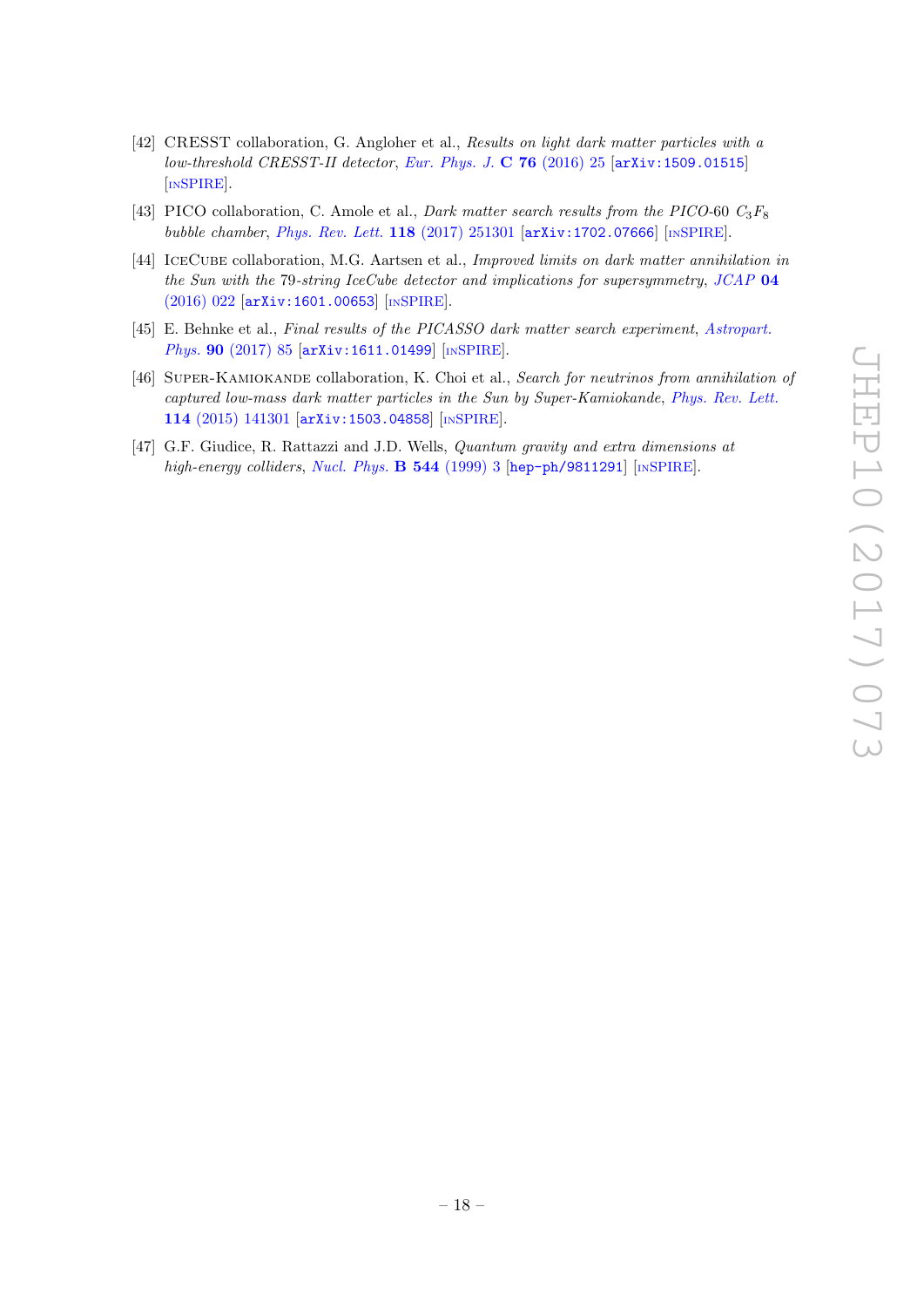- [42] CRESST collaboration, G. Angloher et al., *Results on light dark matter particles with a low-threshold CRESST-II detector*, *Eur. Phys. J.* **C 76** (2016) 25 [arXiv:1509.01515] [INSPIRE].
- [43] PICO collaboration, C. Amole et al., *Dark matter search results from the PICO-60 $C_3F_8$ bubble chamber*, *Phys. Rev. Lett.* **118** (2017) 251301 [arXiv:1702.07666] [INSPIRE].
- [44] IceCube collaboration, M.G. Aartsen et al., *Improved limits on dark matter annihilation in the Sun with the 79-string IceCube detector and implications for supersymmetry*, *JCAP* **04** (2016) 022 [arXiv:1601.00653] [INSPIRE].
- [45] E. Behnke et al., *Final results of the PICASSO dark matter search experiment*, *Astropart. Phys.* **90** (2017) 85 [arXiv:1611.01499] [INSPIRE].
- [46] Super-Kamiokande collaboration, K. Choi et al., *Search for neutrinos from annihilation of captured low-mass dark matter particles in the Sun by Super-Kamiokande*, *Phys. Rev. Lett.* **114** (2015) 141301 [arXiv:1503.04858] [INSPIRE].
- [47] G.F. Giudice, R. Rattazzi and J.D. Wells, *Quantum gravity and extra dimensions at high-energy colliders*, *Nucl. Phys.* **B 544** (1999) 3 [hep-ph/9811291] [INSPIRE].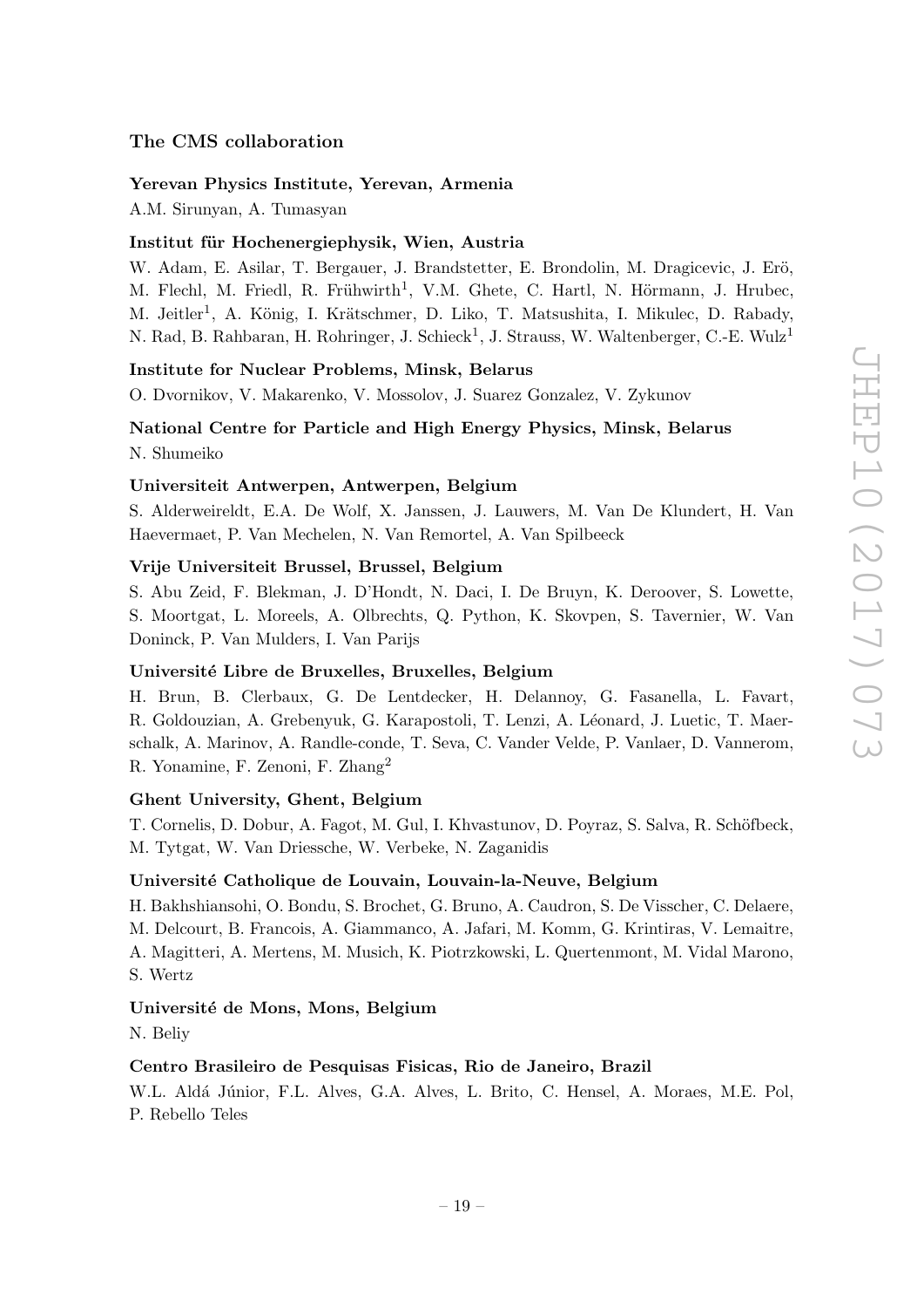### The CMS collaboration

**Yerevan Physics Institute, Yerevan, Armenia**

A.M. Sirunyan, A. Tumasyan

**Institut für Hochenergiephysik, Wien, Austria**

W. Adam, E. Asilar, T. Bergauer, J. Brandstetter, E. Brondolin, M. Dragicevic, J. Erö, M. Flechl, M. Friedl, R. Frühwirth[1], V.M. Ghete, C. Hartl, N. Hörmann, J. Hrubec, M. Jeitler[1], A. König, I. Krätschmer, D. Liko, T. Matsushita, I. Mikulec, D. Rabady, N. Rad, B. Rahbaran, H. Rohringer, J. Schieck[1], J. Strauss, W. Waltenberger, C.-E. Wulz[1]

**Institute for Nuclear Problems, Minsk, Belarus**

O. Dvornikov, V. Makarenko, V. Mossolov, J. Suarez Gonzalez, V. Zykunov

**National Centre for Particle and High Energy Physics, Minsk, Belarus**

N. Shumeiko

**Universiteit Antwerpen, Antwerpen, Belgium**

S. Alderweireldt, E.A. De Wolf, X. Janssen, J. Lauwers, M. Van De Klundert, H. Van Haevermaet, P. Van Mechelen, N. Van Remortel, A. Van Spilbeeck

**Vrije Universiteit Brussel, Brussel, Belgium**

S. Abu Zeid, F. Blekman, J. D'Hondt, N. Daci, I. De Bruyn, K. Deroover, S. Lowette, S. Moortgat, L. Moreels, A. Olbrechts, Q. Python, K. Skovpen, S. Tavernier, W. Van Doninck, P. Van Mulders, I. Van Parijs

**Université Libre de Bruxelles, Bruxelles, Belgium**

H. Brun, B. Clerbaux, G. De Lentdecker, H. Delannoy, G. Fasanella, L. Favart, R. Goldouzian, A. Grebenyuk, G. Karapostoli, T. Lenzi, A. Léonard, J. Luetic, T. Maerschalk, A. Marinov, A. Randle-conde, T. Seva, C. Vander Velde, P. Vanlaer, D. Vannerom, R. Yonamine, F. Zenoni, F. Zhang[2]

**Ghent University, Ghent, Belgium**

T. Cornelis, D. Dobur, A. Fagot, M. Gul, I. Khvastunov, D. Poyraz, S. Salva, R. Schöfbeck, M. Tytgat, W. Van Driessche, W. Verbeke, N. Zaganidis

**Université Catholique de Louvain, Louvain-la-Neuve, Belgium**

H. Bakhshiansohi, O. Bondu, S. Brochet, G. Bruno, A. Caudron, S. De Visscher, C. Delaere, M. Delcourt, B. Francois, A. Giammanco, A. Jafari, M. Komm, G. Krintiras, V. Lemaitre, A. Magitteri, A. Mertens, M. Musich, K. Piotrzkowski, L. Quertenmont, M. Vidal Marono, S. Wertz

**Université de Mons, Mons, Belgium**

N. Beliy

**Centro Brasileiro de Pesquisas Fisicas, Rio de Janeiro, Brazil**

W.L. Aldá Júnior, F.L. Alves, G.A. Alves, L. Brito, C. Hensel, A. Moraes, M.E. Pol, P. Rebello Teles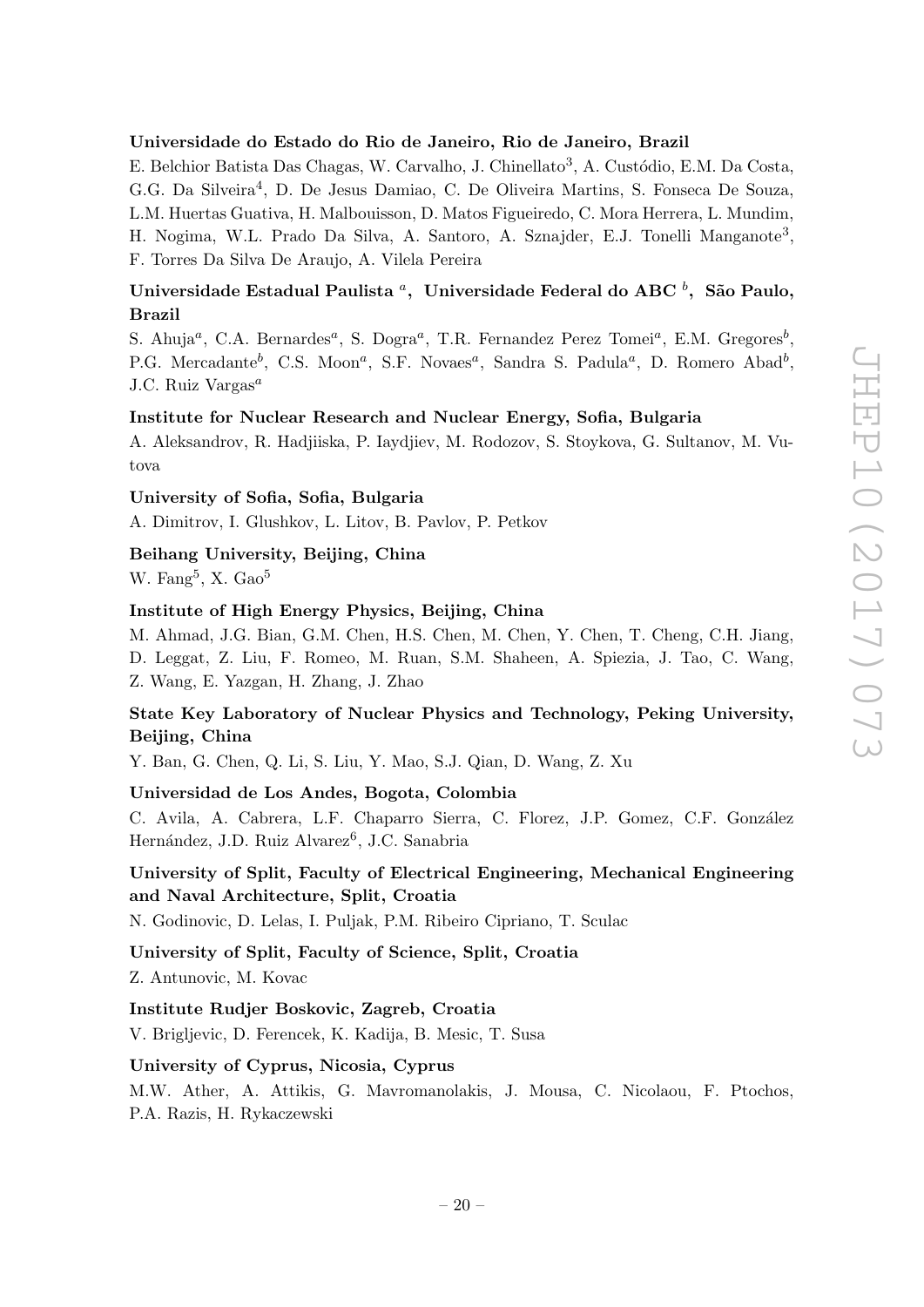**Universidade do Estado do Rio de Janeiro, Rio de Janeiro, Brazil**

E. Belchior Batista Das Chagas, W. Carvalho, J. Chinellato[3], A. Custódio, E.M. Da Costa, G.G. Da Silveira[4], D. De Jesus Damiao, C. De Oliveira Martins, S. Fonseca De Souza, L.M. Huertas Guativa, H. Malbouisson, D. Matos Figueiredo, C. Mora Herrera, L. Mundim, H. Nogima, W.L. Prado Da Silva, A. Santoro, A. Sznajder, E.J. Tonelli Manganote[3], F. Torres Da Silva De Araujo, A. Vilela Pereira

**Universidade Estadual Paulista [a], Universidade Federal do ABC [b], São Paulo, Brazil**

S. Ahuja[a], C.A. Bernardes[a], S. Dogra[a], T.R. Fernandez Perez Tomei[a], E.M. Gregores[b], P.G. Mercadante[b], C.S. Moon[a], S.F. Novaes[a], Sandra S. Padula[a], D. Romero Abad[b], J.C. Ruiz Vargas[a]

**Institute for Nuclear Research and Nuclear Energy, Sofia, Bulgaria**

A. Aleksandrov, R. Hadjiiska, P. Iaydjiev, M. Rodozov, S. Stoykova, G. Sultanov, M. Vutova

**University of Sofia, Sofia, Bulgaria**

A. Dimitrov, I. Glushkov, L. Litov, B. Pavlov, P. Petkov

**Beihang University, Beijing, China**

W. Fang[5], X. Gao[5]

**Institute of High Energy Physics, Beijing, China**

M. Ahmad, J.G. Bian, G.M. Chen, H.S. Chen, M. Chen, Y. Chen, T. Cheng, C.H. Jiang, D. Leggat, Z. Liu, F. Romeo, M. Ruan, S.M. Shaheen, A. Spiezia, J. Tao, C. Wang, Z. Wang, E. Yazgan, H. Zhang, J. Zhao

**State Key Laboratory of Nuclear Physics and Technology, Peking University, Beijing, China**

Y. Ban, G. Chen, Q. Li, S. Liu, Y. Mao, S.J. Qian, D. Wang, Z. Xu

**Universidad de Los Andes, Bogota, Colombia**

C. Avila, A. Cabrera, L.F. Chaparro Sierra, C. Florez, J.P. Gomez, C.F. González Hernández, J.D. Ruiz Alvarez[6], J.C. Sanabria

**University of Split, Faculty of Electrical Engineering, Mechanical Engineering and Naval Architecture, Split, Croatia**

N. Godinovic, D. Lelas, I. Puljak, P.M. Ribeiro Cipriano, T. Sculac

**University of Split, Faculty of Science, Split, Croatia**

Z. Antunovic, M. Kovac

**Institute Rudjer Boskovic, Zagreb, Croatia**

V. Brigljevic, D. Ferencek, K. Kadija, B. Mesic, T. Susa

**University of Cyprus, Nicosia, Cyprus**

M.W. Ather, A. Attikis, G. Mavromanolakis, J. Mousa, C. Nicolaou, F. Ptochos, P.A. Razis, H. Rykaczewski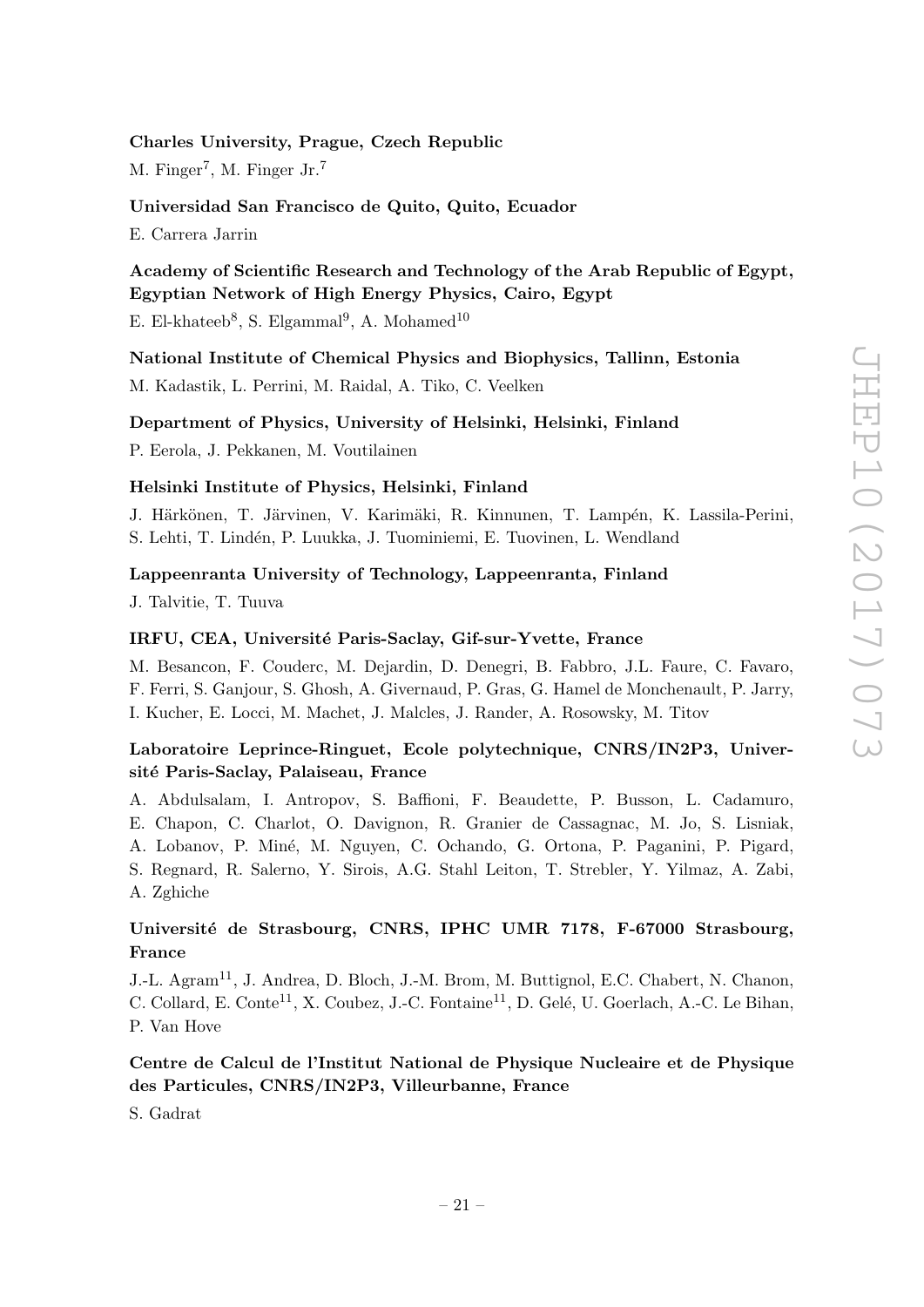**Charles University, Prague, Czech Republic**

M. Finger[7], M. Finger Jr.[7]

**Universidad San Francisco de Quito, Quito, Ecuador**

E. Carrera Jarrin

**Academy of Scientific Research and Technology of the Arab Republic of Egypt, Egyptian Network of High Energy Physics, Cairo, Egypt**

E. El-khateeb[8], S. Elgammal[9], A. Mohamed[10]

**National Institute of Chemical Physics and Biophysics, Tallinn, Estonia**

M. Kadastik, L. Perrini, M. Raidal, A. Tiko, C. Veelken

**Department of Physics, University of Helsinki, Helsinki, Finland**

P. Eerola, J. Pekkanen, M. Voutilainen

**Helsinki Institute of Physics, Helsinki, Finland**

J. Härkönen, T. Järvinen, V. Karimäki, R. Kinnunen, T. Lampén, K. Lassila-Perini, S. Lehti, T. Lindén, P. Luukka, J. Tuominiemi, E. Tuovinen, L. Wendland

**Lappeenranta University of Technology, Lappeenranta, Finland**

J. Talvitie, T. Tuuva

**IRFU, CEA, Université Paris-Saclay, Gif-sur-Yvette, France**

M. Besancon, F. Couderc, M. Dejardin, D. Denegri, B. Fabbro, J.L. Faure, C. Favaro, F. Ferri, S. Ganjour, S. Ghosh, A. Givernaud, P. Gras, G. Hamel de Monchenault, P. Jarry, I. Kucher, E. Locci, M. Machet, J. Malcles, J. Rander, A. Rosowsky, M. Titov

**Laboratoire Leprince-Ringuet, Ecole polytechnique, CNRS/IN2P3, Université Paris-Saclay, Palaiseau, France**

A. Abdulsalam, I. Antropov, S. Baffioni, F. Beaudette, P. Busson, L. Cadamuro, E. Chapon, C. Charlot, O. Davignon, R. Granier de Cassagnac, M. Jo, S. Lisniak, A. Lobanov, P. Miné, M. Nguyen, C. Ochando, G. Ortona, P. Paganini, P. Pigard, S. Regnard, R. Salerno, Y. Sirois, A.G. Stahl Leiton, T. Strebler, Y. Yilmaz, A. Zabi, A. Zghiche

**Université de Strasbourg, CNRS, IPHC UMR 7178, F-67000 Strasbourg, France**

J.-L. Agram[11], J. Andrea, D. Bloch, J.-M. Brom, M. Buttignol, E.C. Chabert, N. Chanon, C. Collard, E. Conte[11], X. Coubez, J.-C. Fontaine[11], D. Gelé, U. Goerlach, A.-C. Le Bihan, P. Van Hove

**Centre de Calcul de l'Institut National de Physique Nucleaire et de Physique des Particules, CNRS/IN2P3, Villeurbanne, France**

S. Gadrat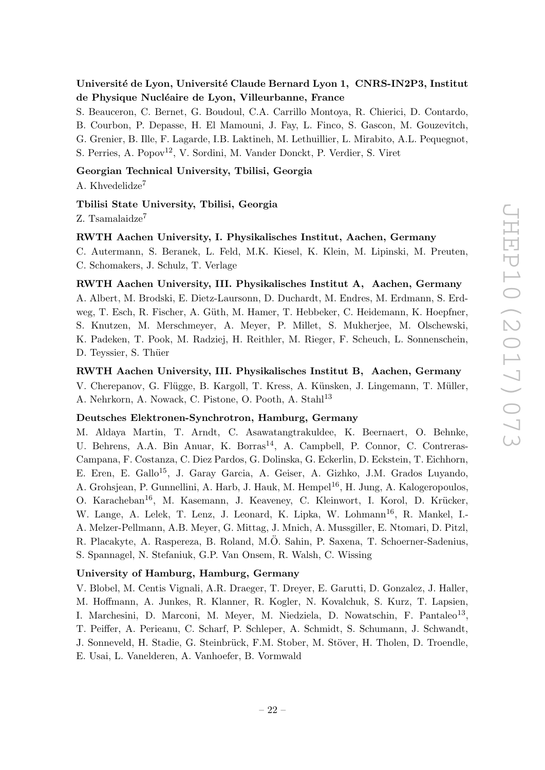**Université de Lyon, Université Claude Bernard Lyon 1, CNRS-IN2P3, Institut de Physique Nucléaire de Lyon, Villeurbanne, France**

S. Beauceron, C. Bernet, G. Boudoul, C.A. Carrillo Montoya, R. Chierici, D. Contardo, B. Courbon, P. Depasse, H. El Mamouni, J. Fay, L. Finco, S. Gascon, M. Gouzevitch, G. Grenier, B. Ille, F. Lagarde, I.B. Laktineh, M. Lethuillier, L. Mirabito, A.L. Pequegnot, S. Perries, A. Popov[12], V. Sordini, M. Vander Donckt, P. Verdier, S. Viret

**Georgian Technical University, Tbilisi, Georgia**

A. Khvedelidze[7]

**Tbilisi State University, Tbilisi, Georgia**

Z. Tsamalaidze[7]

**RWTH Aachen University, I. Physikalisches Institut, Aachen, Germany**

C. Autermann, S. Beranek, L. Feld, M.K. Kiesel, K. Klein, M. Lipinski, M. Preuten, C. Schomakers, J. Schulz, T. Verlage

**RWTH Aachen University, III. Physikalisches Institut A, Aachen, Germany**

A. Albert, M. Brodski, E. Dietz-Laursonn, D. Duchardt, M. Endres, M. Erdmann, S. Erdweg, T. Esch, R. Fischer, A. Güth, M. Hamer, T. Hebbeker, C. Heidemann, K. Hoepfner, S. Knutzen, M. Merschmeyer, A. Meyer, P. Millet, S. Mukherjee, M. Olschewski, K. Padeken, T. Pook, M. Radziej, H. Reithler, M. Rieger, F. Scheuch, L. Sonnenschein, D. Teyssier, S. Thüer

**RWTH Aachen University, III. Physikalisches Institut B, Aachen, Germany**

V. Cherepanov, G. Flügge, B. Kargoll, T. Kress, A. Künsken, J. Lingemann, T. Müller, A. Nehrkorn, A. Nowack, C. Pistone, O. Pooth, A. Stahl[13]

**Deutsches Elektronen-Synchrotron, Hamburg, Germany**

M. Aldaya Martin, T. Arndt, C. Asawatangtrakuldee, K. Beernaert, O. Behnke, U. Behrens, A.A. Bin Anuar, K. Borras[14], A. Campbell, P. Connor, C. Contreras-Campana, F. Costanza, C. Diez Pardos, G. Dolinska, G. Eckerlin, D. Eckstein, T. Eichhorn, E. Eren, E. Gallo[15], J. Garay Garcia, A. Geiser, A. Gizhko, J.M. Grados Luyando, A. Grohsjean, P. Gunnellini, A. Harb, J. Hauk, M. Hempel[16], H. Jung, A. Kalogeropoulos, O. Karacheban[16], M. Kasemann, J. Keaveney, C. Kleinwort, I. Korol, D. Krücker, W. Lange, A. Lelek, T. Lenz, J. Leonard, K. Lipka, W. Lohmann[16], R. Mankel, I.-A. Melzer-Pellmann, A.B. Meyer, G. Mittag, J. Mnich, A. Mussgiller, E. Ntomari, D. Pitzl, R. Placakyte, A. Raspereza, B. Roland, M.Ö. Sahin, P. Saxena, T. Schoerner-Sadenius, S. Spannagel, N. Stefaniuk, G.P. Van Onsem, R. Walsh, C. Wissing

**University of Hamburg, Hamburg, Germany**

V. Blobel, M. Centis Vignali, A.R. Draeger, T. Dreyer, E. Garutti, D. Gonzalez, J. Haller, M. Hoffmann, A. Junkes, R. Klanner, R. Kogler, N. Kovalchuk, S. Kurz, T. Lapsien, I. Marchesini, D. Marconi, M. Meyer, M. Niedziela, D. Nowatschin, F. Pantaleo[13], T. Peiffer, A. Perieanu, C. Scharf, P. Schleper, A. Schmidt, S. Schumann, J. Schwandt, J. Sonneveld, H. Stadie, G. Steinbrück, F.M. Stober, M. Stöver, H. Tholen, D. Troendle, E. Usai, L. Vanelderen, A. Vanhoefer, B. Vormwald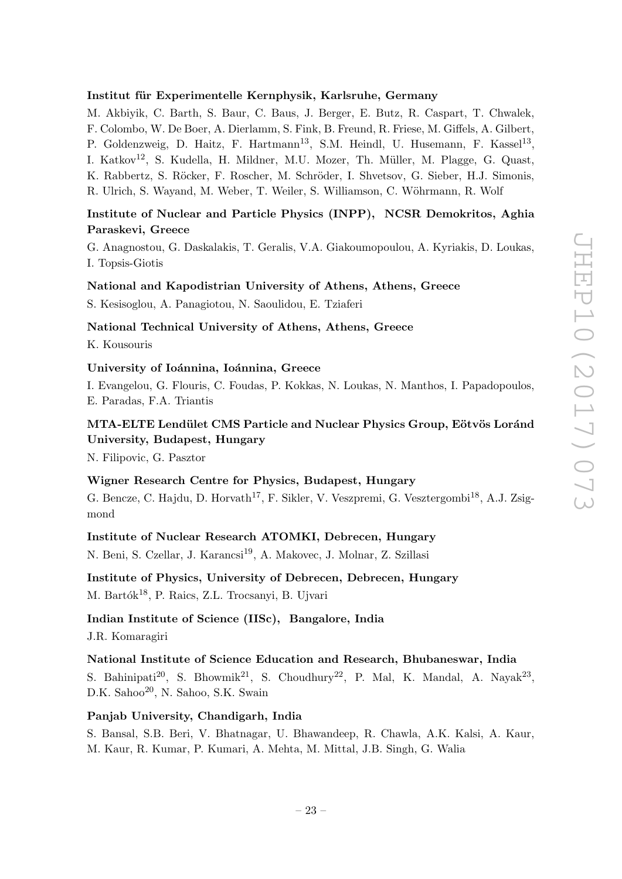**Institut für Experimentelle Kernphysik, Karlsruhe, Germany**

M. Akbiyik, C. Barth, S. Baur, C. Baus, J. Berger, E. Butz, R. Caspart, T. Chwalek, F. Colombo, W. De Boer, A. Dierlamm, S. Fink, B. Freund, R. Friese, M. Giffels, A. Gilbert, P. Goldenzweig, D. Haitz, F. Hartmann[13], S.M. Heindl, U. Husemann, F. Kassel[13], I. Katkov[12], S. Kudella, H. Mildner, M.U. Mozer, Th. Müller, M. Plagge, G. Quast, K. Rabbertz, S. Röcker, F. Roscher, M. Schröder, I. Shvetsov, G. Sieber, H.J. Simonis, R. Ulrich, S. Wayand, M. Weber, T. Weiler, S. Williamson, C. Wöhrmann, R. Wolf

**Institute of Nuclear and Particle Physics (INPP), NCSR Demokritos, Aghia Paraskevi, Greece**

G. Anagnostou, G. Daskalakis, T. Geralis, V.A. Giakoumopoulou, A. Kyriakis, D. Loukas, I. Topsis-Giotis

**National and Kapodistrian University of Athens, Athens, Greece**

S. Kesisoglou, A. Panagiotou, N. Saoulidou, E. Tziaferi

**National Technical University of Athens, Athens, Greece**

K. Kousouris

**University of Ioánnina, Ioánnina, Greece**

I. Evangelou, G. Flouris, C. Foudas, P. Kokkas, N. Loukas, N. Manthos, I. Papadopoulos, E. Paradas, F.A. Triantis

**MTA-ELTE Lendület CMS Particle and Nuclear Physics Group, Eötvös Loránd University, Budapest, Hungary**

N. Filipovic, G. Pasztor

**Wigner Research Centre for Physics, Budapest, Hungary**

G. Bencze, C. Hajdu, D. Horvath[17], F. Sikler, V. Veszpremi, G. Vesztergombi[18], A.J. Zsigmond

**Institute of Nuclear Research ATOMKI, Debrecen, Hungary**

N. Beni, S. Czellar, J. Karancsi[19], A. Makovec, J. Molnar, Z. Szillasi

**Institute of Physics, University of Debrecen, Debrecen, Hungary**

M. Bartók[18], P. Raics, Z.L. Trocsanyi, B. Ujvari

**Indian Institute of Science (IISc), Bangalore, India**

J.R. Komaragiri

**National Institute of Science Education and Research, Bhubaneswar, India**

S. Bahinipati[20], S. Bhowmik[21], S. Choudhury[22], P. Mal, K. Mandal, A. Nayak[23], D.K. Sahoo[20], N. Sahoo, S.K. Swain

**Panjab University, Chandigarh, India**

S. Bansal, S.B. Beri, V. Bhatnagar, U. Bhawandeep, R. Chawla, A.K. Kalsi, A. Kaur, M. Kaur, R. Kumar, P. Kumari, A. Mehta, M. Mittal, J.B. Singh, G. Walia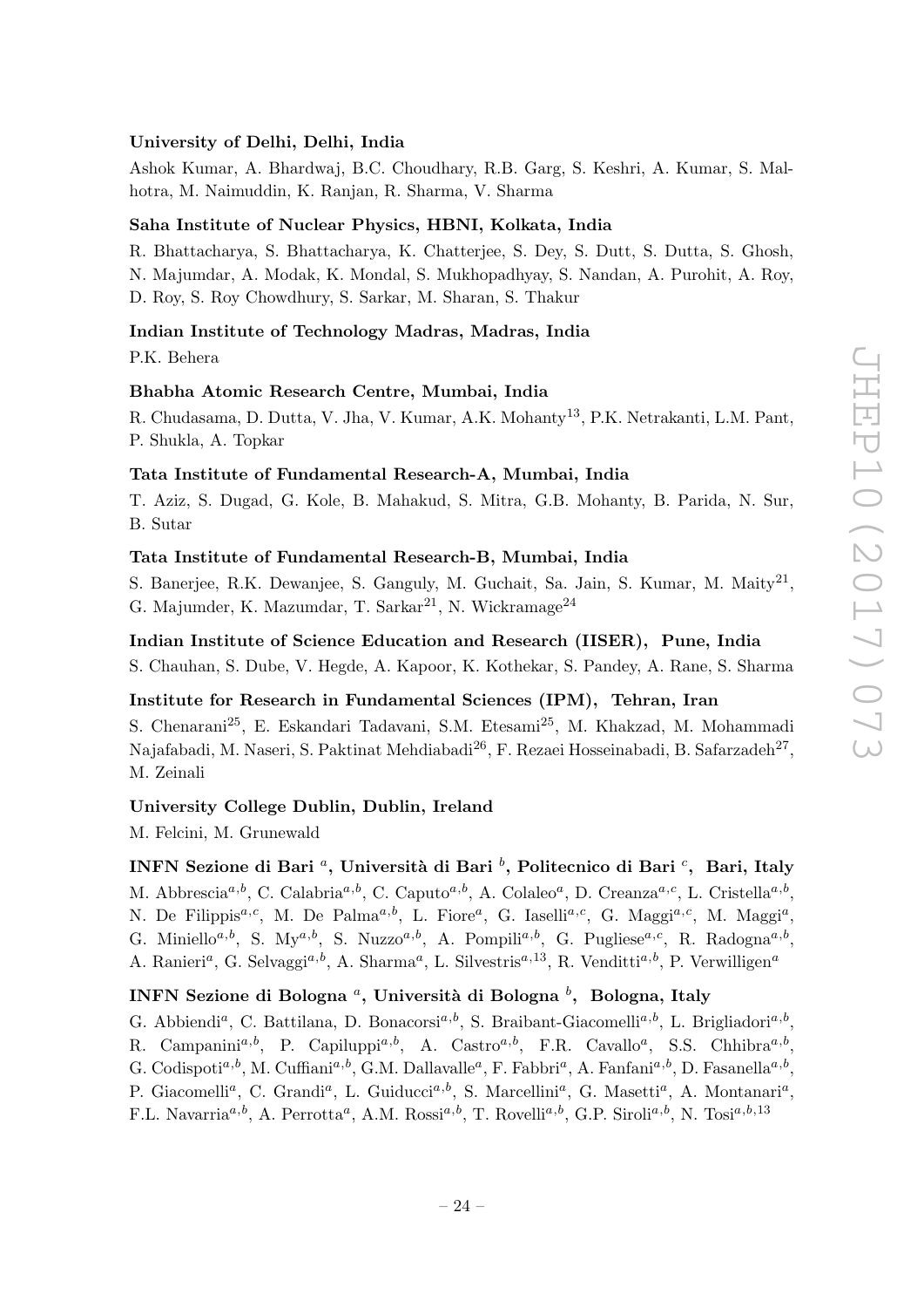**University of Delhi, Delhi, India**

Ashok Kumar, A. Bhardwaj, B.C. Choudhary, R.B. Garg, S. Keshri, A. Kumar, S. Malhotra, M. Naimuddin, K. Ranjan, R. Sharma, V. Sharma

**Saha Institute of Nuclear Physics, HBNI, Kolkata, India**

R. Bhattacharya, S. Bhattacharya, K. Chatterjee, S. Dey, S. Dutt, S. Dutta, S. Ghosh, N. Majumdar, A. Modak, K. Mondal, S. Mukhopadhyay, S. Nandan, A. Purohit, A. Roy, D. Roy, S. Roy Chowdhury, S. Sarkar, M. Sharan, S. Thakur

**Indian Institute of Technology Madras, Madras, India**

P.K. Behera

**Bhabha Atomic Research Centre, Mumbai, India**

R. Chudasama, D. Dutta, V. Jha, V. Kumar, A.K. Mohanty[13], P.K. Netrakanti, L.M. Pant, P. Shukla, A. Topkar

**Tata Institute of Fundamental Research-A, Mumbai, India**

T. Aziz, S. Dugad, G. Kole, B. Mahakud, S. Mitra, G.B. Mohanty, B. Parida, N. Sur, B. Sutar

**Tata Institute of Fundamental Research-B, Mumbai, India**

S. Banerjee, R.K. Dewanjee, S. Ganguly, M. Guchait, Sa. Jain, S. Kumar, M. Maity[21], G. Majumder, K. Mazumdar, T. Sarkar[21], N. Wickramage[24]

**Indian Institute of Science Education and Research (IISER), Pune, India**

S. Chauhan, S. Dube, V. Hegde, A. Kapoor, K. Kothekar, S. Pandey, A. Rane, S. Sharma

**Institute for Research in Fundamental Sciences (IPM), Tehran, Iran**

S. Chenarani[25], E. Eskandari Tadavani, S.M. Etesami[25], M. Khakzad, M. Mohammadi Najafabadi, M. Naseri, S. Paktinat Mehdiabadi[26], F. Rezaei Hosseinabadi, B. Safarzadeh[27], M. Zeinali

**University College Dublin, Dublin, Ireland**

M. Felcini, M. Grunewald

**INFN Sezione di Bari [a], Università di Bari [b], Politecnico di Bari [c], Bari, Italy**

M. Abbrescia[a,b], C. Calabria[a,b], C. Caputo[a,b], A. Colaleo[a], D. Creanza[a,c], L. Cristella[a,b], N. De Filippis[a,c], M. De Palma[a,b], L. Fiore[a], G. Iaselli[a,c], G. Maggi[a,c], M. Maggi[a], G. Miniello[a,b], S. My[a,b], S. Nuzzo[a,b], A. Pompili[a,b], G. Pugliese[a,c], R. Radogna[a,b], A. Ranieri[a], G. Selvaggi[a,b], A. Sharma[a], L. Silvestris[a,13], R. Venditti[a,b], P. Verwilligen[a]

**INFN Sezione di Bologna [a], Università di Bologna [b], Bologna, Italy**

G. Abbiendi[a], C. Battilana, D. Bonacorsi[a,b], S. Braibant-Giacomelli[a,b], L. Brigliadori[a,b], R. Campanini[a,b], P. Capiluppi[a,b], A. Castro[a,b], F.R. Cavallo[a], S.S. Chhibra[a,b], G. Codispoti[a,b], M. Cuffiani[a,b], G.M. Dallavalle[a], F. Fabbri[a], A. Fanfani[a,b], D. Fasanella[a,b], P. Giacomelli[a], C. Grandi[a], L. Guiducci[a,b], S. Marcellini[a], G. Masetti[a], A. Montanari[a], F.L. Navarria[a,b], A. Perrotta[a], A.M. Rossi[a,b], T. Rovelli[a,b], G.P. Siroli[a,b], N. Tosi[a,b,13]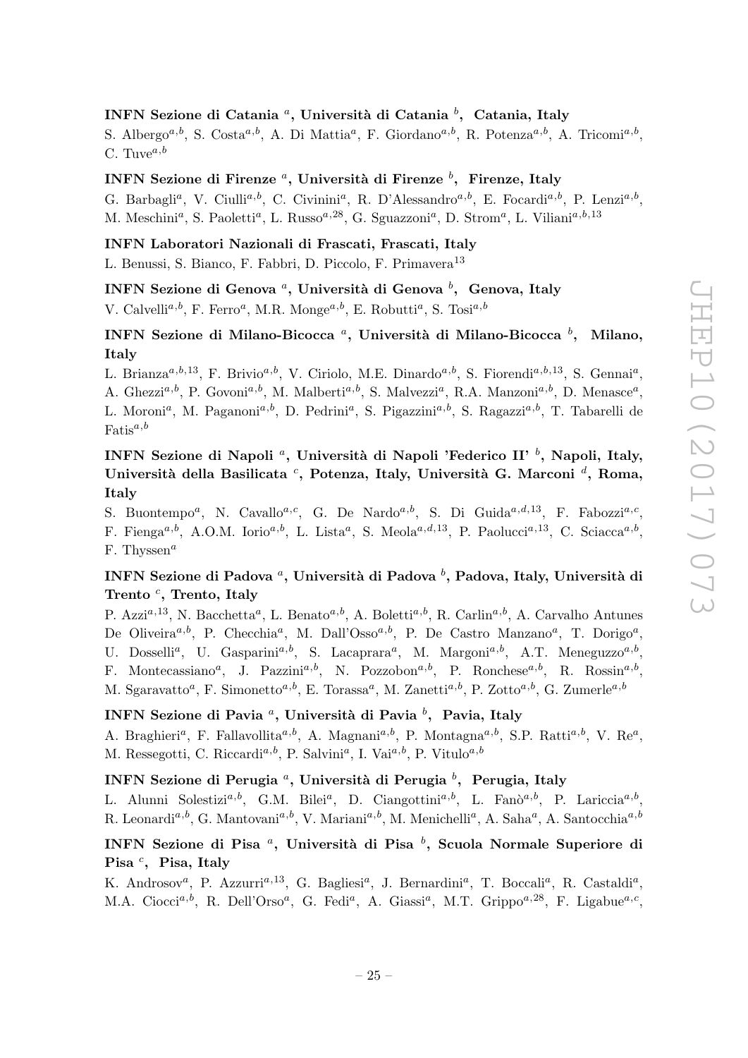**INFN Sezione di Catania [a], Università di Catania [b], Catania, Italy**

S. Albergo[a,b], S. Costa[a,b], A. Di Mattia[a], F. Giordano[a,b], R. Potenza[a,b], A. Tricomi[a,b], C. Tuve[a,b]

**INFN Sezione di Firenze [a], Università di Firenze [b], Firenze, Italy**

G. Barbagli[a], V. Ciulli[a,b], C. Civinini[a], R. D'Alessandro[a,b], E. Focardi[a,b], P. Lenzi[a,b], M. Meschini[a], S. Paoletti[a], L. Russo[a,28], G. Sguazzoni[a], D. Strom[a], L. Viliani[a,b,13]

**INFN Laboratori Nazionali di Frascati, Frascati, Italy**

L. Benussi, S. Bianco, F. Fabbri, D. Piccolo, F. Primavera[13]

**INFN Sezione di Genova [a], Università di Genova [b], Genova, Italy**

V. Calvelli[a,b], F. Ferro[a], M.R. Monge[a,b], E. Robutti[a], S. Tosi[a,b]

**INFN Sezione di Milano-Bicocca [a], Università di Milano-Bicocca [b], Milano, Italy**

L. Brianza[a,b,13], F. Brivio[a,b], V. Ciriolo, M.E. Dinardo[a,b], S. Fiorendi[a,b,13], S. Gennai[a], A. Ghezzi[a,b], P. Govoni[a,b], M. Malberti[a,b], S. Malvezzi[a], R.A. Manzoni[a,b], D. Menasce[a], L. Moroni[a], M. Paganoni[a,b], D. Pedrini[a], S. Pigazzini[a,b], S. Ragazzi[a,b], T. Tabarelli de Fatis[a,b]

**INFN Sezione di Napoli [a], Università di Napoli 'Federico II' [b], Napoli, Italy, Università della Basilicata [c], Potenza, Italy, Università G. Marconi [d], Roma, Italy**

S. Buontempo[a], N. Cavallo[a,c], G. De Nardo[a,b], S. Di Guida[a,d,13], F. Fabozzi[a,c], F. Fienga[a,b], A.O.M. Iorio[a,b], L. Lista[a], S. Meola[a,d,13], P. Paolucci[a,13], C. Sciacca[a,b], F. Thyssen[a]

**INFN Sezione di Padova [a], Università di Padova [b], Padova, Italy, Università di Trento [c], Trento, Italy**

P. Azzi[a,13], N. Bacchetta[a], L. Benato[a,b], A. Boletti[a,b], R. Carlin[a,b], A. Carvalho Antunes De Oliveira[a,b], P. Checchia[a], M. Dall'Osso[a,b], P. De Castro Manzano[a], T. Dorigo[a], U. Dosselli[a], U. Gasparini[a,b], S. Lacaprara[a], M. Margoni[a,b], A.T. Meneguzzo[a,b], F. Montecassiano[a], J. Pazzini[a,b], N. Pozzobon[a,b], P. Ronchese[a,b], R. Rossin[a,b], M. Sgaravatto[a], F. Simonetto[a,b], E. Torassa[a], M. Zanetti[a,b], P. Zotto[a,b], G. Zumerle[a,b]

**INFN Sezione di Pavia [a], Università di Pavia [b], Pavia, Italy**

A. Braghieri[a], F. Fallavollita[a,b], A. Magnani[a,b], P. Montagna[a,b], S.P. Ratti[a,b], V. Re[a], M. Ressegotti, C. Riccardi[a,b], P. Salvini[a], I. Vai[a,b], P. Vitulo[a,b]

**INFN Sezione di Perugia [a], Università di Perugia [b], Perugia, Italy**

L. Alunni Solestizi[a,b], G.M. Bilei[a], D. Ciangottini[a,b], L. Fanò[a,b], P. Lariccia[a,b], R. Leonardi[a,b], G. Mantovani[a,b], V. Mariani[a,b], M. Menichelli[a], A. Saha[a], A. Santocchia[a,b]

**INFN Sezione di Pisa [a], Università di Pisa [b], Scuola Normale Superiore di Pisa [c], Pisa, Italy**

K. Androsov[a], P. Azzurri[a,13], G. Bagliesi[a], J. Bernardini[a], T. Boccali[a], R. Castaldi[a], M.A. Ciocci[a,b], R. Dell'Orso[a], G. Fedi[a], A. Giassi[a], M.T. Grippo[a,28], F. Ligabue[a,c],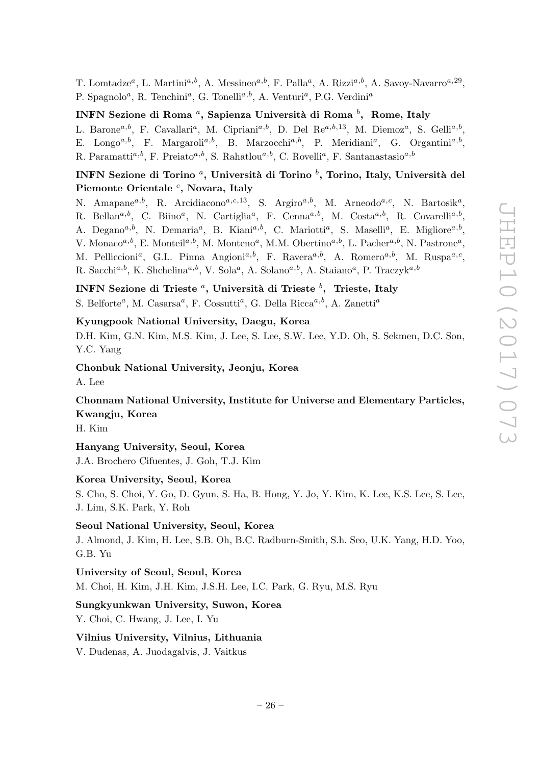T. Lomtadze[a], L. Martini[a,b], A. Messineo[a,b], F. Palla[a], A. Rizzi[a,b], A. Savoy-Navarro[a,29], P. Spagnolo[a], R. Tenchini[a], G. Tonelli[a,b], A. Venturi[a], P.G. Verdini[a]

**INFN Sezione di Roma [a], Sapienza Università di Roma [b], Rome, Italy**

L. Barone[a,b], F. Cavallari[a], M. Cipriani[a,b], D. Del Re[a,b,13], M. Diemoz[a], S. Gelli[a,b], E. Longo[a,b], F. Margaroli[a,b], B. Marzocchi[a,b], P. Meridiani[a], G. Organtini[a,b], R. Paramatti[a,b], F. Preiato[a,b], S. Rahatlou[a,b], C. Rovelli[a], F. Santanastasio[a,b]

**INFN Sezione di Torino [a], Università di Torino [b], Torino, Italy, Università del Piemonte Orientale [c], Novara, Italy**

N. Amapane[a,b], R. Arcidiacono[a,c,13], S. Argiro[a,b], M. Arneodo[a,c], N. Bartosik[a], R. Bellan[a,b], C. Biino[a], N. Cartiglia[a], F. Cenna[a,b], M. Costa[a,b], R. Covarelli[a,b], A. Degano[a,b], N. Demaria[a], B. Kiani[a,b], C. Mariotti[a], S. Maselli[a], E. Migliore[a,b], V. Monaco[a,b], E. Monteil[a,b], M. Monteno[a], M.M. Obertino[a,b], L. Pacher[a,b], N. Pastrone[a], M. Pelliccioni[a], G.L. Pinna Angioni[a,b], F. Ravera[a,b], A. Romero[a,b], M. Ruspa[a,c], R. Sacchi[a,b], K. Shchelina[a,b], V. Sola[a], A. Solano[a,b], A. Staiano[a], P. Traczyk[a,b]

**INFN Sezione di Trieste [a], Università di Trieste [b], Trieste, Italy**

S. Belforte[a], M. Casarsa[a], F. Cossutti[a], G. Della Ricca[a,b], A. Zanetti[a]

**Kyungpook National University, Daegu, Korea**

D.H. Kim, G.N. Kim, M.S. Kim, J. Lee, S. Lee, S.W. Lee, Y.D. Oh, S. Sekmen, D.C. Son, Y.C. Yang

**Chonbuk National University, Jeonju, Korea**

A. Lee

**Chonnam National University, Institute for Universe and Elementary Particles, Kwangju, Korea**

H. Kim

**Hanyang University, Seoul, Korea**

J.A. Brochero Cifuentes, J. Goh, T.J. Kim

**Korea University, Seoul, Korea**

S. Cho, S. Choi, Y. Go, D. Gyun, S. Ha, B. Hong, Y. Jo, Y. Kim, K. Lee, K.S. Lee, S. Lee, J. Lim, S.K. Park, Y. Roh

**Seoul National University, Seoul, Korea**

J. Almond, J. Kim, H. Lee, S.B. Oh, B.C. Radburn-Smith, S.h. Seo, U.K. Yang, H.D. Yoo, G.B. Yu

**University of Seoul, Seoul, Korea**

M. Choi, H. Kim, J.H. Kim, J.S.H. Lee, I.C. Park, G. Ryu, M.S. Ryu

**Sungkyunkwan University, Suwon, Korea**

Y. Choi, C. Hwang, J. Lee, I. Yu

**Vilnius University, Vilnius, Lithuania**

V. Dudenas, A. Juodagalvis, J. Vaitkus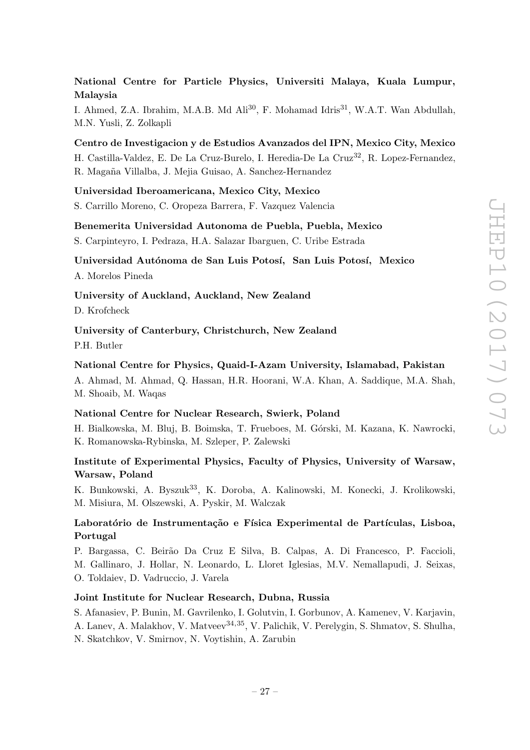**National Centre for Particle Physics, Universiti Malaya, Kuala Lumpur, Malaysia**

I. Ahmed, Z.A. Ibrahim, M.A.B. Md Ali[30], F. Mohamad Idris[31], W.A.T. Wan Abdullah, M.N. Yusli, Z. Zolkapli

**Centro de Investigacion y de Estudios Avanzados del IPN, Mexico City, Mexico**

H. Castilla-Valdez, E. De La Cruz-Burelo, I. Heredia-De La Cruz[32], R. Lopez-Fernandez, R. Magaña Villalba, J. Mejia Guisao, A. Sanchez-Hernandez

**Universidad Iberoamericana, Mexico City, Mexico**

S. Carrillo Moreno, C. Oropeza Barrera, F. Vazquez Valencia

**Benemerita Universidad Autonoma de Puebla, Puebla, Mexico**

S. Carpinteyro, I. Pedraza, H.A. Salazar Ibarguen, C. Uribe Estrada

**Universidad Autónoma de San Luis Potosí, San Luis Potosí, Mexico**

A. Morelos Pineda

**University of Auckland, Auckland, New Zealand**

D. Krofcheck

**University of Canterbury, Christchurch, New Zealand**

P.H. Butler

**National Centre for Physics, Quaid-I-Azam University, Islamabad, Pakistan**

A. Ahmad, M. Ahmad, Q. Hassan, H.R. Hoorani, W.A. Khan, A. Saddique, M.A. Shah, M. Shoaib, M. Waqas

**National Centre for Nuclear Research, Swierk, Poland**

H. Bialkowska, M. Bluj, B. Boimska, T. Frueboes, M. Górski, M. Kazana, K. Nawrocki, K. Romanowska-Rybinska, M. Szleper, P. Zalewski

**Institute of Experimental Physics, Faculty of Physics, University of Warsaw, Warsaw, Poland**

K. Bunkowski, A. Byszuk[33], K. Doroba, A. Kalinowski, M. Konecki, J. Krolikowski, M. Misiura, M. Olszewski, A. Pyskir, M. Walczak

**Laboratório de Instrumentação e Física Experimental de Partículas, Lisboa, Portugal**

P. Bargassa, C. Beirão Da Cruz E Silva, B. Calpas, A. Di Francesco, P. Faccioli, M. Gallinaro, J. Hollar, N. Leonardo, L. Lloret Iglesias, M.V. Nemallapudi, J. Seixas, O. Toldaiev, D. Vadruccio, J. Varela

**Joint Institute for Nuclear Research, Dubna, Russia**

S. Afanasiev, P. Bunin, M. Gavrilenko, I. Golutvin, I. Gorbunov, A. Kamenev, V. Karjavin, A. Lanev, A. Malakhov, V. Matveev[34,35], V. Palichik, V. Perelygin, S. Shmatov, S. Shulha, N. Skatchkov, V. Smirnov, N. Voytishin, A. Zarubin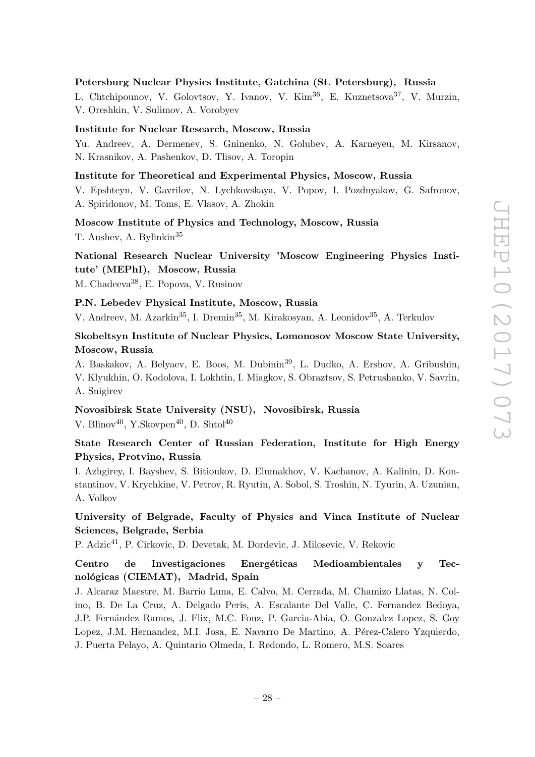**Petersburg Nuclear Physics Institute, Gatchina (St. Petersburg), Russia**

L. Chtchipounov, V. Golovtsov, Y. Ivanov, V. Kim[36], E. Kuznetsova[37], V. Murzin, V. Oreshkin, V. Sulimov, A. Vorobyev

**Institute for Nuclear Research, Moscow, Russia**

Yu. Andreev, A. Dermenev, S. Gninenko, N. Golubev, A. Karneyeu, M. Kirsanov, N. Krasnikov, A. Pashenkov, D. Tlisov, A. Toropin

**Institute for Theoretical and Experimental Physics, Moscow, Russia**

V. Epshteyn, V. Gavrilov, N. Lychkovskaya, V. Popov, I. Pozdnyakov, G. Safronov, A. Spiridonov, M. Toms, E. Vlasov, A. Zhokin

**Moscow Institute of Physics and Technology, Moscow, Russia**

T. Aushev, A. Bylinkin[35]

**National Research Nuclear University 'Moscow Engineering Physics Institute' (MEPhI), Moscow, Russia**

M. Chadeeva[38], E. Popova, V. Rusinov

**P.N. Lebedev Physical Institute, Moscow, Russia**

V. Andreev, M. Azarkin[35], I. Dremin[35], M. Kirakosyan, A. Leonidov[35], A. Terkulov

**Skobeltsyn Institute of Nuclear Physics, Lomonosov Moscow State University, Moscow, Russia**

A. Baskakov, A. Belyaev, E. Boos, M. Dubinin[39], L. Dudko, A. Ershov, A. Gribushin, V. Klyukhin, O. Kodolova, I. Lokhtin, I. Miagkov, S. Obraztsov, S. Petrushanko, V. Savrin, A. Snigirev

**Novosibirsk State University (NSU), Novosibirsk, Russia**

V. Blinov[40], Y.Skovpen[40], D. Shtol[40]

**State Research Center of Russian Federation, Institute for High Energy Physics, Protvino, Russia**

I. Azhgirey, I. Bayshev, S. Bitioukov, D. Elumakhov, V. Kachanov, A. Kalinin, D. Konstantinov, V. Krychkine, V. Petrov, R. Ryutin, A. Sobol, S. Troshin, N. Tyurin, A. Uzunian, A. Volkov

**University of Belgrade, Faculty of Physics and Vinca Institute of Nuclear Sciences, Belgrade, Serbia**

P. Adzic[41], P. Cirkovic, D. Devetak, M. Dordevic, J. Milosevic, V. Rekovic

**Centro de Investigaciones Energéticas Medioambientales y Tecnológicas (CIEMAT), Madrid, Spain**

J. Alcaraz Maestre, M. Barrio Luna, E. Calvo, M. Cerrada, M. Chamizo Llatas, N. Colino, B. De La Cruz, A. Delgado Peris, A. Escalante Del Valle, C. Fernandez Bedoya, J.P. Fernández Ramos, J. Flix, M.C. Fouz, P. Garcia-Abia, O. Gonzalez Lopez, S. Goy Lopez, J.M. Hernandez, M.I. Josa, E. Navarro De Martino, A. Pérez-Calero Yzquierdo, J. Puerta Pelayo, A. Quintario Olmeda, I. Redondo, L. Romero, M.S. Soares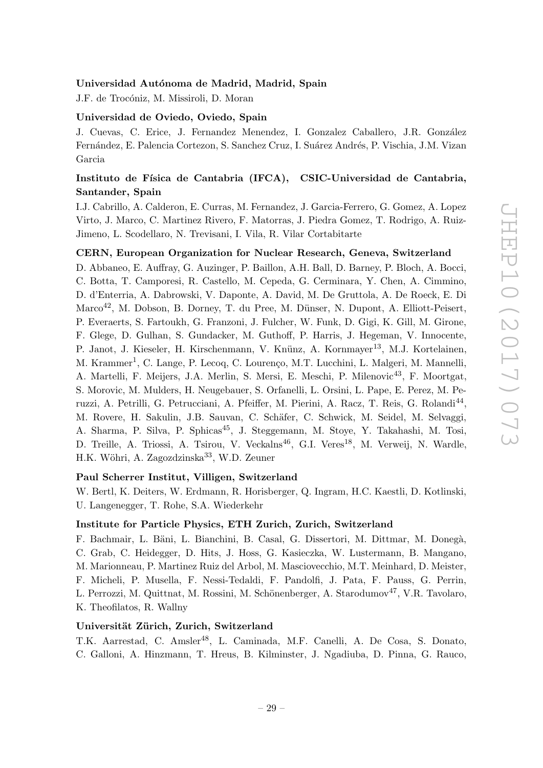**Universidad Autónoma de Madrid, Madrid, Spain**

J.F. de Trocóniz, M. Missiroli, D. Moran

**Universidad de Oviedo, Oviedo, Spain**

J. Cuevas, C. Erice, J. Fernandez Menendez, I. Gonzalez Caballero, J.R. González Fernández, E. Palencia Cortezon, S. Sanchez Cruz, I. Suárez Andrés, P. Vischia, J.M. Vizan Garcia

**Instituto de Física de Cantabria (IFCA), CSIC-Universidad de Cantabria, Santander, Spain**

I.J. Cabrillo, A. Calderon, E. Curras, M. Fernandez, J. Garcia-Ferrero, G. Gomez, A. Lopez Virto, J. Marco, C. Martinez Rivero, F. Matorras, J. Piedra Gomez, T. Rodrigo, A. Ruiz-Jimeno, L. Scodellaro, N. Trevisani, I. Vila, R. Vilar Cortabitarte

**CERN, European Organization for Nuclear Research, Geneva, Switzerland**

D. Abbaneo, E. Auffray, G. Auzinger, P. Baillon, A.H. Ball, D. Barney, P. Bloch, A. Bocci, C. Botta, T. Camporesi, R. Castello, M. Cepeda, G. Cerminara, Y. Chen, A. Cimmino, D. d'Enterria, A. Dabrowski, V. Daponte, A. David, M. De Gruttola, A. De Roeck, E. Di Marco[42], M. Dobson, B. Dorney, T. du Pree, M. Dünser, N. Dupont, A. Elliott-Peisert, P. Everaerts, S. Fartoukh, G. Franzoni, J. Fulcher, W. Funk, D. Gigi, K. Gill, M. Girone, F. Glege, D. Gulhan, S. Gundacker, M. Guthoff, P. Harris, J. Hegeman, V. Innocente, P. Janot, J. Kieseler, H. Kirschenmann, V. Knünz, A. Kornmayer[13], M.J. Kortelainen, M. Krammer[1], C. Lange, P. Lecoq, C. Lourenço, M.T. Lucchini, L. Malgeri, M. Mannelli, A. Martelli, F. Meijers, J.A. Merlin, S. Mersi, E. Meschi, P. Milenovic[43], F. Moortgat, S. Morovic, M. Mulders, H. Neugebauer, S. Orfanelli, L. Orsini, L. Pape, E. Perez, M. Peruzzi, A. Petrilli, G. Petrucciani, A. Pfeiffer, M. Pierini, A. Racz, T. Reis, G. Rolandi[44], M. Rovere, H. Sakulin, J.B. Sauvan, C. Schäfer, C. Schwick, M. Seidel, M. Selvaggi, A. Sharma, P. Silva, P. Sphicas[45], J. Steggemann, M. Stoye, Y. Takahashi, M. Tosi, D. Treille, A. Triossi, A. Tsirou, V. Veckalns[46], G.I. Veres[18], M. Verweij, N. Wardle, H.K. Wöhri, A. Zagozdzinska[33], W.D. Zeuner

**Paul Scherrer Institut, Villigen, Switzerland**

W. Bertl, K. Deiters, W. Erdmann, R. Horisberger, Q. Ingram, H.C. Kaestli, D. Kotlinski, U. Langenegger, T. Rohe, S.A. Wiederkehr

**Institute for Particle Physics, ETH Zurich, Zurich, Switzerland**

F. Bachmair, L. Bäni, L. Bianchini, B. Casal, G. Dissertori, M. Dittmar, M. Donegà, C. Grab, C. Heidegger, D. Hits, J. Hoss, G. Kasieczka, W. Lustermann, B. Mangano, M. Marionneau, P. Martinez Ruiz del Arbol, M. Masciovecchio, M.T. Meinhard, D. Meister, F. Micheli, P. Musella, F. Nessi-Tedaldi, F. Pandolfi, J. Pata, F. Pauss, G. Perrin, L. Perrozzi, M. Quittnat, M. Rossini, M. Schönenberger, A. Starodumov[47], V.R. Tavolaro, K. Theofilatos, R. Wallny

**Universität Zürich, Zurich, Switzerland**

T.K. Aarrestad, C. Amsler[48], L. Caminada, M.F. Canelli, A. De Cosa, S. Donato, C. Galloni, A. Hinzmann, T. Hreus, B. Kilminster, J. Ngadiuba, D. Pinna, G. Rauco,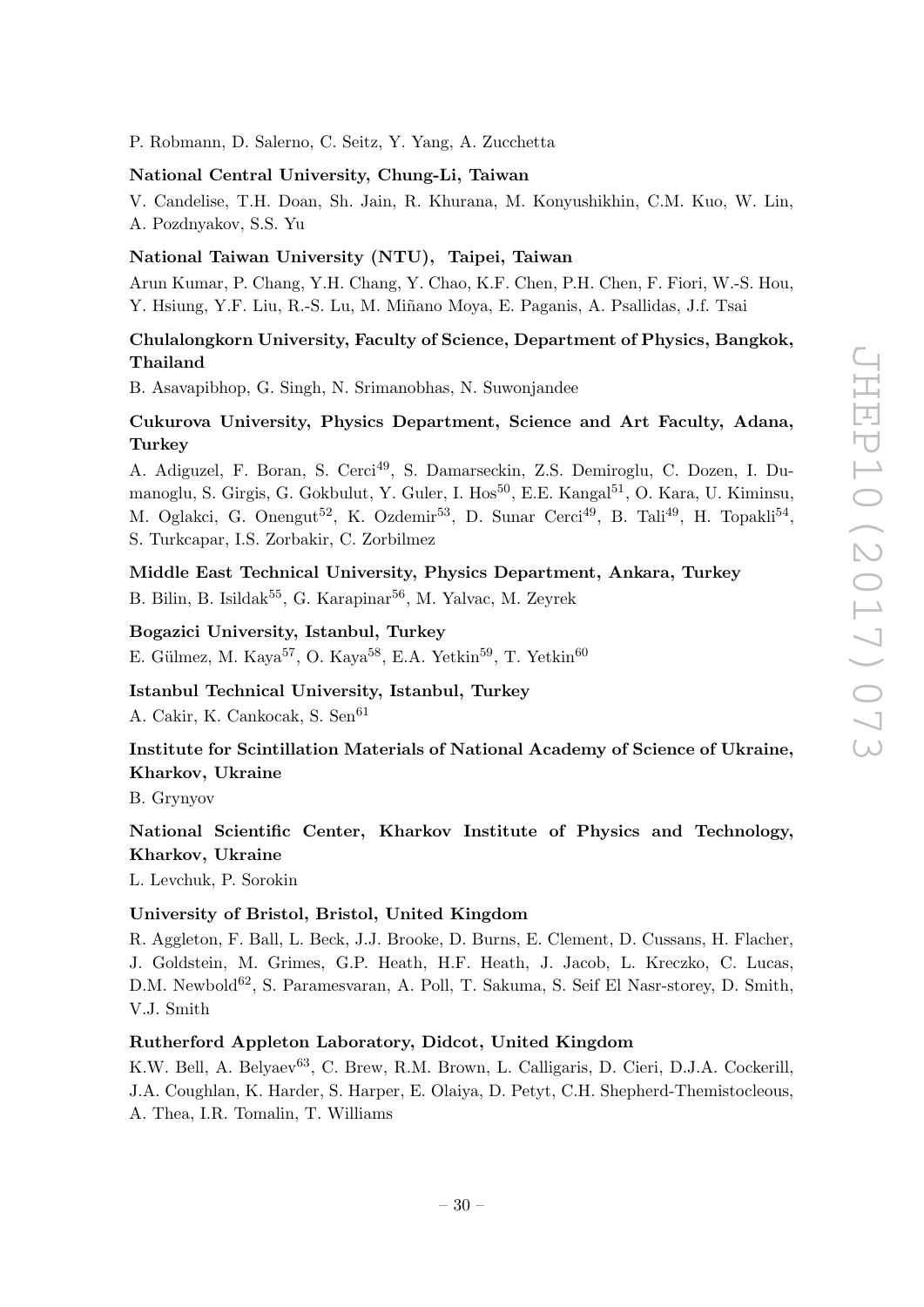P. Robmann, D. Salerno, C. Seitz, Y. Yang, A. Zucchetta

**National Central University, Chung-Li, Taiwan**

V. Candelise, T.H. Doan, Sh. Jain, R. Khurana, M. Konyushikhin, C.M. Kuo, W. Lin, A. Pozdnyakov, S.S. Yu

**National Taiwan University (NTU), Taipei, Taiwan**

Arun Kumar, P. Chang, Y.H. Chang, Y. Chao, K.F. Chen, P.H. Chen, F. Fiori, W.-S. Hou, Y. Hsiung, Y.F. Liu, R.-S. Lu, M. Miñano Moya, E. Paganis, A. Psallidas, J.f. Tsai

**Chulalongkorn University, Faculty of Science, Department of Physics, Bangkok, Thailand**

B. Asavapibhop, G. Singh, N. Srimanobhas, N. Suwonjandee

**Cukurova University, Physics Department, Science and Art Faculty, Adana, Turkey**

A. Adiguzel, F. Boran, S. Cerci[49], S. Damarseckin, Z.S. Demiroglu, C. Dozen, I. Dumanoglu, S. Girgis, G. Gokbulut, Y. Guler, I. Hos[50], E.E. Kangal[51], O. Kara, U. Kiminsu, M. Oglakci, G. Onengut[52], K. Ozdemir[53], D. Sunar Cerci[49], B. Tali[49], H. Topakli[54], S. Turkcapar, I.S. Zorbakir, C. Zorbilmez

**Middle East Technical University, Physics Department, Ankara, Turkey**

B. Bilin, B. Isildak[55], G. Karapinar[56], M. Yalvac, M. Zeyrek

**Bogazici University, Istanbul, Turkey**

E. Gülmez, M. Kaya[57], O. Kaya[58], E.A. Yetkin[59], T. Yetkin[60]

**Istanbul Technical University, Istanbul, Turkey**

A. Cakir, K. Cankocak, S. Sen[61]

**Institute for Scintillation Materials of National Academy of Science of Ukraine, Kharkov, Ukraine**

B. Grynyov

**National Scientific Center, Kharkov Institute of Physics and Technology, Kharkov, Ukraine**

L. Levchuk, P. Sorokin

**University of Bristol, Bristol, United Kingdom**

R. Aggleton, F. Ball, L. Beck, J.J. Brooke, D. Burns, E. Clement, D. Cussans, H. Flacher, J. Goldstein, M. Grimes, G.P. Heath, H.F. Heath, J. Jacob, L. Kreczko, C. Lucas, D.M. Newbold[62], S. Paramesvaran, A. Poll, T. Sakuma, S. Seif El Nasr-storey, D. Smith, V.J. Smith

**Rutherford Appleton Laboratory, Didcot, United Kingdom**

K.W. Bell, A. Belyaev[63], C. Brew, R.M. Brown, L. Calligaris, D. Cieri, D.J.A. Cockerill, J.A. Coughlan, K. Harder, S. Harper, E. Olaiya, D. Petyt, C.H. Shepherd-Themistocleous, A. Thea, I.R. Tomalin, T. Williams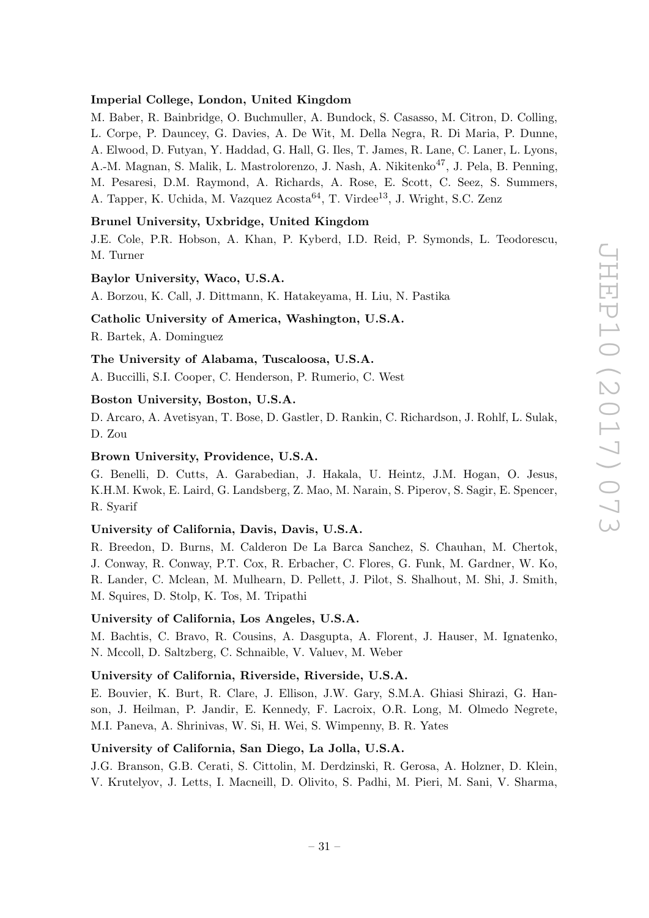**Imperial College, London, United Kingdom**

M. Baber, R. Bainbridge, O. Buchmuller, A. Bundock, S. Casasso, M. Citron, D. Colling, L. Corpe, P. Dauncey, G. Davies, A. De Wit, M. Della Negra, R. Di Maria, P. Dunne, A. Elwood, D. Futyan, Y. Haddad, G. Hall, G. Iles, T. James, R. Lane, C. Laner, L. Lyons, A.-M. Magnan, S. Malik, L. Mastrolorenzo, J. Nash, A. Nikitenko[47], J. Pela, B. Penning, M. Pesaresi, D.M. Raymond, A. Richards, A. Rose, E. Scott, C. Seez, S. Summers, A. Tapper, K. Uchida, M. Vazquez Acosta[64], T. Virdee[13], J. Wright, S.C. Zenz

**Brunel University, Uxbridge, United Kingdom**

J.E. Cole, P.R. Hobson, A. Khan, P. Kyberd, I.D. Reid, P. Symonds, L. Teodorescu, M. Turner

**Baylor University, Waco, U.S.A.**

A. Borzou, K. Call, J. Dittmann, K. Hatakeyama, H. Liu, N. Pastika

**Catholic University of America, Washington, U.S.A.**

R. Bartek, A. Dominguez

**The University of Alabama, Tuscaloosa, U.S.A.**

A. Buccilli, S.I. Cooper, C. Henderson, P. Rumerio, C. West

**Boston University, Boston, U.S.A.**

D. Arcaro, A. Avetisyan, T. Bose, D. Gastler, D. Rankin, C. Richardson, J. Rohlf, L. Sulak, D. Zou

**Brown University, Providence, U.S.A.**

G. Benelli, D. Cutts, A. Garabedian, J. Hakala, U. Heintz, J.M. Hogan, O. Jesus, K.H.M. Kwok, E. Laird, G. Landsberg, Z. Mao, M. Narain, S. Piperov, S. Sagir, E. Spencer, R. Syarif

**University of California, Davis, Davis, U.S.A.**

R. Breedon, D. Burns, M. Calderon De La Barca Sanchez, S. Chauhan, M. Chertok, J. Conway, R. Conway, P.T. Cox, R. Erbacher, C. Flores, G. Funk, M. Gardner, W. Ko, R. Lander, C. Mclean, M. Mulhearn, D. Pellett, J. Pilot, S. Shalhout, M. Shi, J. Smith, M. Squires, D. Stolp, K. Tos, M. Tripathi

**University of California, Los Angeles, U.S.A.**

M. Bachtis, C. Bravo, R. Cousins, A. Dasgupta, A. Florent, J. Hauser, M. Ignatenko, N. Mccoll, D. Saltzberg, C. Schnaible, V. Valuev, M. Weber

**University of California, Riverside, Riverside, U.S.A.**

E. Bouvier, K. Burt, R. Clare, J. Ellison, J.W. Gary, S.M.A. Ghiasi Shirazi, G. Hanson, J. Heilman, P. Jandir, E. Kennedy, F. Lacroix, O.R. Long, M. Olmedo Negrete, M.I. Paneva, A. Shrinivas, W. Si, H. Wei, S. Wimpenny, B. R. Yates

**University of California, San Diego, La Jolla, U.S.A.**

J.G. Branson, G.B. Cerati, S. Cittolin, M. Derdzinski, R. Gerosa, A. Holzner, D. Klein, V. Krutelyov, J. Letts, I. Macneill, D. Olivito, S. Padhi, M. Pieri, M. Sani, V. Sharma,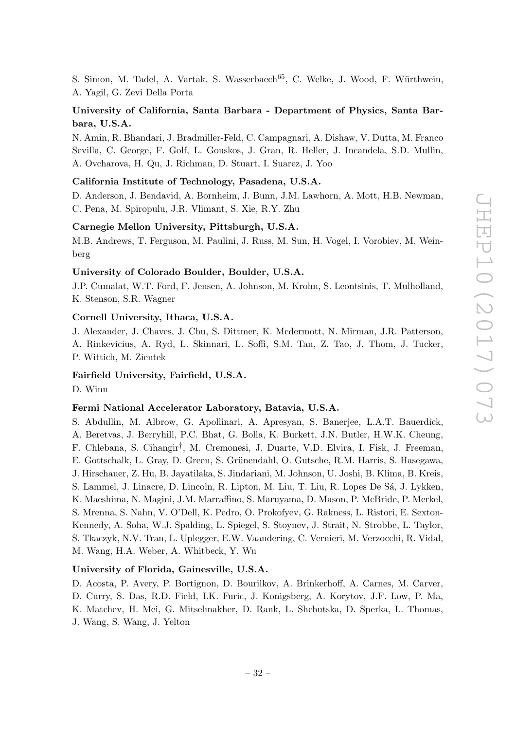S. Simon, M. Tadel, A. Vartak, S. Wasserbaech[65], C. Welke, J. Wood, F. Würthwein, A. Yagil, G. Zevi Della Porta

**University of California, Santa Barbara - Department of Physics, Santa Barbara, U.S.A.**

N. Amin, R. Bhandari, J. Bradmiller-Feld, C. Campagnari, A. Dishaw, V. Dutta, M. Franco Sevilla, C. George, F. Golf, L. Gouskos, J. Gran, R. Heller, J. Incandela, S.D. Mullin, A. Ovcharova, H. Qu, J. Richman, D. Stuart, I. Suarez, J. Yoo

**California Institute of Technology, Pasadena, U.S.A.**

D. Anderson, J. Bendavid, A. Bornheim, J. Bunn, J.M. Lawhorn, A. Mott, H.B. Newman, C. Pena, M. Spiropulu, J.R. Vlimant, S. Xie, R.Y. Zhu

**Carnegie Mellon University, Pittsburgh, U.S.A.**

M.B. Andrews, T. Ferguson, M. Paulini, J. Russ, M. Sun, H. Vogel, I. Vorobiev, M. Weinberg

**University of Colorado Boulder, Boulder, U.S.A.**

J.P. Cumalat, W.T. Ford, F. Jensen, A. Johnson, M. Krohn, S. Leontsinis, T. Mulholland, K. Stenson, S.R. Wagner

**Cornell University, Ithaca, U.S.A.**

J. Alexander, J. Chaves, J. Chu, S. Dittmer, K. Mcdermott, N. Mirman, J.R. Patterson, A. Rinkevicius, A. Ryd, L. Skinnari, L. Soffi, S.M. Tan, Z. Tao, J. Thom, J. Tucker, P. Wittich, M. Zientek

**Fairfield University, Fairfield, U.S.A.**

D. Winn

**Fermi National Accelerator Laboratory, Batavia, U.S.A.**

S. Abdullin, M. Albrow, G. Apollinari, A. Apresyan, S. Banerjee, L.A.T. Bauerdick, A. Beretvas, J. Berryhill, P.C. Bhat, G. Bolla, K. Burkett, J.N. Butler, H.W.K. Cheung, F. Chlebana, S. Cihangir[†], M. Cremonesi, J. Duarte, V.D. Elvira, I. Fisk, J. Freeman, E. Gottschalk, L. Gray, D. Green, S. Grünendahl, O. Gutsche, R.M. Harris, S. Hasegawa, J. Hirschauer, Z. Hu, B. Jayatilaka, S. Jindariani, M. Johnson, U. Joshi, B. Klima, B. Kreis, S. Lammel, J. Linacre, D. Lincoln, R. Lipton, M. Liu, T. Liu, R. Lopes De Sá, J. Lykken, K. Maeshima, N. Magini, J.M. Marraffino, S. Maruyama, D. Mason, P. McBride, P. Merkel, S. Mrenna, S. Nahn, V. O'Dell, K. Pedro, O. Prokofyev, G. Rakness, L. Ristori, E. Sexton-Kennedy, A. Soha, W.J. Spalding, L. Spiegel, S. Stoynev, J. Strait, N. Strobbe, L. Taylor, S. Tkaczyk, N.V. Tran, L. Uplegger, E.W. Vaandering, C. Vernieri, M. Verzocchi, R. Vidal, M. Wang, H.A. Weber, A. Whitbeck, Y. Wu

**University of Florida, Gainesville, U.S.A.**

D. Acosta, P. Avery, P. Bortignon, D. Bourilkov, A. Brinkerhoff, A. Carnes, M. Carver, D. Curry, S. Das, R.D. Field, I.K. Furic, J. Konigsberg, A. Korytov, J.F. Low, P. Ma, K. Matchev, H. Mei, G. Mitselmakher, D. Rank, L. Shchutska, D. Sperka, L. Thomas, J. Wang, S. Wang, J. Yelton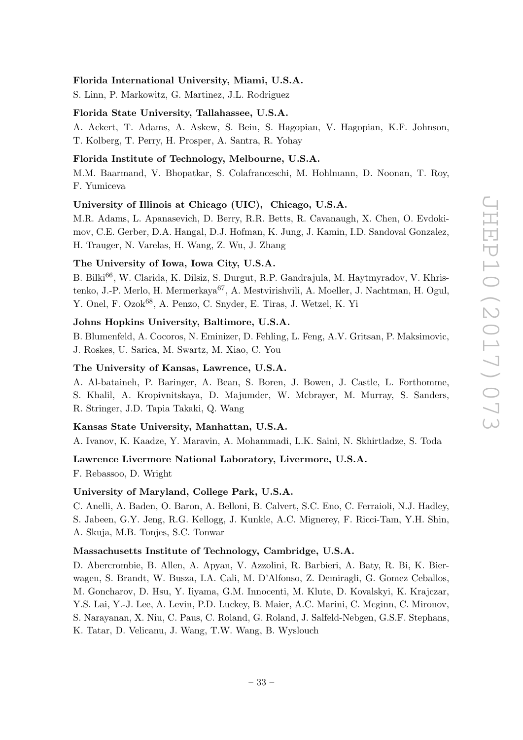**Florida International University, Miami, U.S.A.**

S. Linn, P. Markowitz, G. Martinez, J.L. Rodriguez

**Florida State University, Tallahassee, U.S.A.**

A. Ackert, T. Adams, A. Askew, S. Bein, S. Hagopian, V. Hagopian, K.F. Johnson, T. Kolberg, T. Perry, H. Prosper, A. Santra, R. Yohay

**Florida Institute of Technology, Melbourne, U.S.A.**

M.M. Baarmand, V. Bhopatkar, S. Colafranceschi, M. Hohlmann, D. Noonan, T. Roy, F. Yumiceva

**University of Illinois at Chicago (UIC), Chicago, U.S.A.**

M.R. Adams, L. Apanasevich, D. Berry, R.R. Betts, R. Cavanaugh, X. Chen, O. Evdokimov, C.E. Gerber, D.A. Hangal, D.J. Hofman, K. Jung, J. Kamin, I.D. Sandoval Gonzalez, H. Trauger, N. Varelas, H. Wang, Z. Wu, J. Zhang

**The University of Iowa, Iowa City, U.S.A.**

B. Bilki[66], W. Clarida, K. Dilsiz, S. Durgut, R.P. Gandrajula, M. Haytmyradov, V. Khristenko, J.-P. Merlo, H. Mermerkaya[67], A. Mestvirishvili, A. Moeller, J. Nachtman, H. Ogul, Y. Onel, F. Ozok[68], A. Penzo, C. Snyder, E. Tiras, J. Wetzel, K. Yi

**Johns Hopkins University, Baltimore, U.S.A.**

B. Blumenfeld, A. Cocoros, N. Eminizer, D. Fehling, L. Feng, A.V. Gritsan, P. Maksimovic, J. Roskes, U. Sarica, M. Swartz, M. Xiao, C. You

**The University of Kansas, Lawrence, U.S.A.**

A. Al-bataineh, P. Baringer, A. Bean, S. Boren, J. Bowen, J. Castle, L. Forthomme, S. Khalil, A. Kropivnitskaya, D. Majumder, W. Mcbrayer, M. Murray, S. Sanders, R. Stringer, J.D. Tapia Takaki, Q. Wang

**Kansas State University, Manhattan, U.S.A.**

A. Ivanov, K. Kaadze, Y. Maravin, A. Mohammadi, L.K. Saini, N. Skhirtladze, S. Toda

**Lawrence Livermore National Laboratory, Livermore, U.S.A.**

F. Rebassoo, D. Wright

**University of Maryland, College Park, U.S.A.**

C. Anelli, A. Baden, O. Baron, A. Belloni, B. Calvert, S.C. Eno, C. Ferraioli, N.J. Hadley, S. Jabeen, G.Y. Jeng, R.G. Kellogg, J. Kunkle, A.C. Mignerey, F. Ricci-Tam, Y.H. Shin, A. Skuja, M.B. Tonjes, S.C. Tonwar

**Massachusetts Institute of Technology, Cambridge, U.S.A.**

D. Abercrombie, B. Allen, A. Apyan, V. Azzolini, R. Barbieri, A. Baty, R. Bi, K. Bierwagen, S. Brandt, W. Busza, I.A. Cali, M. D'Alfonso, Z. Demiragli, G. Gomez Ceballos, M. Goncharov, D. Hsu, Y. Iiyama, G.M. Innocenti, M. Klute, D. Kovalskyi, K. Krajczar, Y.S. Lai, Y.-J. Lee, A. Levin, P.D. Luckey, B. Maier, A.C. Marini, C. Mcginn, C. Mironov, S. Narayanan, X. Niu, C. Paus, C. Roland, G. Roland, J. Salfeld-Nebgen, G.S.F. Stephans, K. Tatar, D. Velicanu, J. Wang, T.W. Wang, B. Wyslouch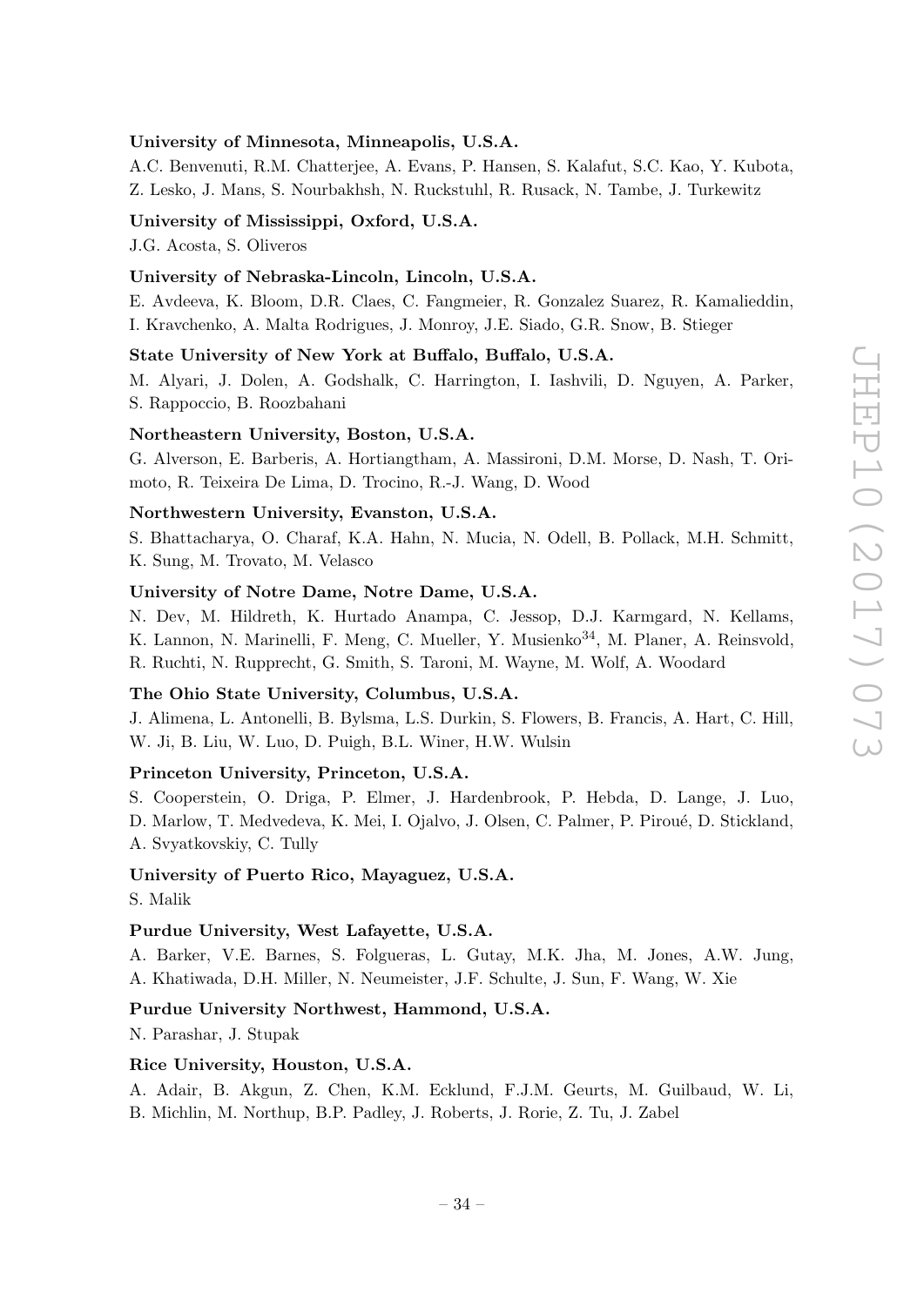**University of Minnesota, Minneapolis, U.S.A.**

A.C. Benvenuti, R.M. Chatterjee, A. Evans, P. Hansen, S. Kalafut, S.C. Kao, Y. Kubota, Z. Lesko, J. Mans, S. Nourbakhsh, N. Ruckstuhl, R. Rusack, N. Tambe, J. Turkewitz

**University of Mississippi, Oxford, U.S.A.**

J.G. Acosta, S. Oliveros

**University of Nebraska-Lincoln, Lincoln, U.S.A.**

E. Avdeeva, K. Bloom, D.R. Claes, C. Fangmeier, R. Gonzalez Suarez, R. Kamalieddin, I. Kravchenko, A. Malta Rodrigues, J. Monroy, J.E. Siado, G.R. Snow, B. Stieger

**State University of New York at Buffalo, Buffalo, U.S.A.**

M. Alyari, J. Dolen, A. Godshalk, C. Harrington, I. Iashvili, D. Nguyen, A. Parker, S. Rappoccio, B. Roozbahani

**Northeastern University, Boston, U.S.A.**

G. Alverson, E. Barberis, A. Hortiangtham, A. Massironi, D.M. Morse, D. Nash, T. Orimoto, R. Teixeira De Lima, D. Trocino, R.-J. Wang, D. Wood

**Northwestern University, Evanston, U.S.A.**

S. Bhattacharya, O. Charaf, K.A. Hahn, N. Mucia, N. Odell, B. Pollack, M.H. Schmitt, K. Sung, M. Trovato, M. Velasco

**University of Notre Dame, Notre Dame, U.S.A.**

N. Dev, M. Hildreth, K. Hurtado Anampa, C. Jessop, D.J. Karmgard, N. Kellams, K. Lannon, N. Marinelli, F. Meng, C. Mueller, Y. Musienko[34], M. Planer, A. Reinsvold, R. Ruchti, N. Rupprecht, G. Smith, S. Taroni, M. Wayne, M. Wolf, A. Woodard

**The Ohio State University, Columbus, U.S.A.**

J. Alimena, L. Antonelli, B. Bylsma, L.S. Durkin, S. Flowers, B. Francis, A. Hart, C. Hill, W. Ji, B. Liu, W. Luo, D. Puigh, B.L. Winer, H.W. Wulsin

**Princeton University, Princeton, U.S.A.**

S. Cooperstein, O. Driga, P. Elmer, J. Hardenbrook, P. Hebda, D. Lange, J. Luo, D. Marlow, T. Medvedeva, K. Mei, I. Ojalvo, J. Olsen, C. Palmer, P. Piroué, D. Stickland, A. Svyatkovskiy, C. Tully

**University of Puerto Rico, Mayaguez, U.S.A.**

S. Malik

**Purdue University, West Lafayette, U.S.A.**

A. Barker, V.E. Barnes, S. Folgueras, L. Gutay, M.K. Jha, M. Jones, A.W. Jung, A. Khatiwada, D.H. Miller, N. Neumeister, J.F. Schulte, J. Sun, F. Wang, W. Xie

**Purdue University Northwest, Hammond, U.S.A.**

N. Parashar, J. Stupak

**Rice University, Houston, U.S.A.**

A. Adair, B. Akgun, Z. Chen, K.M. Ecklund, F.J.M. Geurts, M. Guilbaud, W. Li, B. Michlin, M. Northup, B.P. Padley, J. Roberts, J. Rorie, Z. Tu, J. Zabel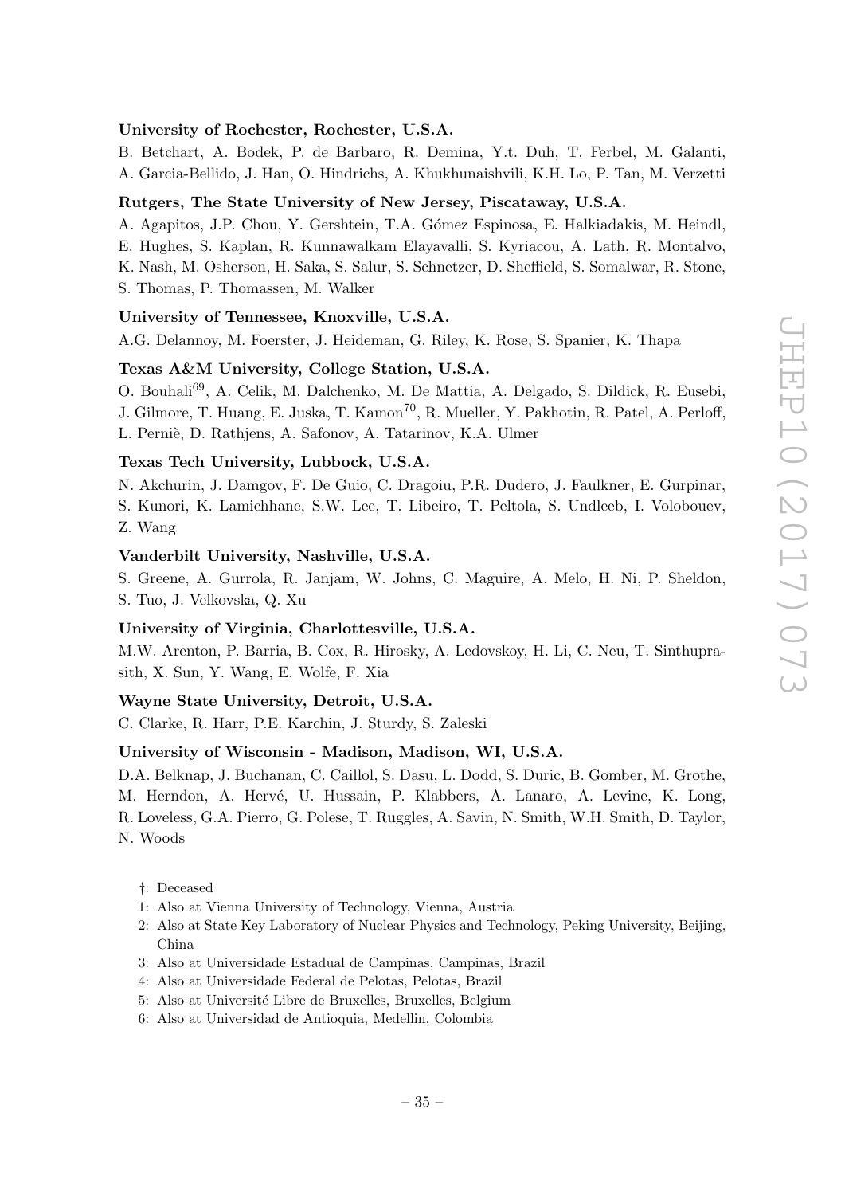**University of Rochester, Rochester, U.S.A.**

B. Betchart, A. Bodek, P. de Barbaro, R. Demina, Y.t. Duh, T. Ferbel, M. Galanti, A. Garcia-Bellido, J. Han, O. Hindrichs, A. Khukhunaishvili, K.H. Lo, P. Tan, M. Verzetti

**Rutgers, The State University of New Jersey, Piscataway, U.S.A.**

A. Agapitos, J.P. Chou, Y. Gershtein, T.A. Gómez Espinosa, E. Halkiadakis, M. Heindl, E. Hughes, S. Kaplan, R. Kunnawalkam Elayavalli, S. Kyriacou, A. Lath, R. Montalvo, K. Nash, M. Osherson, H. Saka, S. Salur, S. Schnetzer, D. Sheffield, S. Somalwar, R. Stone, S. Thomas, P. Thomassen, M. Walker

**University of Tennessee, Knoxville, U.S.A.**

A.G. Delannoy, M. Foerster, J. Heideman, G. Riley, K. Rose, S. Spanier, K. Thapa

**Texas A&M University, College Station, U.S.A.**

O. Bouhali[69], A. Celik, M. Dalchenko, M. De Mattia, A. Delgado, S. Dildick, R. Eusebi, J. Gilmore, T. Huang, E. Juska, T. Kamon[70], R. Mueller, Y. Pakhotin, R. Patel, A. Perloff, L. Perniè, D. Rathjens, A. Safonov, A. Tatarinov, K.A. Ulmer

**Texas Tech University, Lubbock, U.S.A.**

N. Akchurin, J. Damgov, F. De Guio, C. Dragoiu, P.R. Dudero, J. Faulkner, E. Gurpinar, S. Kunori, K. Lamichhane, S.W. Lee, T. Libeiro, T. Peltola, S. Undleeb, I. Volobouev, Z. Wang

**Vanderbilt University, Nashville, U.S.A.**

S. Greene, A. Gurrola, R. Janjam, W. Johns, C. Maguire, A. Melo, H. Ni, P. Sheldon, S. Tuo, J. Velkovska, Q. Xu

**University of Virginia, Charlottesville, U.S.A.**

M.W. Arenton, P. Barria, B. Cox, R. Hirosky, A. Ledovskoy, H. Li, C. Neu, T. Sinthuprasith, X. Sun, Y. Wang, E. Wolfe, F. Xia

**Wayne State University, Detroit, U.S.A.**

C. Clarke, R. Harr, P.E. Karchin, J. Sturdy, S. Zaleski

**University of Wisconsin - Madison, Madison, WI, U.S.A.**

D.A. Belknap, J. Buchanan, C. Caillol, S. Dasu, L. Dodd, S. Duric, B. Gomber, M. Grothe, M. Herndon, A. Hervé, U. Hussain, P. Klabbers, A. Lanaro, A. Levine, K. Long, R. Loveless, G.A. Pierro, G. Polese, T. Ruggles, A. Savin, N. Smith, W.H. Smith, D. Taylor, N. Woods

†: Deceased

1: Also at Vienna University of Technology, Vienna, Austria

2: Also at State Key Laboratory of Nuclear Physics and Technology, Peking University, Beijing, China

3: Also at Universidade Estadual de Campinas, Campinas, Brazil

4: Also at Universidade Federal de Pelotas, Pelotas, Brazil

5: Also at Université Libre de Bruxelles, Bruxelles, Belgium

6: Also at Universidad de Antioquia, Medellin, Colombia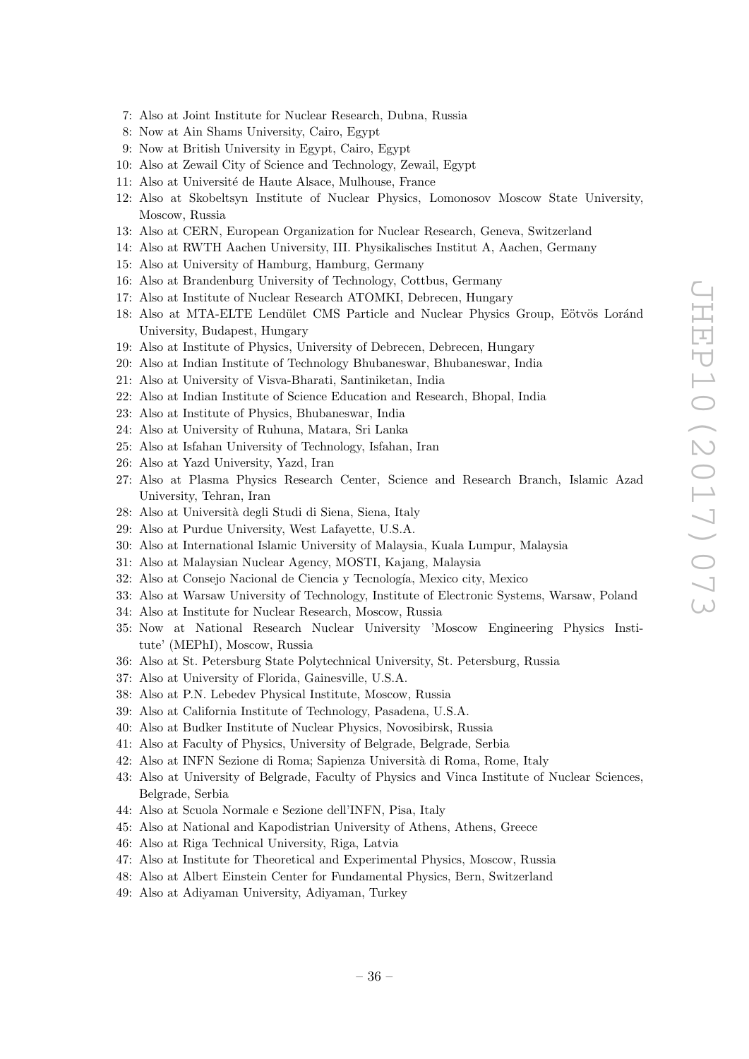7: Also at Joint Institute for Nuclear Research, Dubna, Russia
8: Now at Ain Shams University, Cairo, Egypt
9: Now at British University in Egypt, Cairo, Egypt
10: Also at Zewail City of Science and Technology, Zewail, Egypt
11: Also at Université de Haute Alsace, Mulhouse, France
12: Also at Skobeltsyn Institute of Nuclear Physics, Lomonosov Moscow State University, Moscow, Russia
13: Also at CERN, European Organization for Nuclear Research, Geneva, Switzerland
14: Also at RWTH Aachen University, III. Physikalisches Institut A, Aachen, Germany
15: Also at University of Hamburg, Hamburg, Germany
16: Also at Brandenburg University of Technology, Cottbus, Germany
17: Also at Institute of Nuclear Research ATOMKI, Debrecen, Hungary
18: Also at MTA-ELTE Lendület CMS Particle and Nuclear Physics Group, Eötvös Loránd University, Budapest, Hungary
19: Also at Institute of Physics, University of Debrecen, Debrecen, Hungary
20: Also at Indian Institute of Technology Bhubaneswar, Bhubaneswar, India
21: Also at University of Visva-Bharati, Santiniketan, India
22: Also at Indian Institute of Science Education and Research, Bhopal, India
23: Also at Institute of Physics, Bhubaneswar, India
24: Also at University of Ruhuna, Matara, Sri Lanka
25: Also at Isfahan University of Technology, Isfahan, Iran
26: Also at Yazd University, Yazd, Iran
27: Also at Plasma Physics Research Center, Science and Research Branch, Islamic Azad University, Tehran, Iran
28: Also at Università degli Studi di Siena, Siena, Italy
29: Also at Purdue University, West Lafayette, U.S.A.
30: Also at International Islamic University of Malaysia, Kuala Lumpur, Malaysia
31: Also at Malaysian Nuclear Agency, MOSTI, Kajang, Malaysia
32: Also at Consejo Nacional de Ciencia y Tecnología, Mexico city, Mexico
33: Also at Warsaw University of Technology, Institute of Electronic Systems, Warsaw, Poland
34: Also at Institute for Nuclear Research, Moscow, Russia
35: Now at National Research Nuclear University 'Moscow Engineering Physics Institute' (MEPhI), Moscow, Russia
36: Also at St. Petersburg State Polytechnical University, St. Petersburg, Russia
37: Also at University of Florida, Gainesville, U.S.A.
38: Also at P.N. Lebedev Physical Institute, Moscow, Russia
39: Also at California Institute of Technology, Pasadena, U.S.A.
40: Also at Budker Institute of Nuclear Physics, Novosibirsk, Russia
41: Also at Faculty of Physics, University of Belgrade, Belgrade, Serbia
42: Also at INFN Sezione di Roma; Sapienza Università di Roma, Rome, Italy
43: Also at University of Belgrade, Faculty of Physics and Vinca Institute of Nuclear Sciences, Belgrade, Serbia
44: Also at Scuola Normale e Sezione dell'INFN, Pisa, Italy
45: Also at National and Kapodistrian University of Athens, Athens, Greece
46: Also at Riga Technical University, Riga, Latvia
47: Also at Institute for Theoretical and Experimental Physics, Moscow, Russia
48: Also at Albert Einstein Center for Fundamental Physics, Bern, Switzerland
49: Also at Adiyaman University, Adiyaman, Turkey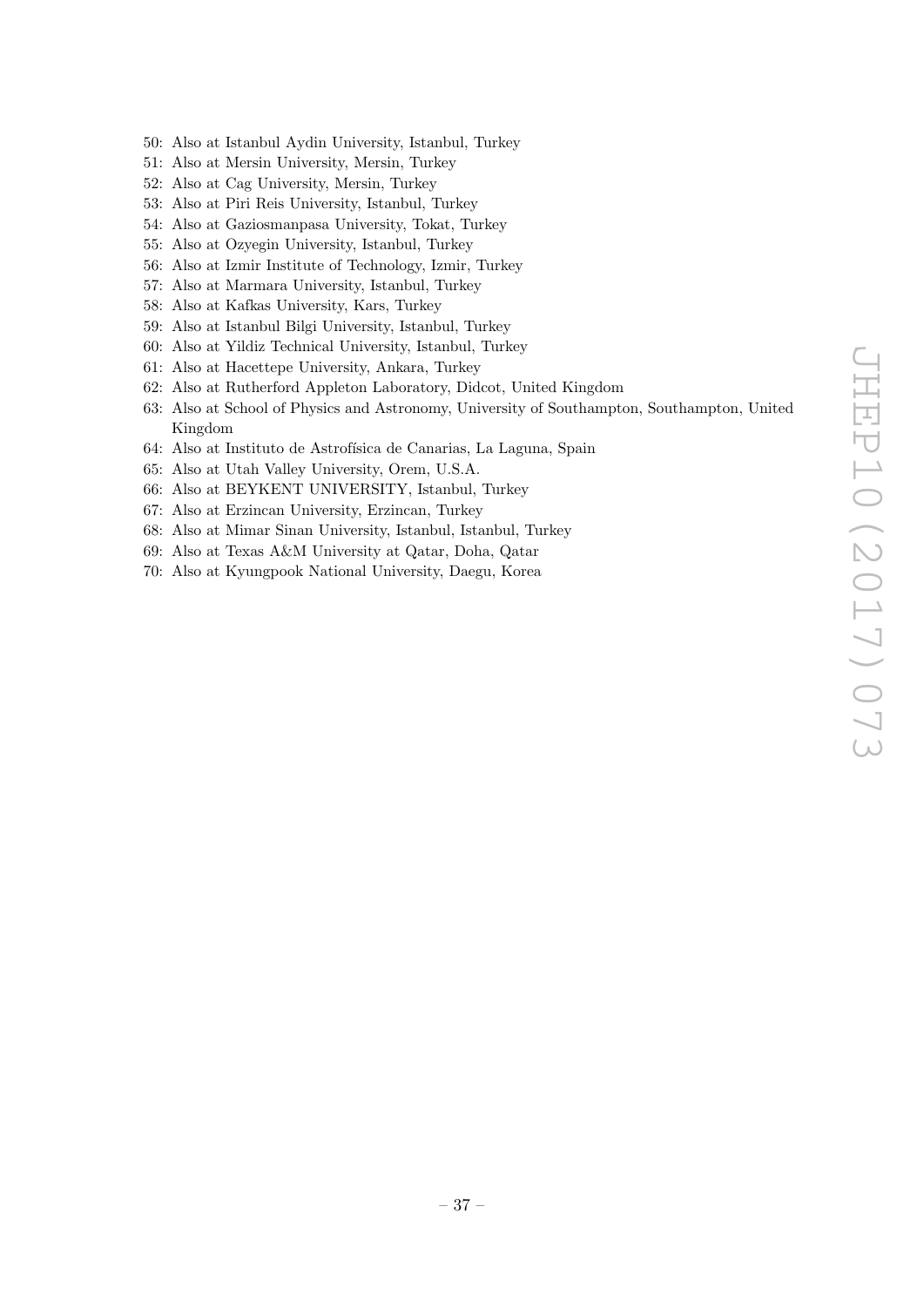50: Also at Istanbul Aydin University, Istanbul, Turkey
51: Also at Mersin University, Mersin, Turkey
52: Also at Cag University, Mersin, Turkey
53: Also at Piri Reis University, Istanbul, Turkey
54: Also at Gaziosmanpasa University, Tokat, Turkey
55: Also at Ozyegin University, Istanbul, Turkey
56: Also at Izmir Institute of Technology, Izmir, Turkey
57: Also at Marmara University, Istanbul, Turkey
58: Also at Kafkas University, Kars, Turkey
59: Also at Istanbul Bilgi University, Istanbul, Turkey
60: Also at Yildiz Technical University, Istanbul, Turkey
61: Also at Hacettepe University, Ankara, Turkey
62: Also at Rutherford Appleton Laboratory, Didcot, United Kingdom
63: Also at School of Physics and Astronomy, University of Southampton, Southampton, United Kingdom
64: Also at Instituto de Astrofísica de Canarias, La Laguna, Spain
65: Also at Utah Valley University, Orem, U.S.A.
66: Also at BEYKENT UNIVERSITY, Istanbul, Turkey
67: Also at Erzincan University, Erzincan, Turkey
68: Also at Mimar Sinan University, Istanbul, Istanbul, Turkey
69: Also at Texas A&M University at Qatar, Doha, Qatar
70: Also at Kyungpook National University, Daegu, Korea